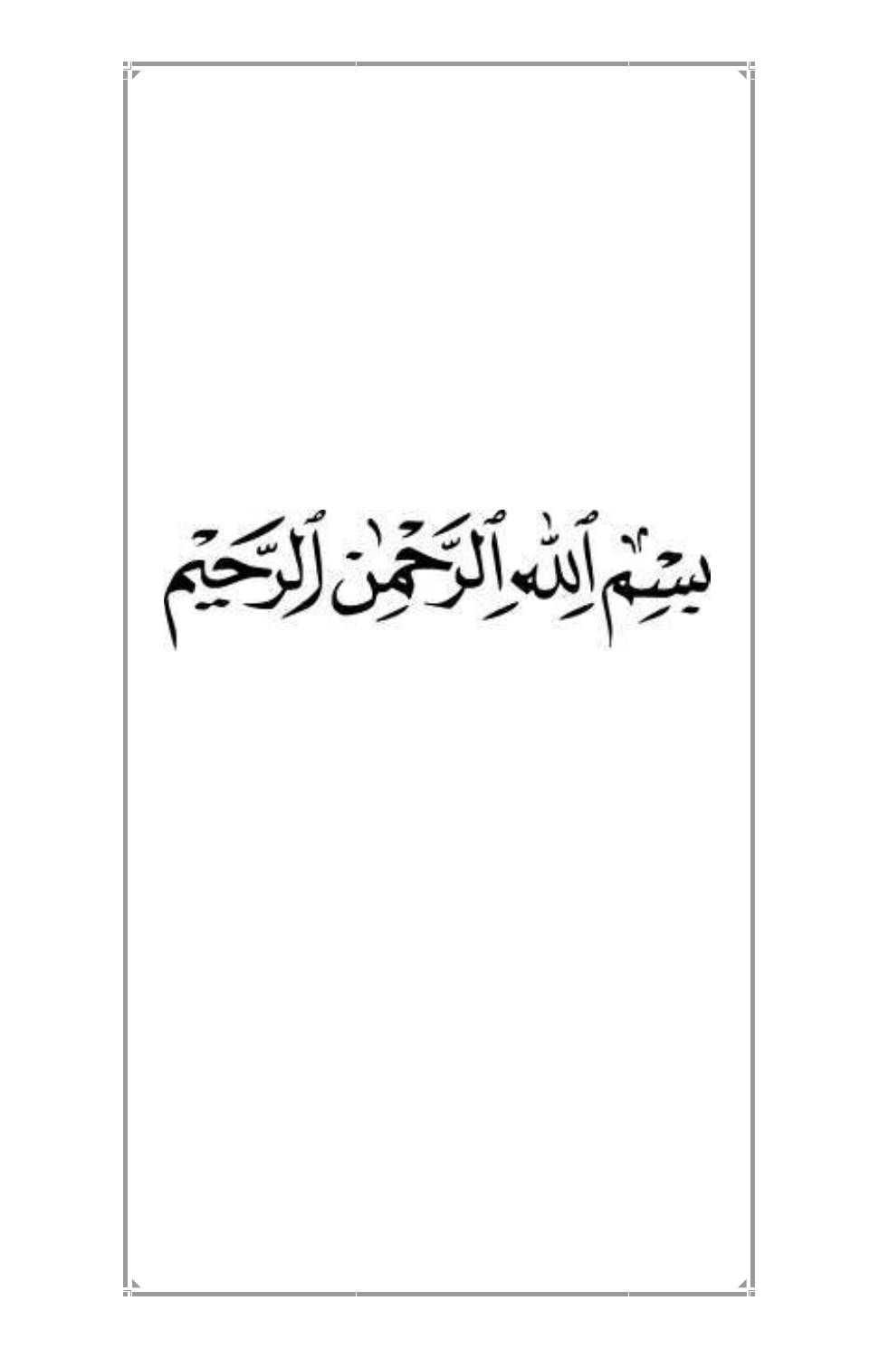بِسۡمِ ٱللَّهِ ٱلرَّحۡمَٰنِ ٱلرَّحِيمِ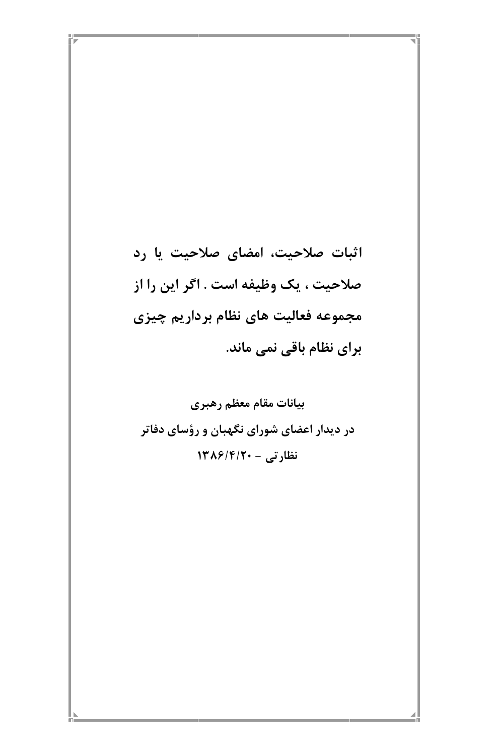**اثبات صلاحیت، امضای صلاحیت یا رد صلاحیت ، یک وظیفه است . اگر این را از مجموعه فعالیت های نظام برداریم چیزی برای نظام باقی نمی ماند.**

**بیانات مقام معظم رهبری**
**در دیدار اعضای شورای نگهبان و رؤسای دفاتر نظارتی - ۱۳۸۶/۴/۲۰**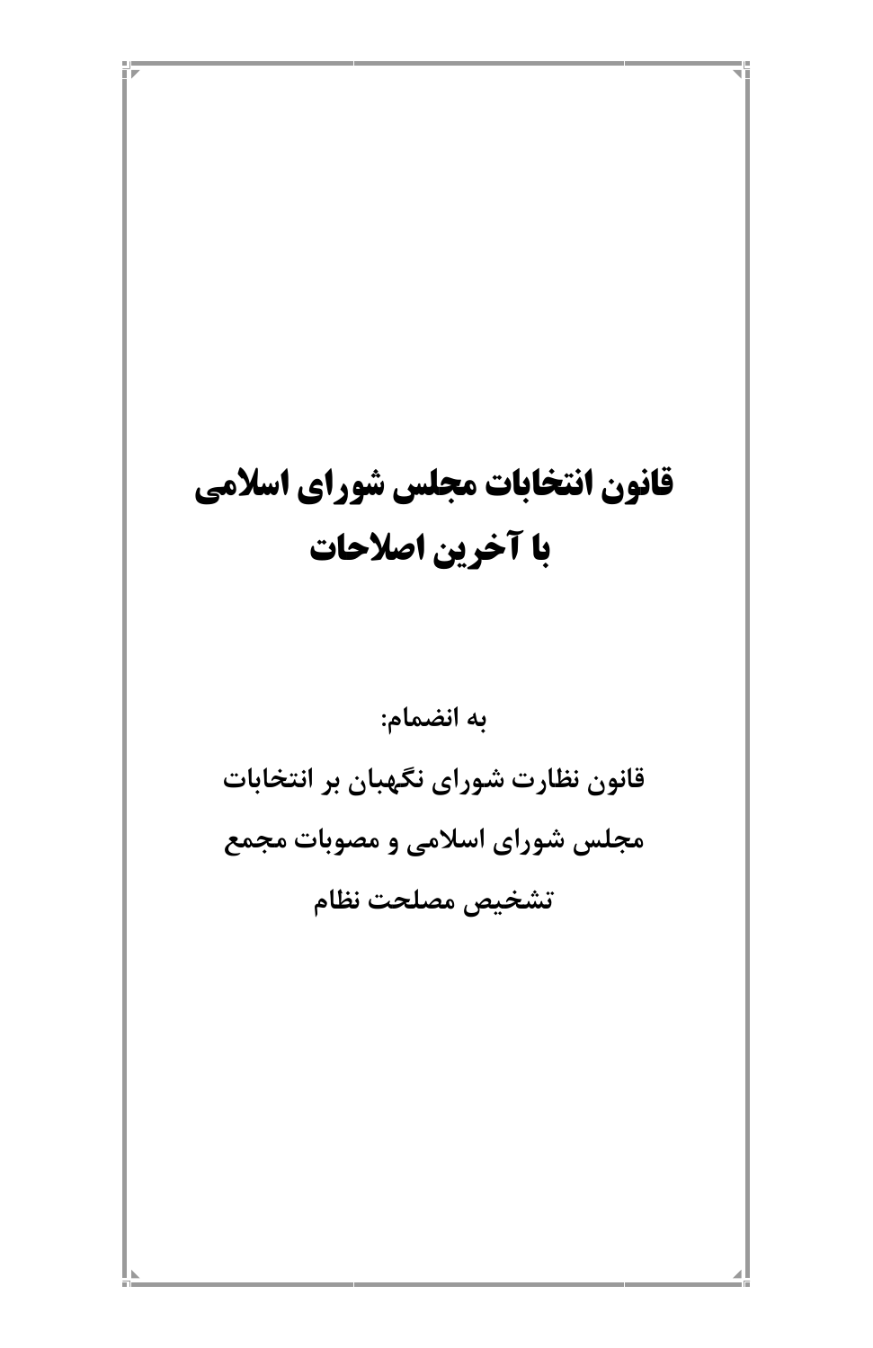# قانون انتخابات مجلس شورای اسلامی
# با آخرین اصلاحات

**به انضمام:**

**قانون نظارت شورای نگهبان بر انتخابات**

**مجلس شورای اسلامی و مصوبات مجمع**

**تشخیص مصلحت نظام**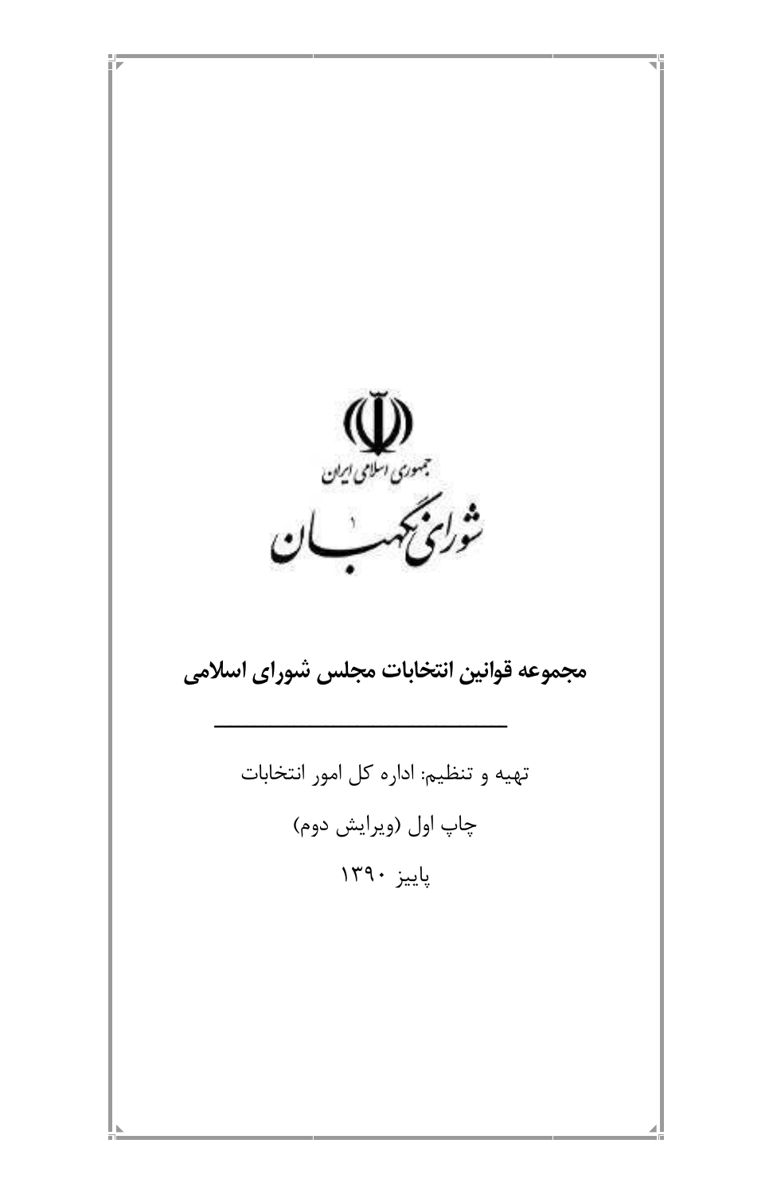جمهوری اسلامی ایران

شورای نگهبان

# مجموعه قوانین انتخابات مجلس شورای اسلامی

---

تهیه و تنظیم: اداره کل امور انتخابات

چاپ اول (ویرایش دوم)

پاییز ۱۳۹۰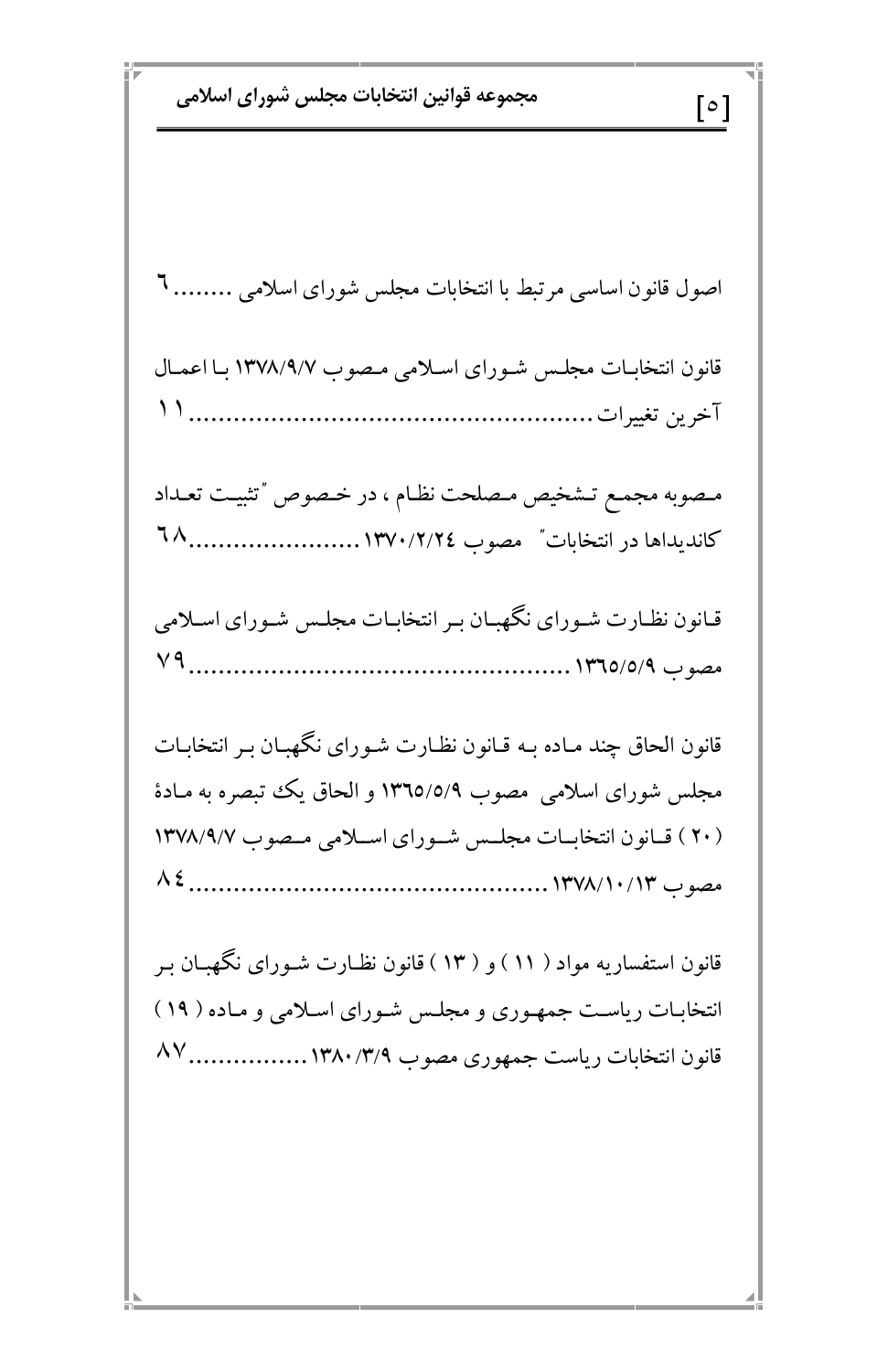اصول قانون اساسی مرتبط با انتخابات مجلس شورای اسلامی ........ ٦

قانون انتخابات مجلس شورای اسلامی مصوب ۱۳۷۸/۹/۷ با اعمال آخرین تغییرات ........................................................ ۱۱

مصوبه مجمع تشخیص مصلحت نظام ، در خصوص "تثبیت تعداد کاندیداها در انتخابات" مصوب ۱۳۷۰/۲/۲٤........................ ٦٨

قانون نظارت شورای نگهبان بر انتخابات مجلس شورای اسلامی مصوب ۱۳٦٥/٥/۹..................................................... ۷۹

قانون الحاق چند ماده به قانون نظارت شورای نگهبان بر انتخابات مجلس شورای اسلامی مصوب ۱۳٦٥/٥/۹ و الحاق یک تبصره به مادهٔ (۲۰) قانون انتخابات مجلس شورای اسلامی مصوب ۱۳۷۸/۹/۷ مصوب ۱۳۷۸/۱۰/۱۳ ................................................. ۸٤

قانون استفساریه مواد ( ۱۱ ) و ( ۱۳ ) قانون نظارت شورای نگهبان بر انتخابات ریاست جمهوری و مجلس شورای اسلامی و ماده ( ۱۹ ) قانون انتخابات ریاست جمهوری مصوب ۱۳۸۰/۳/۹................ ۸۷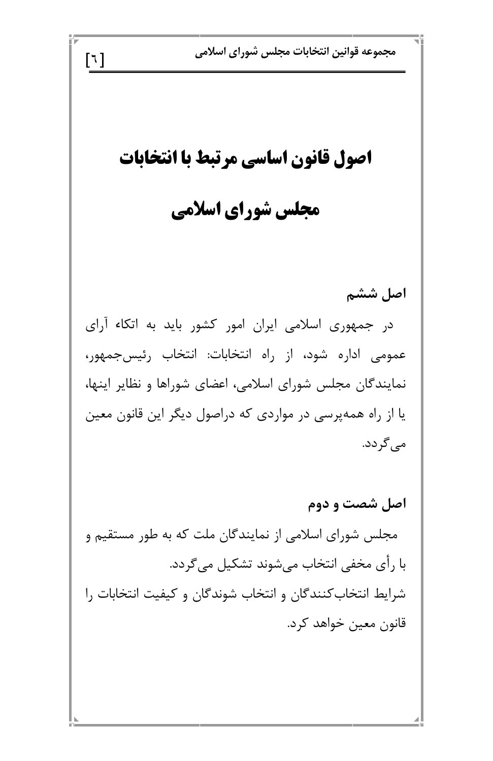# اصول قانون اساسی مرتبط با انتخابات مجلس شورای اسلامی

## اصل ششم

در جمهوری اسلامی ایران امور کشور باید به اتکاء آرای عمومی اداره شود، از راه انتخابات: انتخاب رئیس‌جمهور، نمایندگان مجلس شورای اسلامی، اعضای شوراها و نظایر اینها، یا از راه همه‌پرسی در مواردی که دراصول دیگر این قانون معین می‌گردد.

## اصل شصت و دوم

مجلس شورای اسلامی از نمایندگان ملت که به طور مستقیم و با رأی مخفی انتخاب می‌شوند تشکیل می‌گردد.

شرایط انتخاب‌کنندگان و انتخاب شوندگان و کیفیت انتخابات را قانون معین خواهد کرد.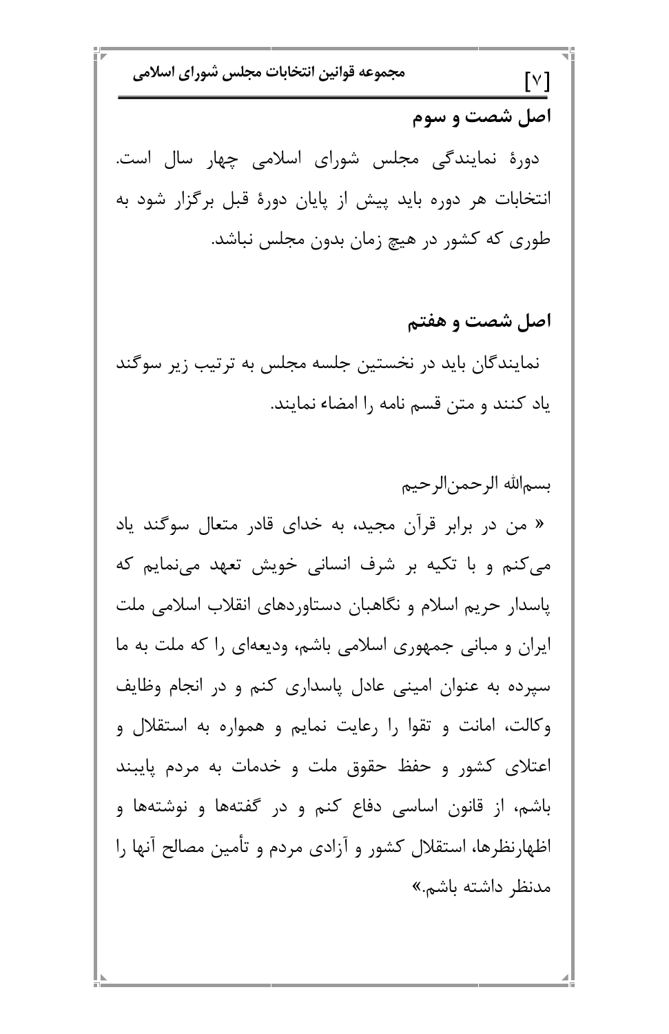### اصل شصت و سوم

دورهٔ نمایندگی مجلس شورای اسلامی چهار سال است. انتخابات هر دوره باید پیش از پایان دورهٔ قبل برگزار شود به طوری که کشور در هیچ زمان بدون مجلس نباشد.

### اصل شصت و هفتم

نمایندگان باید در نخستین جلسه مجلس به ترتیب زیر سوگند یاد کنند و متن قسم نامه را امضاء نمایند.

بسم‌الله الرحمن‌الرحیم

« من در برابر قرآن مجید، به خدای قادر متعال سوگند یاد می‌کنم و با تکیه بر شرف انسانی خویش تعهد می‌نمایم که پاسدار حریم اسلام و نگاهبان دستاوردهای انقلاب اسلامی ملت ایران و مبانی جمهوری اسلامی باشم، ودیعه‌ای را که ملت به ما سپرده به عنوان امینی عادل پاسداری کنم و در انجام وظایف وکالت، امانت و تقوا را رعایت نمایم و همواره به استقلال و اعتلای کشور و حفظ حقوق ملت و خدمات به مردم پایبند باشم، از قانون اساسی دفاع کنم و در گفته‌ها و نوشته‌ها و اظهارنظرها، استقلال کشور و آزادی مردم و تأمین مصالح آنها را مدنظر داشته باشم.»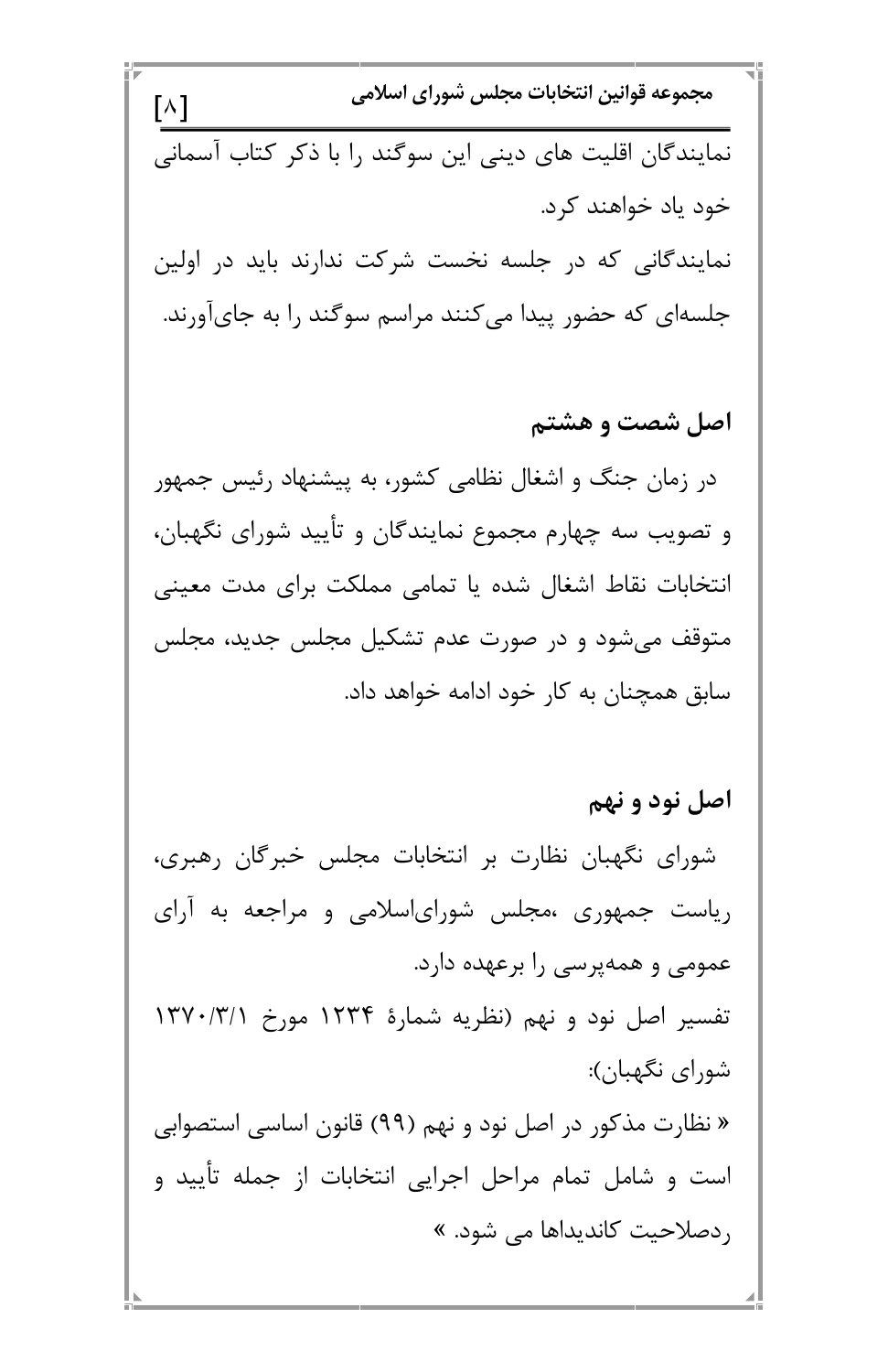نمایندگان اقلیت های دینی این سوگند را با ذکر کتاب آسمانی خود یاد خواهند کرد.

نمایندگانی که در جلسه نخست شرکت ندارند باید در اولین جلسه‌ای که حضور پیدا می‌کنند مراسم سوگند را به جای‌آورند.

### اصل شصت و هشتم

در زمان جنگ و اشغال نظامی کشور، به پیشنهاد رئیس جمهور و تصویب سه چهارم مجموع نمایندگان و تأیید شورای نگهبان، انتخابات نقاط اشغال شده یا تمامی مملکت برای مدت معینی متوقف می‌شود و در صورت عدم تشکیل مجلس جدید، مجلس سابق همچنان به کار خود ادامه خواهد داد.

### اصل نود و نهم

شورای نگهبان نظارت بر انتخابات مجلس خبرگان رهبری، ریاست جمهوری ،مجلس شورای‌اسلامی و مراجعه به آرای عمومی و همه‌پرسی را برعهده دارد.

تفسیر اصل نود و نهم (نظریه شمارهٔ ۱۲۳۴ مورخ ۱۳۷۰/۳/۱ شورای نگهبان):

« نظارت مذکور در اصل نود و نهم (۹۹) قانون اساسی استصوابی است و شامل تمام مراحل اجرایی انتخابات از جمله تأیید و ردصلاحیت کاندیداها می شود. »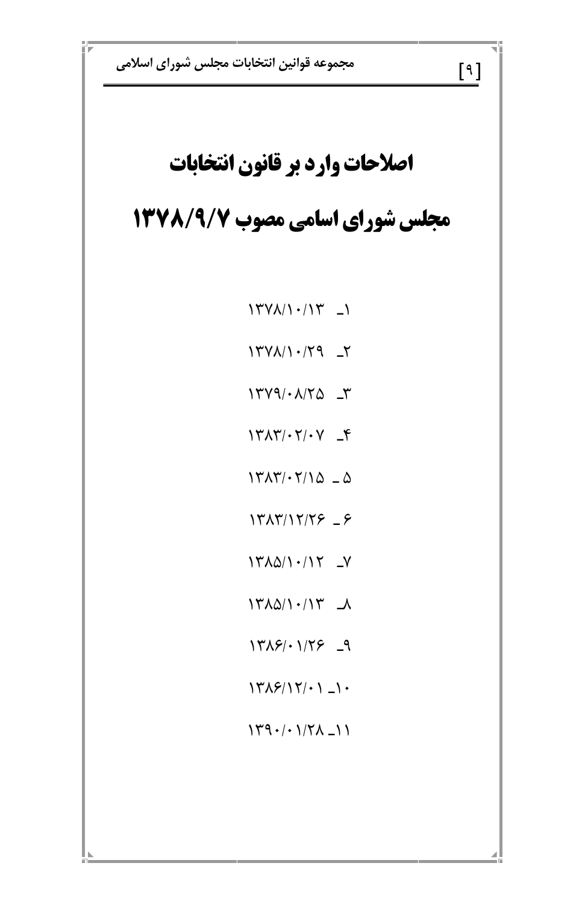# اصلاحات وارد بر قانون انتخابات مجلس شورای اسامی مصوب ۱۳۷۸/۹/۷

۱ـ ۱۳۷۸/۱۰/۱۳

۲ـ ۱۳۷۸/۱۰/۲۹

۳ـ ۱۳۷۹/۰۸/۲۵

۴ـ ۱۳۸۳/۰۲/۰۷

۵ ـ ۱۳۸۳/۰۲/۱۵

۶ ـ ۱۳۸۳/۱۲/۲۶

۷ـ ۱۳۸۵/۱۰/۱۲

۸ـ ۱۳۸۵/۱۰/۱۳

۹ـ ۱۳۸۶/۰۱/۲۶

۱۰ـ ۱۳۸۶/۱۲/۰۱

۱۱ـ ۱۳۹۰/۰۱/۲۸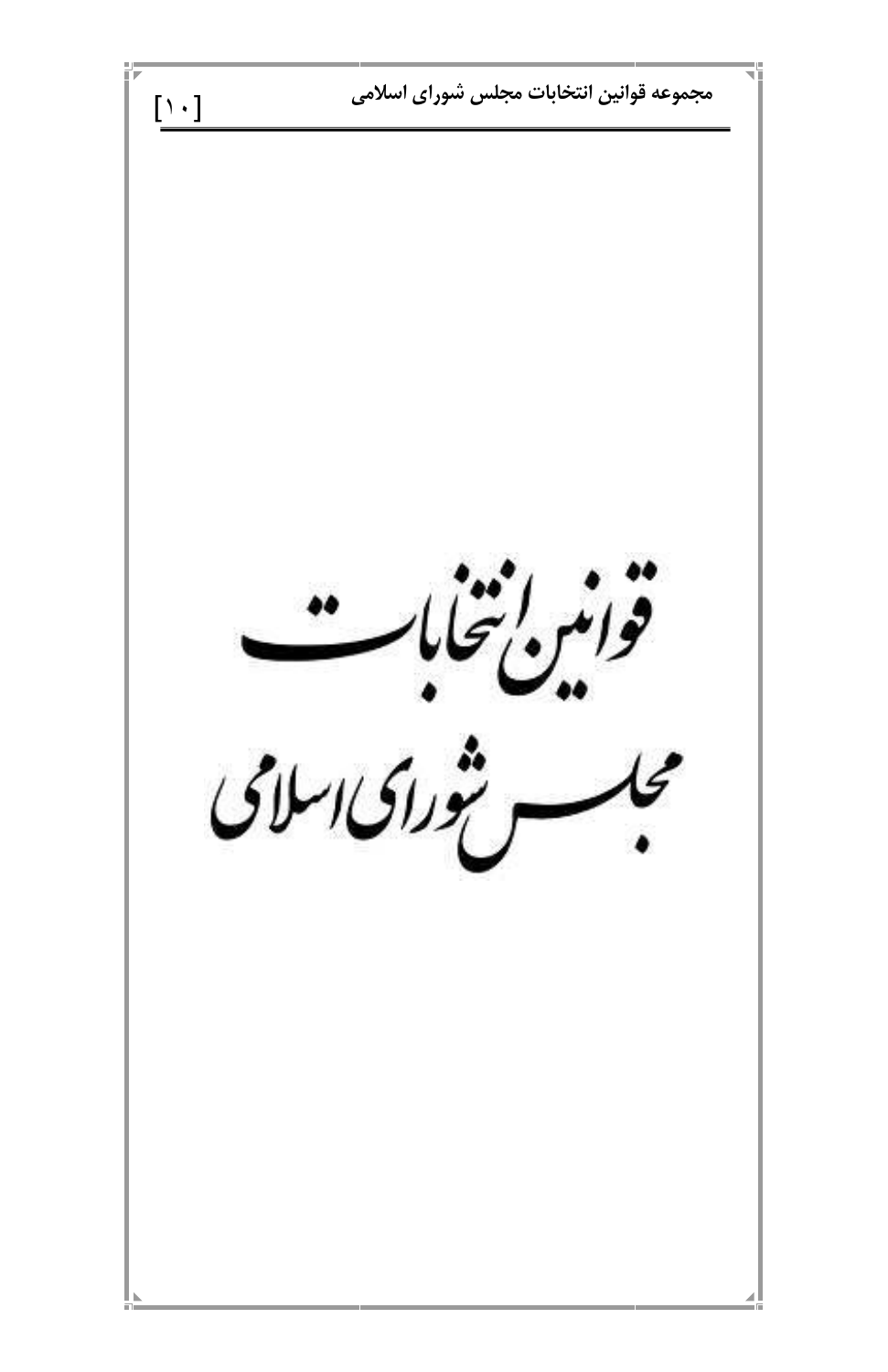# قوانین انتخابات مجلس شورای اسلامی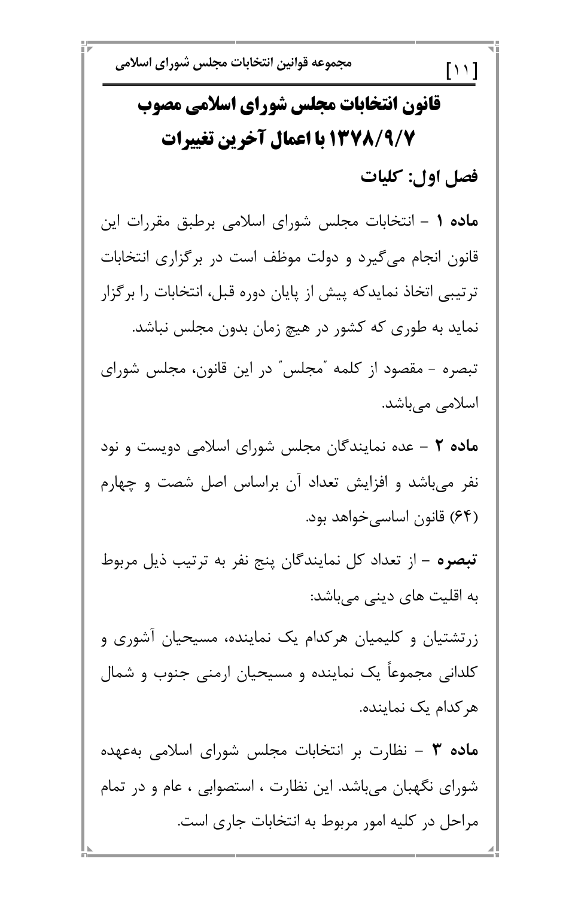# قانون انتخابات مجلس شورای اسلامی مصوب ۱۳۷۸/۹/۷ با اعمال آخرین تغییرات

## فصل اول: کلیات

**ماده ۱** – انتخابات مجلس شورای اسلامی برطبق مقررات این قانون انجام می‌گیرد و دولت موظف است در برگزاری انتخابات ترتیبی اتخاذ نمایدکه پیش از پایان دوره قبل، انتخابات را برگزار نماید به طوری که کشور در هیچ زمان بدون مجلس نباشد.

تبصره - مقصود از کلمه ″مجلس″ در این قانون، مجلس شورای اسلامی می‌باشد.

**ماده ۲** – عده نمایندگان مجلس شورای اسلامی دویست و نود نفر می‌باشد و افزایش تعداد آن براساس اصل شصت و چهارم (۶۴) قانون اساسی‌خواهد بود.

**تبصره** – از تعداد کل نمایندگان پنج نفر به ترتیب ذیل مربوط به اقلیت های دینی می‌باشد:

زرتشتیان و کلیمیان هرکدام یک نماینده، مسیحیان آشوری و کلدانی مجموعاً یک نماینده و مسیحیان ارمنی جنوب و شمال هرکدام یک نماینده.

**ماده ۳** – نظارت بر انتخابات مجلس شورای اسلامی به‌عهده شورای نگهبان می‌باشد. این نظارت ، استصوابی ، عام و در تمام مراحل در کلیه امور مربوط به انتخابات جاری است.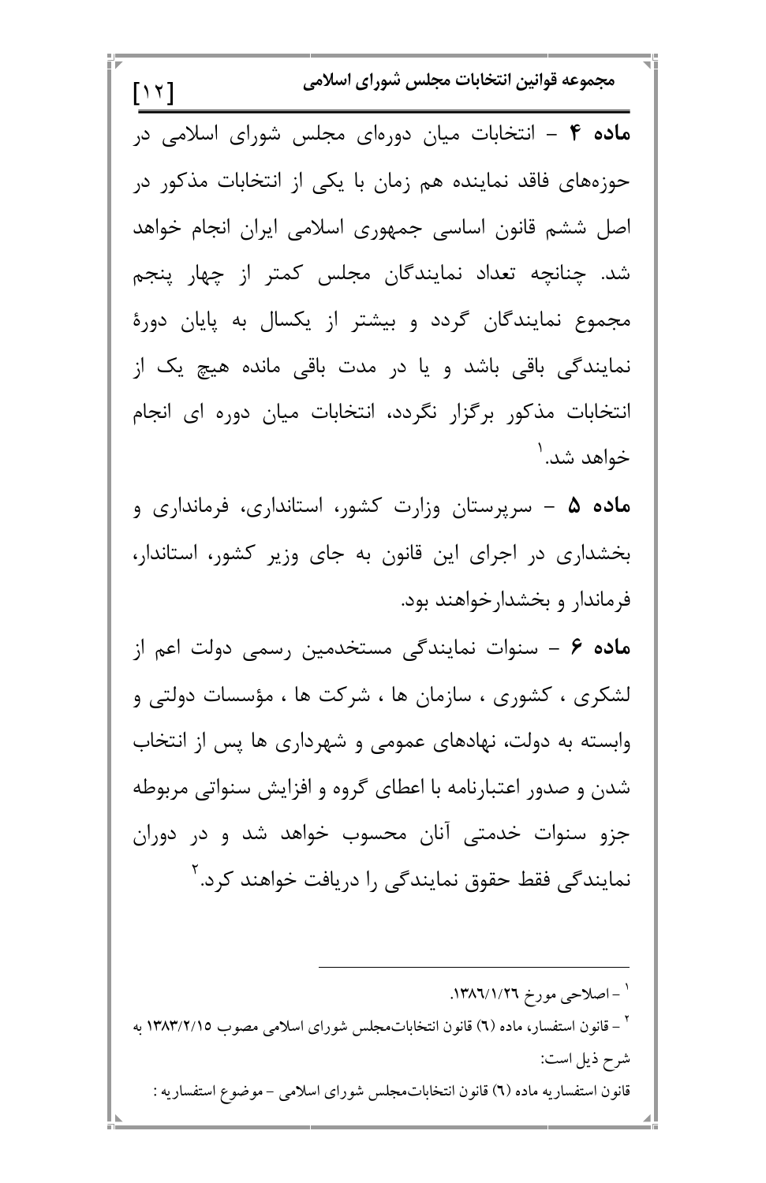**ماده ۴** – انتخابات میان دوره‌ای مجلس شورای اسلامی در حوزه‌های فاقد نماینده هم زمان با یکی از انتخابات مذکور در اصل ششم قانون اساسی جمهوری اسلامی ایران انجام خواهد شد. چنانچه تعداد نمایندگان مجلس کمتر از چهار پنجم مجموع نمایندگان گردد و بیشتر از یکسال به پایان دورهٔ نمایندگی باقی باشد و یا در مدت باقی مانده هیچ یک از انتخابات مذکور برگزار نگردد، انتخابات میان دوره ای انجام خواهد شد.[1]

**ماده ۵** – سرپرستان وزارت کشور، استانداری، فرمانداری و بخشداری در اجرای این قانون به جای وزیر کشور، استاندار، فرماندار و بخشدارخواهند بود.

**ماده ۶** – سنوات نمایندگی مستخدمین رسمی دولت اعم از لشکری ، کشوری ، سازمان ها ، شرکت ها ، مؤسسات دولتی و وابسته به دولت، نهادهای عمومی و شهرداری ها پس از انتخاب شدن و صدور اعتبارنامه با اعطای گروه و افزایش سنواتی مربوطه جزو سنوات خدمتی آنان محسوب خواهد شد و در دوران نمایندگی فقط حقوق نمایندگی را دریافت خواهند کرد.[2]

---

[1] – اصلاحی مورخ ۱۳۸٦/۱/۲٦.

[2] – قانون استفسار، ماده (٦) قانون انتخاباتمجلس شورای اسلامی مصوب ۱۳۸۳/۲/۱۵ به شرح ذیل است:

قانون استفساریه ماده (٦) قانون انتخاباتمجلس شورای اسلامی – موضوع استفساریه :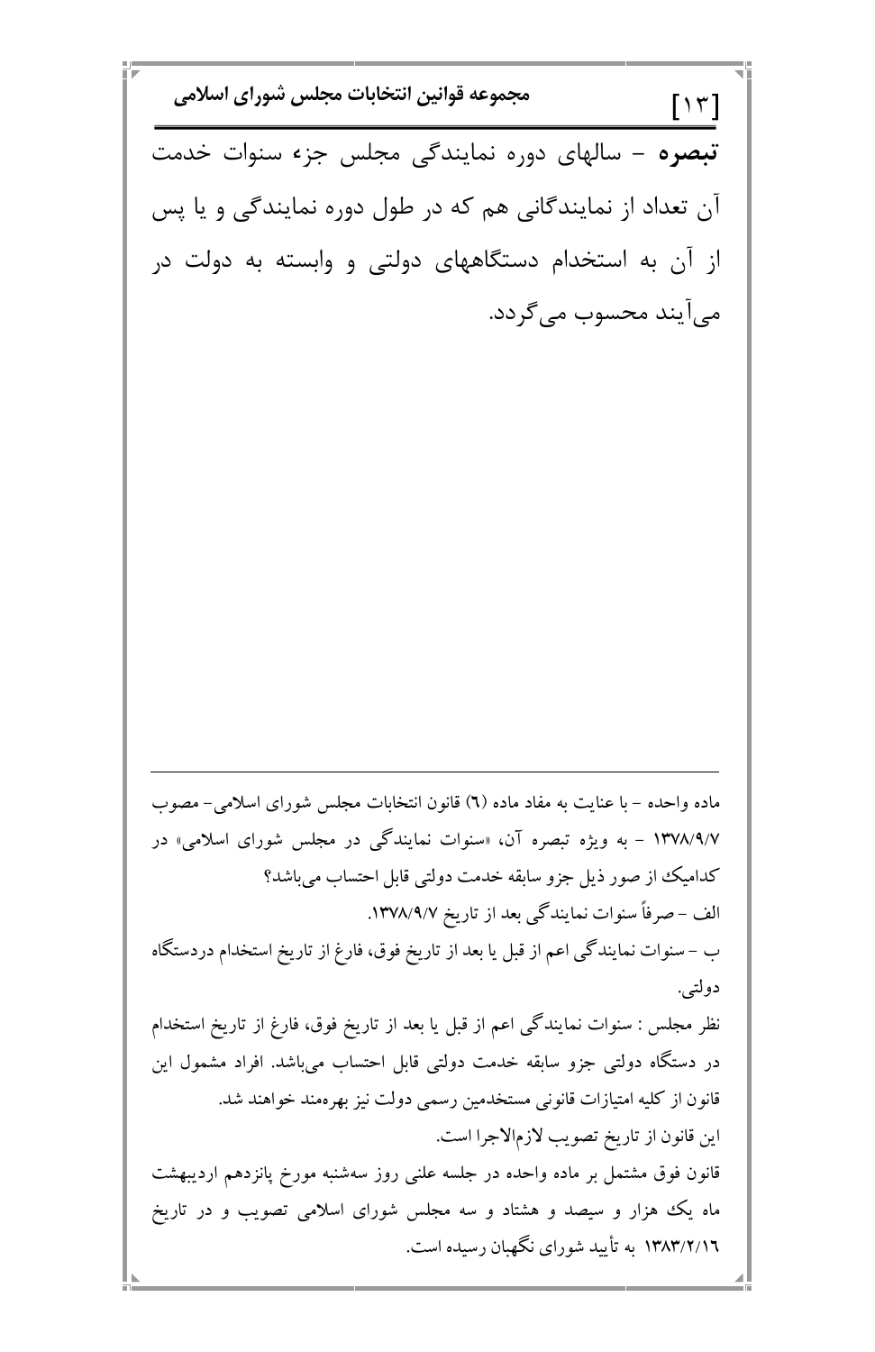**تبصره** – سالهای دوره نمایندگی مجلس جزء سنوات خدمت آن تعداد از نمایندگانی هم که در طول دوره نمایندگی و یا پس از آن به استخدام دستگاههای دولتی و وابسته به دولت در می‌آیند محسوب می‌گردد.

---

ماده واحده – با عنایت به مفاد ماده (٦) قانون انتخابات مجلس شورای اسلامی– مصوب ١٣٧٨/٩/٧ – به ویژه تبصره آن، «سنوات نمایندگی در مجلس شورای اسلامی» در کدامیک از صور ذیل جزو سابقه خدمت دولتی قابل احتساب می‌باشد؟

الف – صرفاً سنوات نمایندگی بعد از تاریخ ١٣٧٨/٩/٧.

ب – سنوات نمایندگی اعم از قبل یا بعد از تاریخ فوق، فارغ از تاریخ استخدام دردستگاه دولتی.

نظر مجلس : سنوات نمایندگی اعم از قبل یا بعد از تاریخ فوق، فارغ از تاریخ استخدام در دستگاه دولتی جزو سابقه خدمت دولتی قابل احتساب می‌باشد. افراد مشمول این قانون از کلیه امتیازات قانونی مستخدمین رسمی دولت نیز بهره‌مند خواهند شد.

این قانون از تاریخ تصویب لازم‌الاجرا است.

قانون فوق مشتمل بر ماده واحده در جلسه علنی روز سه‌شنبه مورخ پانزدهم اردیبهشت ماه یک هزار و سیصد و هشتاد و سه مجلس شورای اسلامی تصویب و در تاریخ ١٣٨٣/٢/١٦ به تأیید شورای نگهبان رسیده است.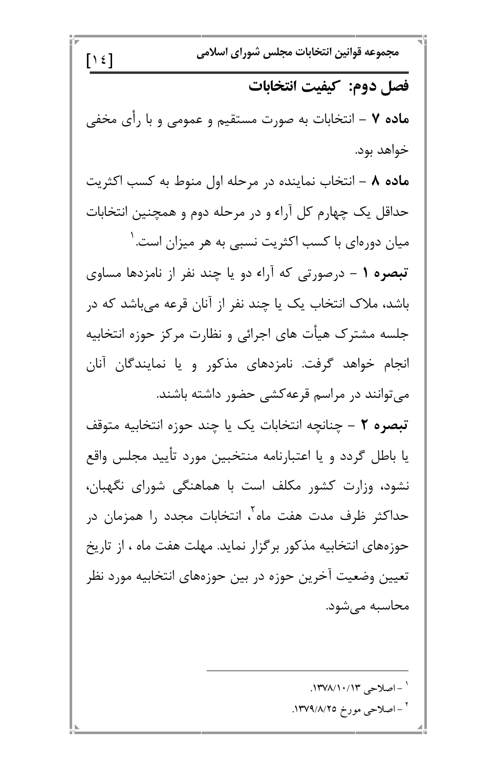## فصل دوم: کیفیت انتخابات

**ماده ۷** – انتخابات به صورت مستقیم و عمومی و با رأی مخفی خواهد بود.

**ماده ۸** – انتخاب نماینده در مرحله اول منوط به کسب اکثریت حداقل یک چهارم کل آراء و در مرحله دوم و همچنین انتخابات میان دوره‌ای با کسب اکثریت نسبی به هر میزان است.[۱]

**تبصره ۱** – درصورتی که آراء دو یا چند نفر از نامزدها مساوی باشد، ملاک انتخاب یک یا چند نفر از آنان قرعه می‌باشد که در جلسه مشترک هیأت های اجرائی و نظارت مرکز حوزه انتخابیه انجام خواهد گرفت. نامزدهای مذکور و یا نمایندگان آنان می‌توانند در مراسم قرعه‌کشی حضور داشته باشند.

**تبصره ۲** – چنانچه انتخابات یک یا چند حوزه انتخابیه متوقف یا باطل گردد و یا اعتبارنامه منتخبین مورد تأیید مجلس واقع نشود، وزارت کشور مکلف است با هماهنگی شورای نگهبان، حداکثر ظرف مدت هفت ماه[۲]، انتخابات مجدد را همزمان در حوزه‌های انتخابیه مذکور برگزار نماید. مهلت هفت ماه ، از تاریخ تعیین وضعیت آخرین حوزه در بین حوزه‌های انتخابیه مورد نظر محاسبه می‌شود.

---

[۱] – اصلاحی ۱۳۷۸/۱۰/۱۳.

[۲] – اصلاحی مورخ ۱۳۷۹/۸/۲۵.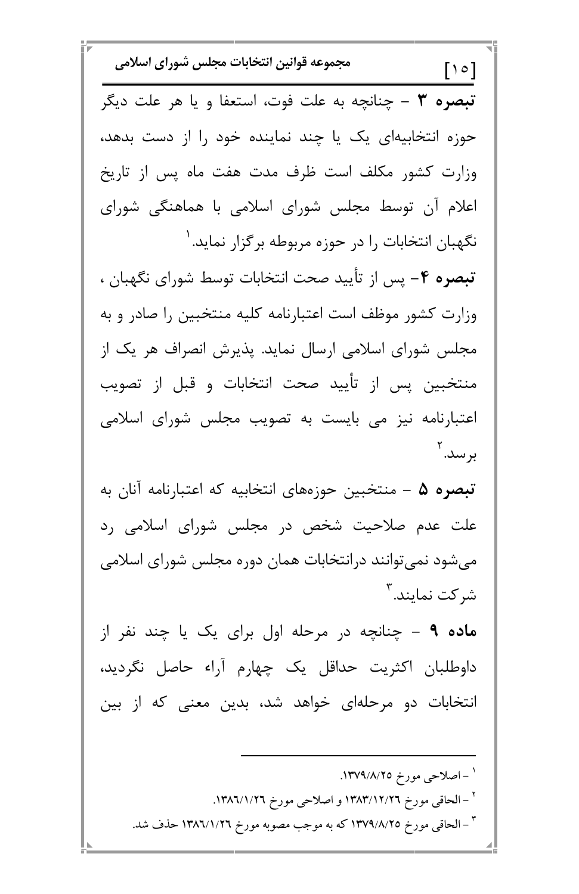**تبصره ۳** – چنانچه به علت فوت، استعفا و یا هر علت دیگر حوزه انتخابیه‌ای یک یا چند نماینده خود را از دست بدهد، وزارت کشور مکلف است ظرف مدت هفت ماه پس از تاریخ اعلام آن توسط مجلس شورای اسلامی با هماهنگی شورای نگهبان انتخابات را در حوزه مربوطه برگزار نماید.[1]

**تبصره ۴**- پس از تأیید صحت انتخابات توسط شورای نگهبان ، وزارت کشور موظف است اعتبارنامه کلیه منتخبین را صادر و به مجلس شورای اسلامی ارسال نماید. پذیرش انصراف هر یک از منتخبین پس از تأیید صحت انتخابات و قبل از تصویب اعتبارنامه نیز می بایست به تصویب مجلس شورای اسلامی برسد.[2]

**تبصره ۵** – منتخبین حوزه‌های انتخابیه که اعتبارنامه آنان به علت عدم صلاحیت شخص در مجلس شورای اسلامی رد می‌شود نمی‌توانند درانتخابات همان دوره مجلس شورای اسلامی شرکت نمایند.[3]

**ماده ۹** – چنانچه در مرحله اول برای یک یا چند نفر از داوطلبان اکثریت حداقل یک چهارم آراء حاصل نگردید، انتخابات دو مرحله‌ای خواهد شد، بدین معنی که از بین

---

[1] – اصلاحی مورخ ۱۳۷۹/۸/۲۵.

[2] – الحاقی مورخ ۱۳۸۳/۱۲/۲۶ و اصلاحی مورخ ۱۳۸۶/۱/۲۶.

[3] – الحاقی مورخ ۱۳۷۹/۸/۲۵ که به موجب مصوبه مورخ ۱۳۸۶/۱/۲۶ حذف شد.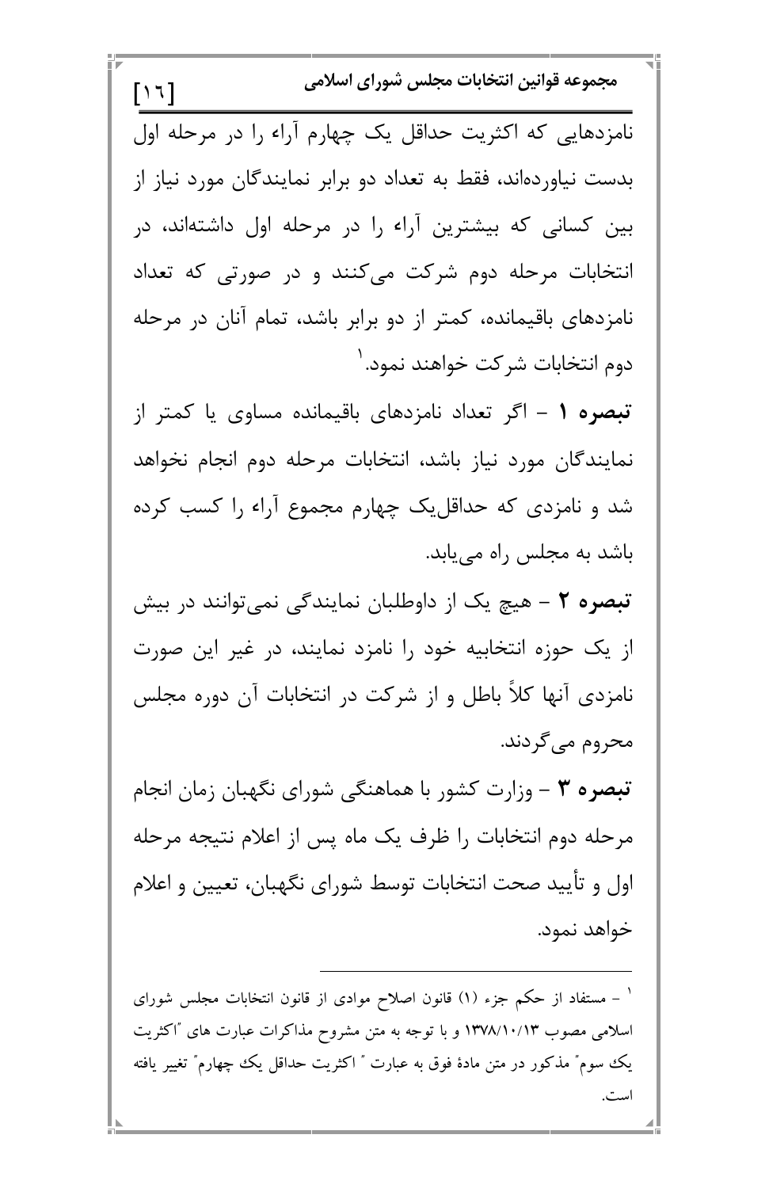نامزدهایی که اکثریت حداقل یک چهارم آراء را در مرحله اول بدست نیاورده‌اند، فقط به تعداد دو برابر نمایندگان مورد نیاز از بین کسانی که بیشترین آراء را در مرحله اول داشته‌اند، در انتخابات مرحله دوم شرکت می‌کنند و در صورتی که تعداد نامزدهای باقیمانده، کمتر از دو برابر باشد، تمام آنان در مرحله دوم انتخابات شرکت خواهند نمود.[1]

**تبصره ۱** – اگر تعداد نامزدهای باقیمانده مساوی یا کمتر از نمایندگان مورد نیاز باشد، انتخابات مرحله دوم انجام نخواهد شد و نامزدی که حداقل‌یک چهارم مجموع آراء را کسب کرده باشد به مجلس راه می‌یابد.

**تبصره ۲** – هیچ یک از داوطلبان نمایندگی نمی‌توانند در بیش از یک حوزه انتخابیه خود را نامزد نمایند، در غیر این صورت نامزدی آنها کلاً باطل و از شرکت در انتخابات آن دوره مجلس محروم می‌گردند.

**تبصره ۳** – وزارت کشور با هماهنگی شورای نگهبان زمان انجام مرحله دوم انتخابات را ظرف یک ماه پس از اعلام نتیجه مرحله اول و تأیید صحت انتخابات توسط شورای نگهبان، تعیین و اعلام خواهد نمود.

---

[1] – مستفاد از حکم جزء (۱) قانون اصلاح موادی از قانون انتخابات مجلس شورای اسلامی مصوب ۱۳۷۸/۱۰/۱۳ و با توجه به متن مشروح مذاکرات عبارت های "اکثریت یک سوم" مذکور در متن مادهٔ فوق به عبارت " اکثریت حداقل یک چهارم" تغییر یافته است.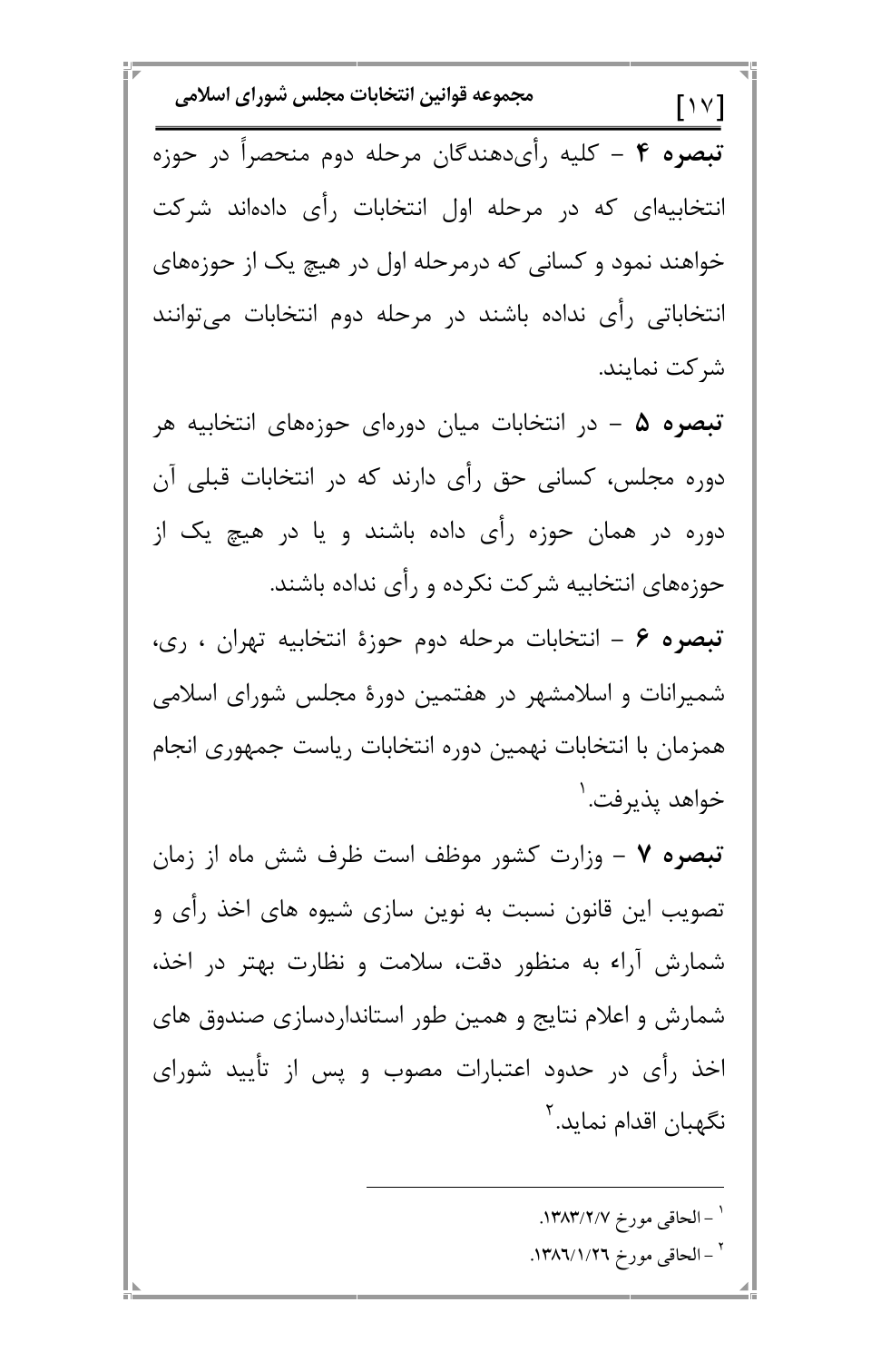**تبصره ۴** – کلیه رأی‌دهندگان مرحله دوم منحصراً در حوزه انتخابیه‌ای که در مرحله اول انتخابات رأی داده‌اند شرکت خواهند نمود و کسانی که درمرحله اول در هیچ یک از حوزه‌های انتخاباتی رأی نداده باشند در مرحله دوم انتخابات می‌توانند شرکت نمایند.

**تبصره ۵** – در انتخابات میان دوره‌ای حوزه‌های انتخابیه هر دوره مجلس، کسانی حق رأی دارند که در انتخابات قبلی آن دوره در همان حوزه رأی داده باشند و یا در هیچ یک از حوزه‌های انتخابیه شرکت نکرده و رأی نداده باشند.

**تبصره ۶** – انتخابات مرحله دوم حوزهٔ انتخابیه تهران ، ری، شمیرانات و اسلامشهر در هفتمین دورهٔ مجلس شورای اسلامی همزمان با انتخابات نهمین دوره انتخابات ریاست جمهوری انجام خواهد پذیرفت.[1]

**تبصره ۷** – وزارت کشور موظف است ظرف شش ماه از زمان تصویب این قانون نسبت به نوین سازی شیوه های اخذ رأی و شمارش آراء به منظور دقت، سلامت و نظارت بهتر در اخذ، شمارش و اعلام نتایج و همین طور استانداردسازی صندوق های اخذ رأی در حدود اعتبارات مصوب و پس از تأیید شورای نگهبان اقدام نماید.[2]

---

[1] – الحاقی مورخ ۱۳۸۳/۲/۷.

[2] – الحاقی مورخ ۱۳۸٦/۱/۲٦.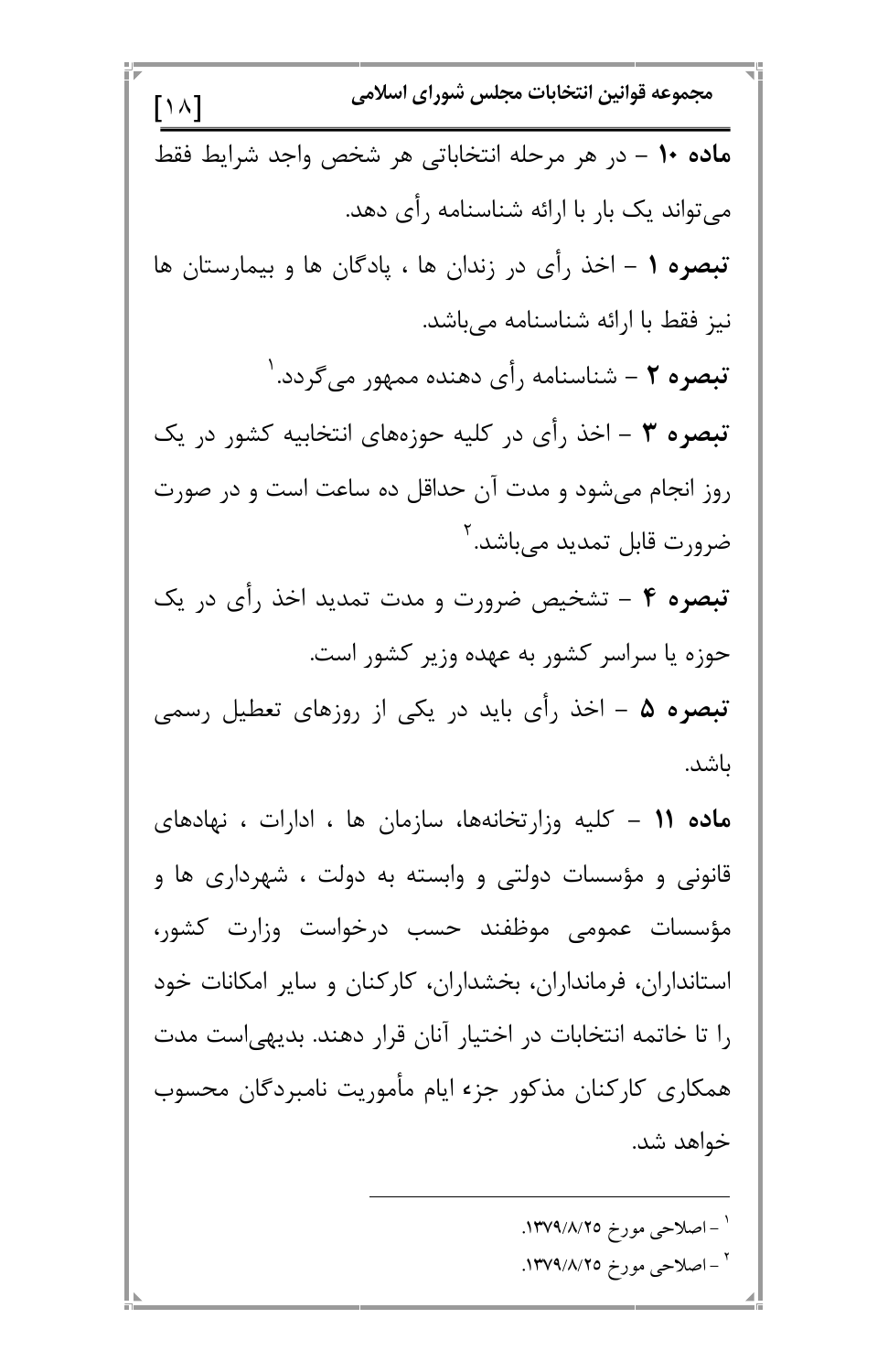**ماده ۱۰** – در هر مرحله انتخاباتی هر شخص واجد شرایط فقط می‌تواند یک بار با ارائه شناسنامه رأی دهد.

**تبصره ۱** – اخذ رأی در زندان ها ، پادگان ها و بیمارستان ها نیز فقط با ارائه شناسنامه می‌باشد.

**تبصره ۲** – شناسنامه رأی دهنده ممهور می‌گردد.[۱]

**تبصره ۳** – اخذ رأی در کلیه حوزه‌های انتخابیه کشور در یک روز انجام می‌شود و مدت آن حداقل ده ساعت است و در صورت ضرورت قابل تمدید می‌باشد.[۲]

**تبصره ۴** – تشخیص ضرورت و مدت تمدید اخذ رأی در یک حوزه یا سراسر کشور به عهده وزیر کشور است.

**تبصره ۵** – اخذ رأی باید در یکی از روزهای تعطیل رسمی باشد.

**ماده ۱۱** – کلیه وزارتخانه‌ها، سازمان ها ، ادارات ، نهادهای قانونی و مؤسسات دولتی و وابسته به دولت ، شهرداری ها و مؤسسات عمومی موظفند حسب درخواست وزارت کشور، استانداران، فرمانداران، بخشداران، کارکنان و سایر امکانات خود را تا خاتمه انتخابات در اختیار آنان قرار دهند. بدیهی‌است مدت همکاری کارکنان مذکور جزء ایام مأموریت نامبردگان محسوب خواهد شد.

---

[۱] – اصلاحی مورخ ۱۳۷۹/۸/۲۵.

[۲] – اصلاحی مورخ ۱۳۷۹/۸/۲۵.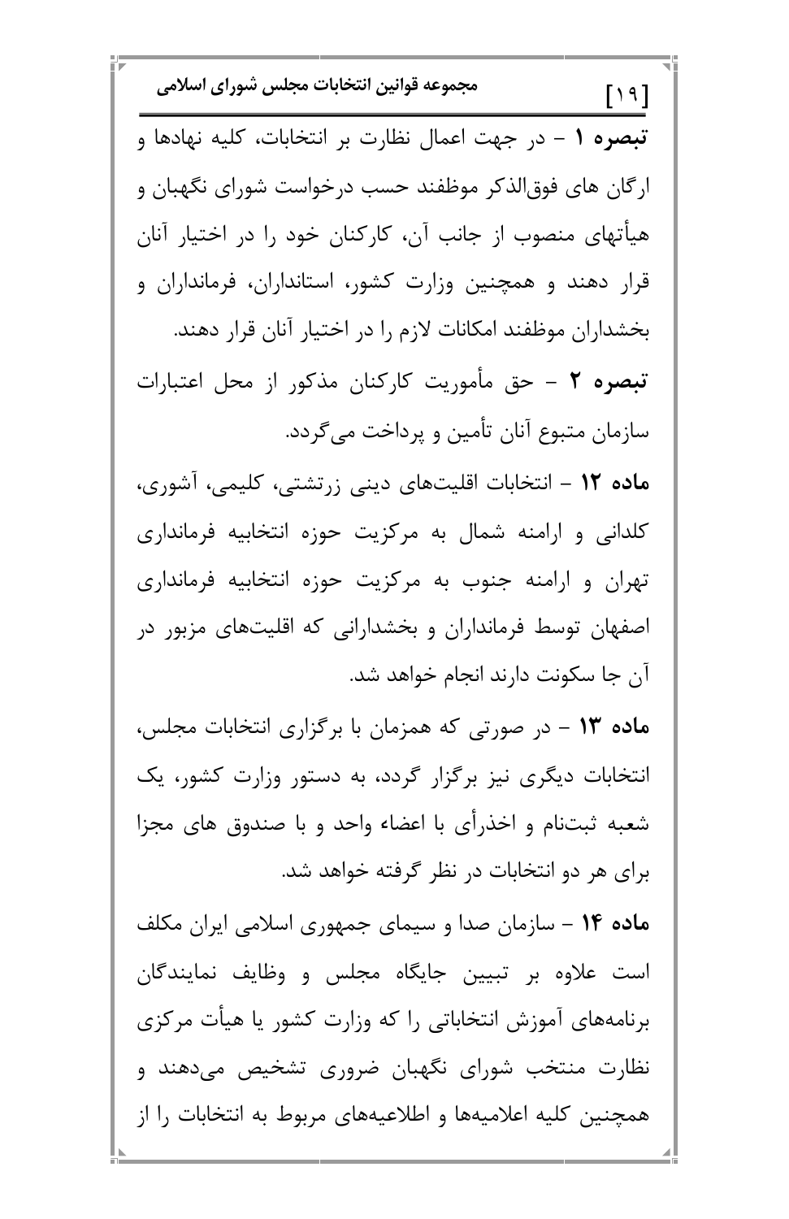**تبصره ۱** – در جهت اعمال نظارت بر انتخابات، کلیه نهادها و ارگان های فوق‌الذکر موظفند حسب درخواست شورای نگهبان و هیأتهای منصوب از جانب آن، کارکنان خود را در اختیار آنان قرار دهند و همچنین وزارت کشور، استانداران، فرمانداران و بخشداران موظفند امکانات لازم را در اختیار آنان قرار دهند.

**تبصره ۲** – حق مأموریت کارکنان مذکور از محل اعتبارات سازمان متبوع آنان تأمین و پرداخت می‌گردد.

**ماده ۱۲** – انتخابات اقلیت‌های دینی زرتشتی، کلیمی، آشوری، کلدانی و ارامنه شمال به مرکزیت حوزه انتخابیه فرمانداری تهران و ارامنه جنوب به مرکزیت حوزه انتخابیه فرمانداری اصفهان توسط فرمانداران و بخشدارانی که اقلیت‌های مزبور در آن جا سکونت دارند انجام خواهد شد.

**ماده ۱۳** – در صورتی که همزمان با برگزاری انتخابات مجلس، انتخابات دیگری نیز برگزار گردد، به دستور وزارت کشور، یک شعبه ثبت‌نام و اخذرأی با اعضاء واحد و با صندوق های مجزا برای هر دو انتخابات در نظر گرفته خواهد شد.

**ماده ۱۴** – سازمان صدا و سیمای جمهوری اسلامی ایران مکلف است علاوه بر تبیین جایگاه مجلس و وظایف نمایندگان برنامه‌های آموزش انتخاباتی را که وزارت کشور یا هیأت مرکزی نظارت منتخب شورای نگهبان ضروری تشخیص می‌دهند و همچنین کلیه اعلامیه‌ها و اطلاعیه‌های مربوط به انتخابات را از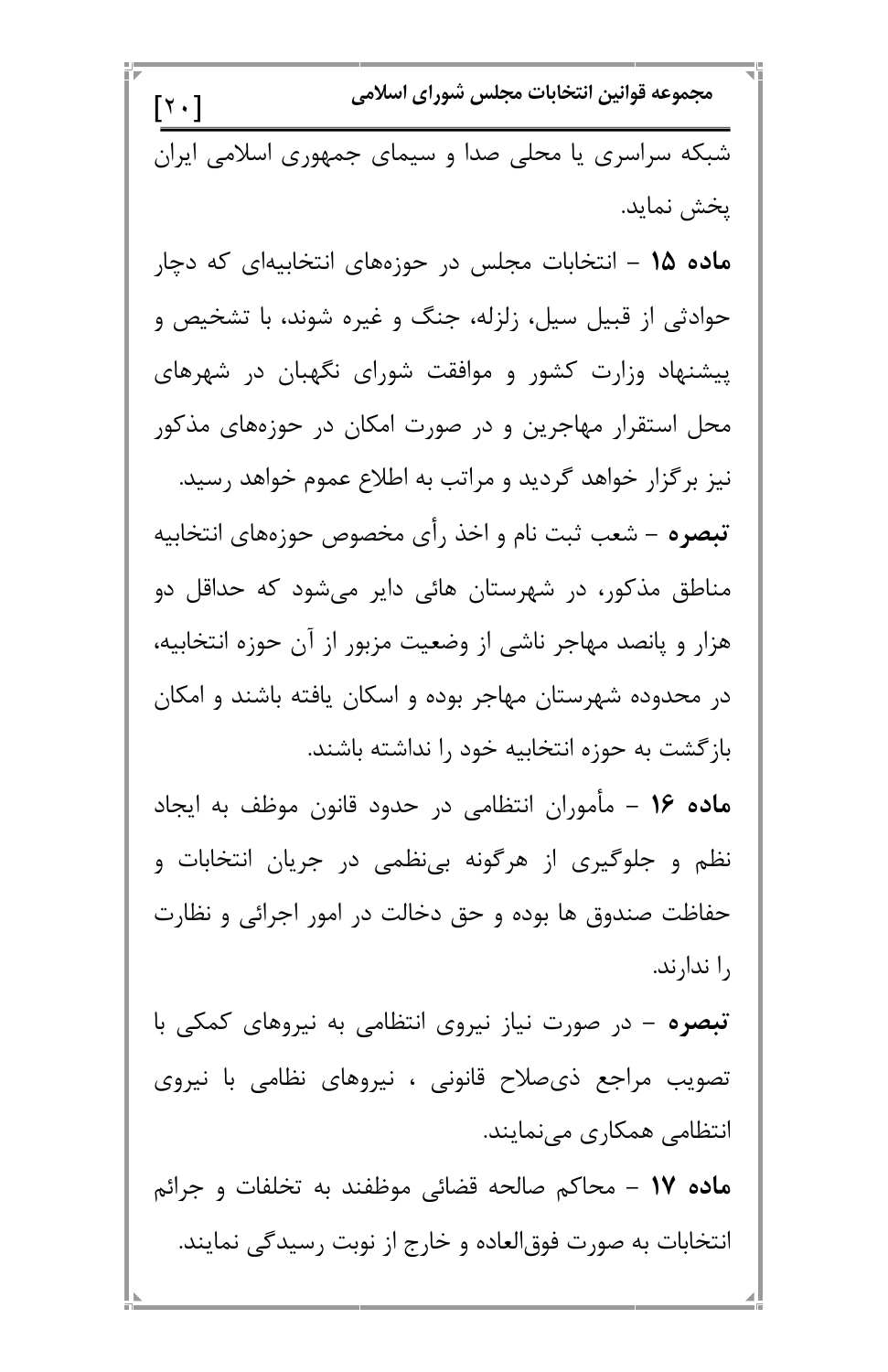شبکه سراسری یا محلی صدا و سیمای جمهوری اسلامی ایران پخش نماید.

**ماده ۱۵** – انتخابات مجلس در حوزه‌های انتخابیه‌ای که دچار حوادثی از قبیل سیل، زلزله، جنگ و غیره شوند، با تشخیص و پیشنهاد وزارت کشور و موافقت شورای نگهبان در شهرهای محل استقرار مهاجرین و در صورت امکان در حوزه‌های مذکور نیز برگزار خواهد گردید و مراتب به اطلاع عموم خواهد رسید.

**تبصره** – شعب ثبت نام و اخذ رأی مخصوص حوزه‌های انتخابیه مناطق مذکور، در شهرستان هائی دایر می‌شود که حداقل دو هزار و پانصد مهاجر ناشی از وضعیت مزبور از آن حوزه انتخابیه، در محدوده شهرستان مهاجر بوده و اسکان یافته باشند و امکان بازگشت به حوزه انتخابیه خود را نداشته باشند.

**ماده ۱۶** – مأموران انتظامی در حدود قانون موظف به ایجاد نظم و جلوگیری از هرگونه بی‌نظمی در جریان انتخابات و حفاظت صندوق ها بوده و حق دخالت در امور اجرائی و نظارت را ندارند.

**تبصره** – در صورت نیاز نیروی انتظامی به نیروهای کمکی با تصویب مراجع ذی‌صلاح قانونی ، نیروهای نظامی با نیروی انتظامی همکاری می‌نمایند.

**ماده ۱۷** – محاکم صالحه قضائی موظفند به تخلفات و جرائم انتخابات به صورت فوق‌العاده و خارج از نوبت رسیدگی نمایند.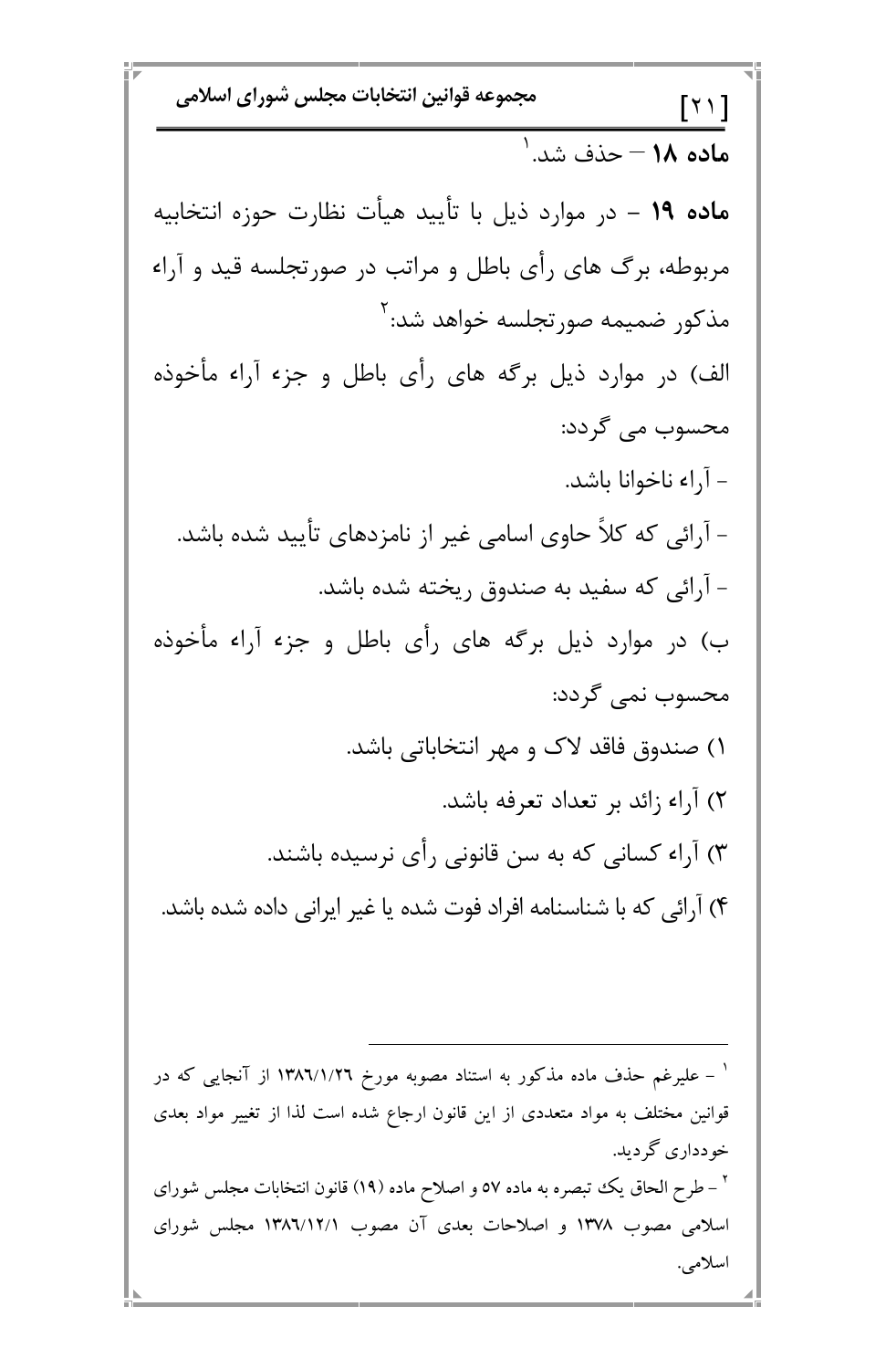**ماده ۱۸** – حذف شد.[1]

**ماده ۱۹** – در موارد ذیل با تأیید هیأت نظارت حوزه انتخابیه مربوطه، برگ های رأی باطل و مراتب در صورتجلسه قید و آراء مذکور ضمیمه صورتجلسه خواهد شد:[2]

الف) در موارد ذیل برگه های رأی باطل و جزء آراء مأخوذه محسوب می گردد:

- آراء ناخوانا باشد.
- آرائی که کلاً حاوی اسامی غیر از نامزدهای تأیید شده باشد.
- آرائی که سفید به صندوق ریخته شده باشد.

ب) در موارد ذیل برگه های رأی باطل و جزء آراء مأخوذه محسوب نمی گردد:

۱) صندوق فاقد لاک و مهر انتخاباتی باشد.

۲) آراء زائد بر تعداد تعرفه باشد.

۳) آراء کسانی که به سن قانونی رأی نرسیده باشند.

۴) آرائی که با شناسنامه افراد فوت شده یا غیر ایرانی داده شده باشد.

---

[1] – علیرغم حذف ماده مذکور به استناد مصوبه مورخ ۱۳۸۶/۱/۲۶ از آنجایی که در قوانین مختلف به مواد متعددی از این قانون ارجاع شده است لذا از تغییر مواد بعدی خودداری گردید.

[2] – طرح الحاق یک تبصره به ماده ۵۷ و اصلاح ماده (۱۹) قانون انتخابات مجلس شورای اسلامی مصوب ۱۳۷۸ و اصلاحات بعدی آن مصوب ۱۳۸۶/۱۲/۱ مجلس شورای اسلامی.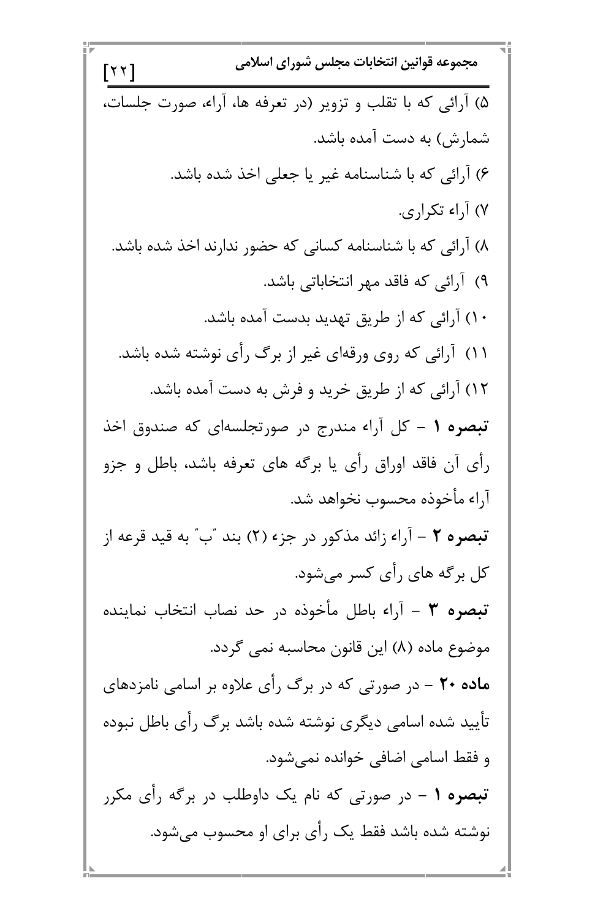۵) آرائی که با تقلب و تزویر (در تعرفه ها، آراء، صورت جلسات، شمارش) به دست آمده باشد.

۶) آرائی که با شناسنامه غیر یا جعلی اخذ شده باشد.

۷) آراء تکراری.

۸) آرائی که با شناسنامه کسانی که حضور ندارند اخذ شده باشد.

۹) آرائی که فاقد مهر انتخاباتی باشد.

۱۰) آرائی که از طریق تهدید بدست آمده باشد.

۱۱) آرائی که روی ورقه‌ای غیر از برگ رأی نوشته شده باشد.

۱۲) آرائی که از طریق خرید و فرش به دست آمده باشد.

**تبصره ۱** - کل آراء مندرج در صورتجلسه‌ای که صندوق اخذ رأی آن فاقد اوراق رأی یا برگه های تعرفه باشد، باطل و جزو آراء مأخوذه محسوب نخواهد شد.

**تبصره ۲** - آراء زائد مذکور در جزء (۲) بند ″ب″ به قید قرعه از کل برگه های رأی کسر می‌شود.

**تبصره ۳** - آراء باطل مأخوذه در حد نصاب انتخاب نماینده موضوع ماده (۸) این قانون محاسبه نمی گردد.

**ماده ۲۰** - در صورتی که در برگ رأی علاوه بر اسامی نامزدهای تأیید شده اسامی دیگری نوشته شده باشد برگ رأی باطل نبوده و فقط اسامی اضافی خوانده نمی‌شود.

**تبصره ۱** - در صورتی که نام یک داوطلب در برگه رأی مکرر نوشته شده باشد فقط یک رأی برای او محسوب می‌شود.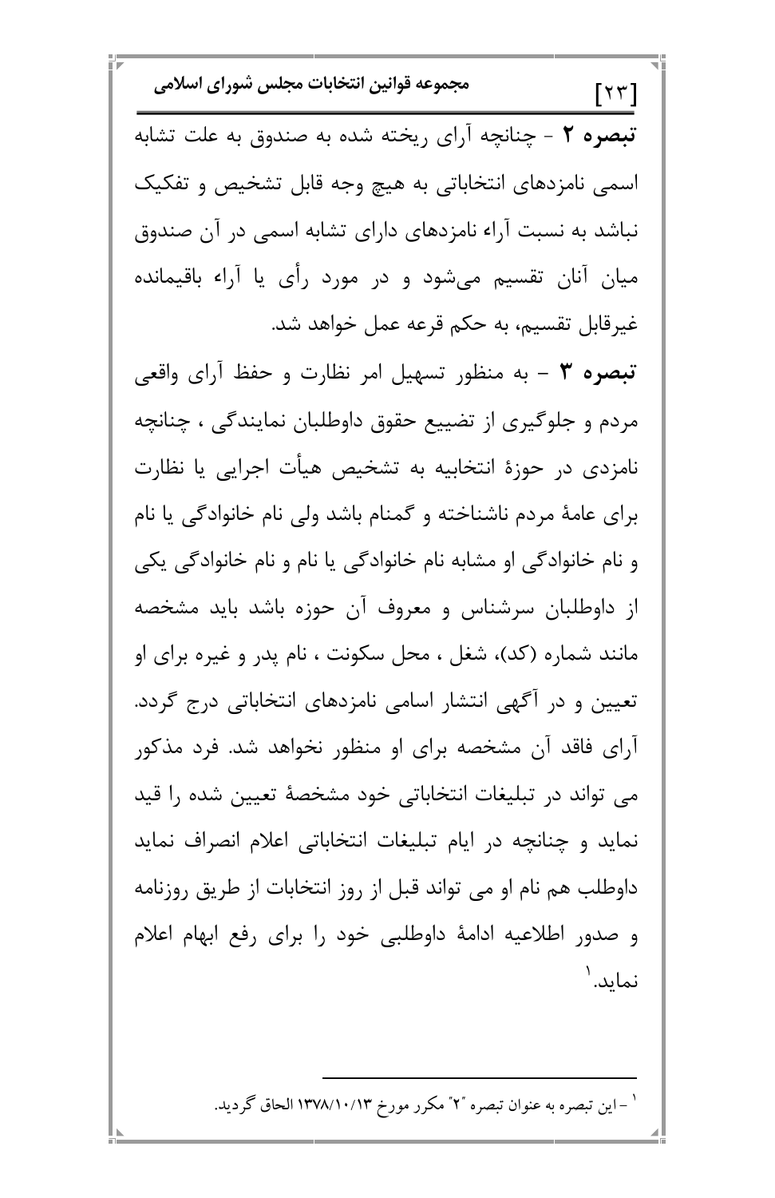**تبصره ۲** - چنانچه آرای ریخته شده به صندوق به علت تشابه اسمی نامزدهای انتخاباتی به هیچ وجه قابل تشخیص و تفکیک نباشد به نسبت آراء نامزدهای دارای تشابه اسمی در آن صندوق میان آنان تقسیم می‌شود و در مورد رأی یا آراء باقیمانده غیرقابل تقسیم، به حکم قرعه عمل خواهد شد.

**تبصره ۳** – به منظور تسهیل امر نظارت و حفظ آرای واقعی مردم و جلوگیری از تضییع حقوق داوطلبان نمایندگی ، چنانچه نامزدی در حوزهٔ انتخابیه به تشخیص هیأت اجرایی یا نظارت برای عامهٔ مردم ناشناخته و گمنام باشد ولی نام خانوادگی یا نام و نام خانوادگی او مشابه نام خانوادگی یا نام و نام خانوادگی یکی از داوطلبان سرشناس و معروف آن حوزه باشد باید مشخصه مانند شماره (کد)، شغل ، محل سکونت ، نام پدر و غیره برای او تعیین و در آگهی انتشار اسامی نامزدهای انتخاباتی درج گردد. آرای فاقد آن مشخصه برای او منظور نخواهد شد. فرد مذکور می تواند در تبلیغات انتخاباتی خود مشخصهٔ تعیین شده را قید نماید و چنانچه در ایام تبلیغات انتخاباتی اعلام انصراف نماید داوطلب هم نام او می تواند قبل از روز انتخابات از طریق روزنامه و صدور اطلاعیه ادامهٔ داوطلبی خود را برای رفع ابهام اعلام نماید.[1]

---

[1] – این تبصره به عنوان تبصره "۲" مکرر مورخ ۱۳۷۸/۱۰/۱۳ الحاق گردید.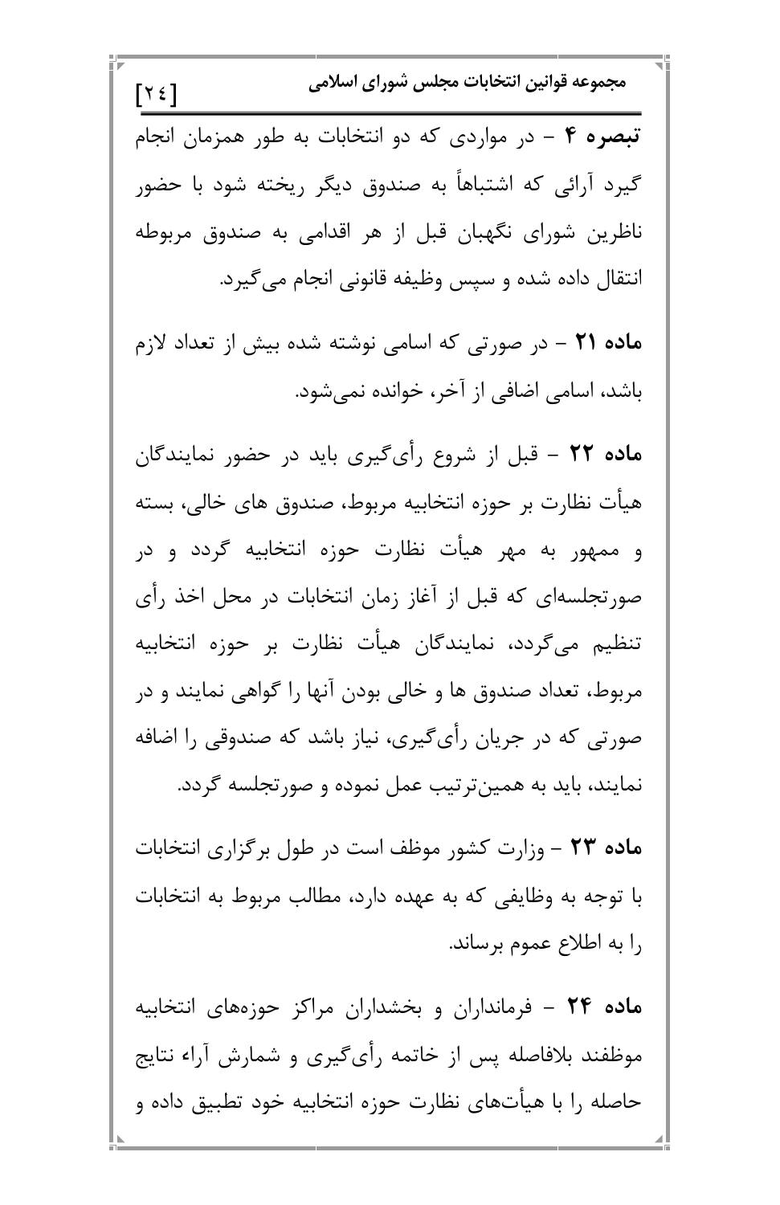**تبصره ۴** – در مواردی که دو انتخابات به طور همزمان انجام گیرد آرائی که اشتباهاً به صندوق دیگر ریخته شود با حضور ناظرین شورای نگهبان قبل از هر اقدامی به صندوق مربوطه انتقال داده شده و سپس وظیفه قانونی انجام می‌گیرد.

**ماده ۲۱** – در صورتی که اسامی نوشته شده بیش از تعداد لازم باشد، اسامی اضافی از آخر، خوانده نمی‌شود.

**ماده ۲۲** – قبل از شروع رأی‌گیری باید در حضور نمایندگان هیأت نظارت بر حوزه انتخابیه مربوط، صندوق های خالی، بسته و ممهور به مهر هیأت نظارت حوزه انتخابیه گردد و در صورتجلسه‌ای که قبل از آغاز زمان انتخابات در محل اخذ رأی تنظیم می‌گردد، نمایندگان هیأت نظارت بر حوزه انتخابیه مربوط، تعداد صندوق ها و خالی بودن آنها را گواهی نمایند و در صورتی که در جریان رأی‌گیری، نیاز باشد که صندوقی را اضافه نمایند، باید به همین‌ترتیب عمل نموده و صورتجلسه گردد.

**ماده ۲۳** – وزارت کشور موظف است در طول برگزاری انتخابات با توجه به وظایفی که به عهده دارد، مطالب مربوط به انتخابات را به اطلاع عموم برساند.

**ماده ۲۴** – فرمانداران و بخشداران مراکز حوزه‌های انتخابیه موظفند بلافاصله پس از خاتمه رأی‌گیری و شمارش آراء نتایج حاصله را با هیأت‌های نظارت حوزه انتخابیه خود تطبیق داده و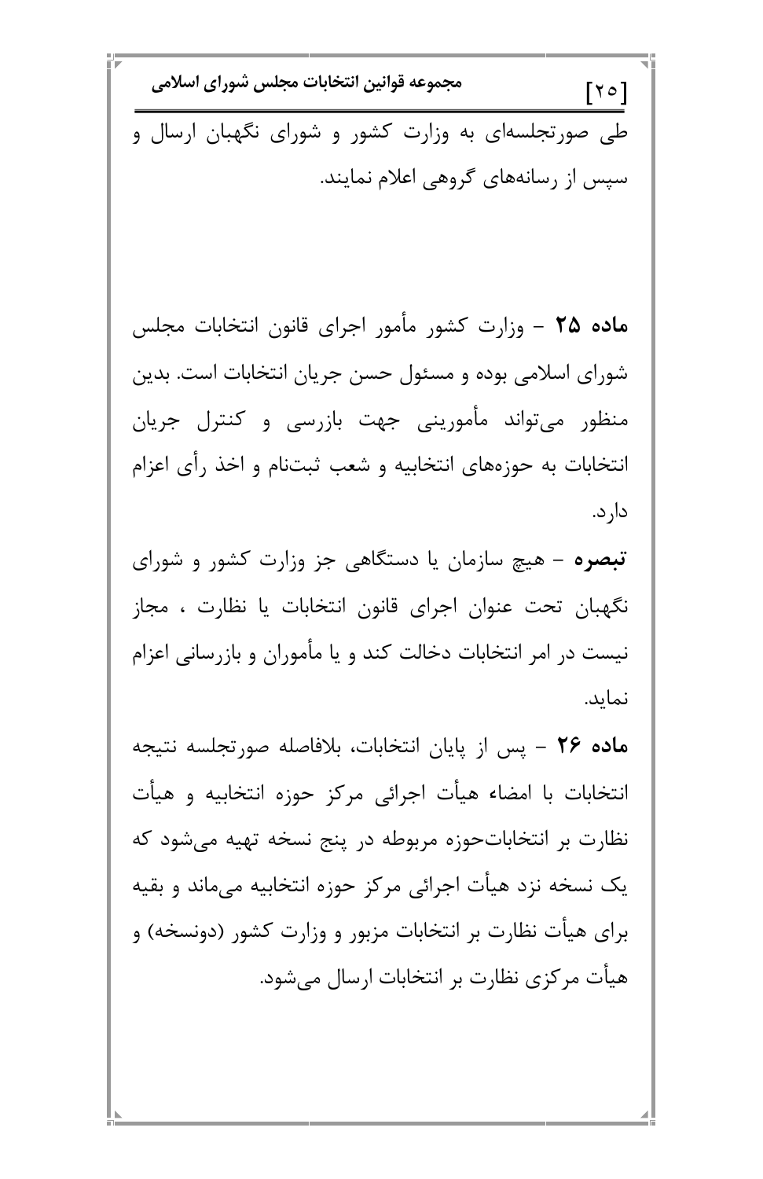طی صورتجلسه‌ای به وزارت کشور و شورای نگهبان ارسال و سپس از رسانه‌های گروهی اعلام نمایند.

**ماده ۲۵** – وزارت کشور مأمور اجرای قانون انتخابات مجلس شورای اسلامی بوده و مسئول حسن جریان انتخابات است. بدین منظور می‌تواند مأمورینی جهت بازرسی و کنترل جریان انتخابات به حوزه‌های انتخابیه و شعب ثبت‌نام و اخذ رأی اعزام دارد.

**تبصره** – هیچ سازمان یا دستگاهی جز وزارت کشور و شورای نگهبان تحت عنوان اجرای قانون انتخابات یا نظارت ، مجاز نیست در امر انتخابات دخالت کند و یا مأموران و بازرسانی اعزام نماید.

**ماده ۲۶** – پس از پایان انتخابات، بلافاصله صورتجلسه نتیجه انتخابات با امضاء هیأت اجرائی مرکز حوزه انتخابیه و هیأت نظارت بر انتخابات‌حوزه مربوطه در پنج نسخه تهیه می‌شود که یک نسخه نزد هیأت اجرائی مرکز حوزه انتخابیه می‌ماند و بقیه برای هیأت نظارت بر انتخابات مزبور و وزارت کشور (دونسخه) و هیأت مرکزی نظارت بر انتخابات ارسال می‌شود.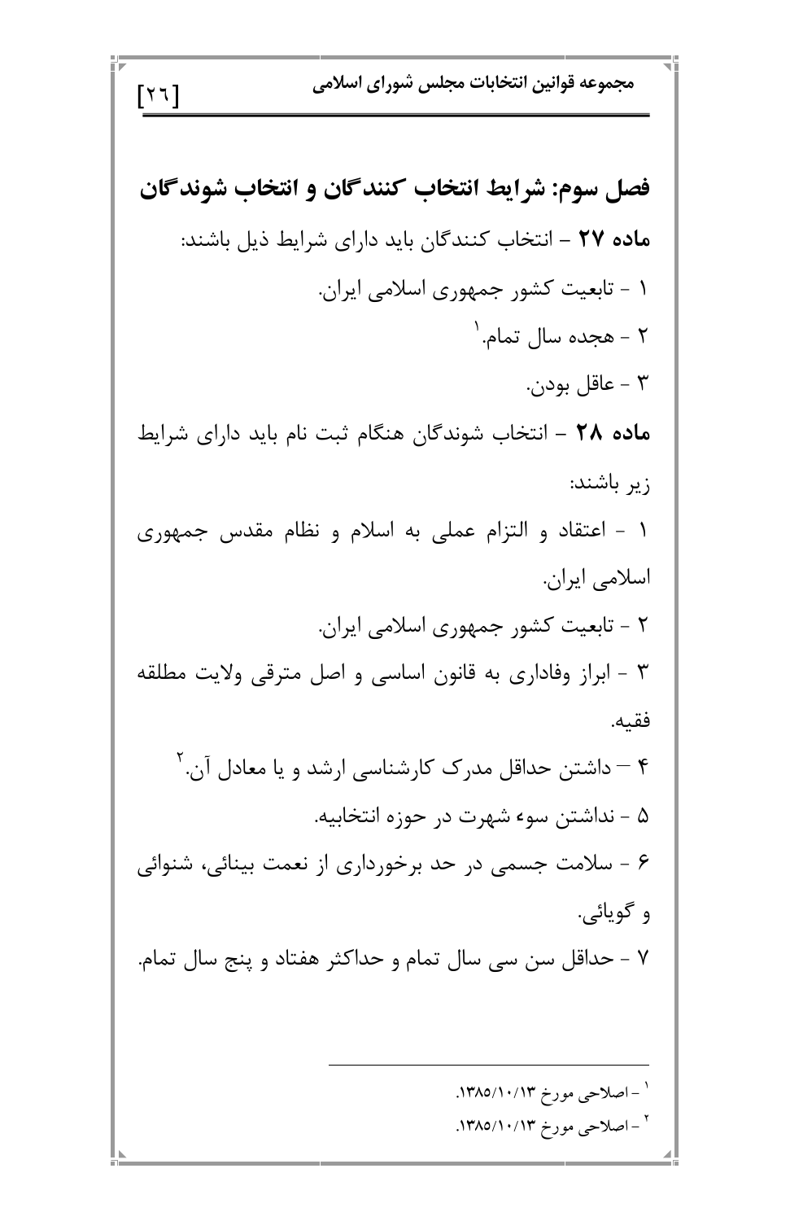## فصل سوم: شرایط انتخاب کنندگان و انتخاب شوندگان

**ماده ۲۷** – انتخاب کنندگان باید دارای شرایط ذیل باشند:

۱ - تابعیت کشور جمهوری اسلامی ایران.

۲ - هجده سال تمام.[1]

۳ - عاقل بودن.

**ماده ۲۸** – انتخاب شوندگان هنگام ثبت نام باید دارای شرایط زیر باشند:

۱ - اعتقاد و التزام عملی به اسلام و نظام مقدس جمهوری اسلامی ایران.

۲ - تابعیت کشور جمهوری اسلامی ایران.

۳ - ابراز وفاداری به قانون اساسی و اصل مترقی ولایت مطلقه فقیه.

۴ – داشتن حداقل مدرک کارشناسی ارشد و یا معادل آن.[2]

۵ - نداشتن سوء شهرت در حوزه انتخابیه.

۶ - سلامت جسمی در حد برخورداری از نعمت بینائی، شنوائی و گویائی.

۷ - حداقل سن سی سال تمام و حداکثر هفتاد و پنج سال تمام.

---

[1] - اصلاحی مورخ ۱۳۸۵/۱۰/۱۳.

[2] - اصلاحی مورخ ۱۳۸۵/۱۰/۱۳.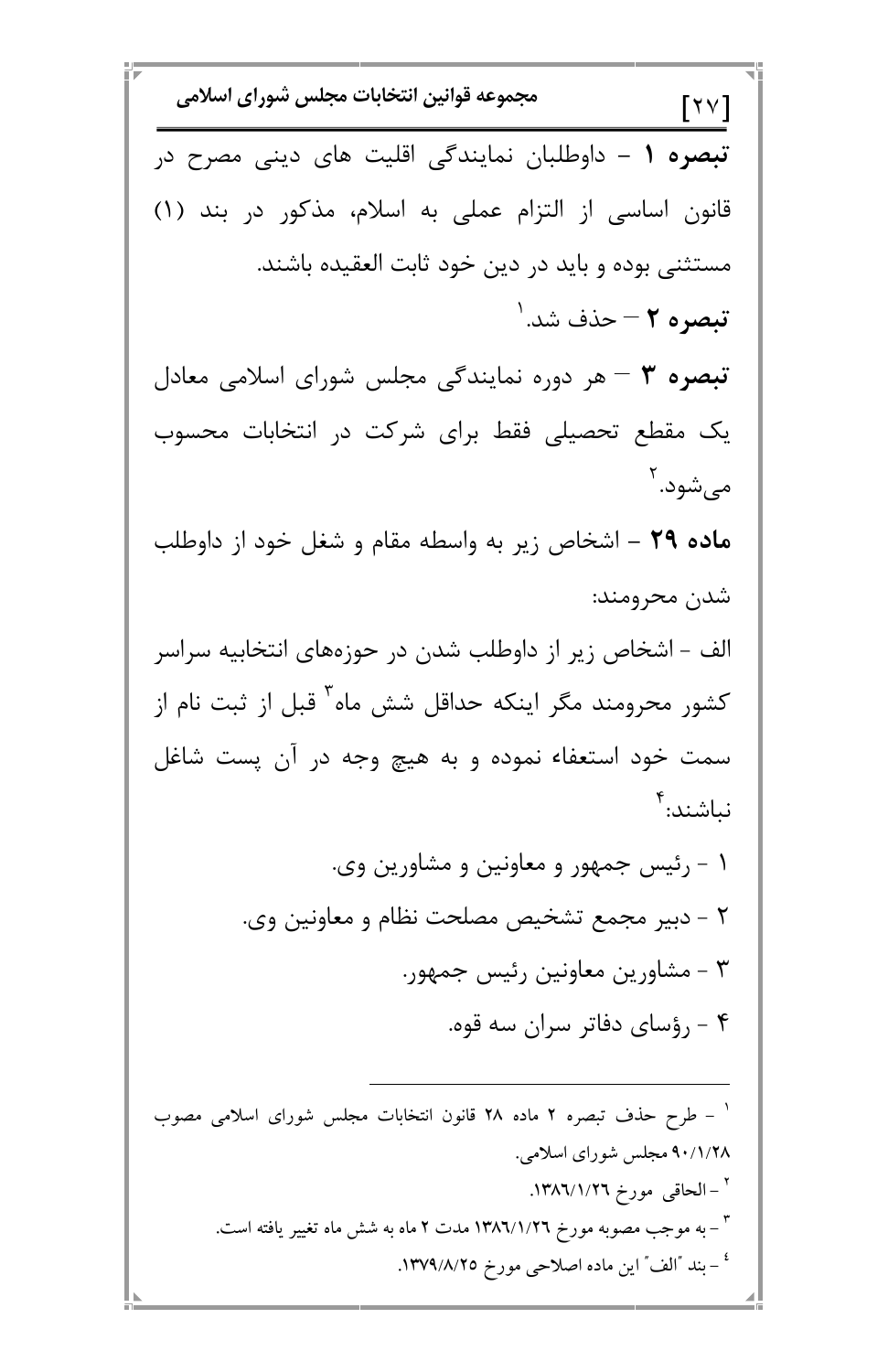**تبصره ۱** – داوطلبان نمایندگی اقلیت های دینی مصرح در قانون اساسی از التزام عملی به اسلام، مذکور در بند (۱) مستثنی بوده و باید در دین خود ثابت العقیده باشند.

**تبصره ۲** – حذف شد.[۱]

**تبصره ۳** – هر دوره نمایندگی مجلس شورای اسلامی معادل یک مقطع تحصیلی فقط برای شرکت در انتخابات محسوب می‌شود.[۲]

**ماده ۲۹** – اشخاص زیر به واسطه مقام و شغل خود از داوطلب شدن محرومند:

الف - اشخاص زیر از داوطلب شدن در حوزه‌های انتخابیه سراسر کشور محرومند مگر اینکه حداقل شش ماه[۳] قبل از ثبت نام از سمت خود استعفاء نموده و به هیچ وجه در آن پست شاغل نباشند:[۴]

۱ - رئیس جمهور و معاونین و مشاورین وی.

۲ - دبیر مجمع تشخیص مصلحت نظام و معاونین وی.

۳ - مشاورین معاونین رئیس جمهور.

۴ - رؤسای دفاتر سران سه قوه.

---

[۱] - طرح حذف تبصره ۲ ماده ۲۸ قانون انتخابات مجلس شورای اسلامی مصوب ۹۰/۱/۲۸ مجلس شورای اسلامی.

[۲] - الحاقی مورخ ۱۳۸۶/۱/۲۶.

[۳] - به موجب مصوبه مورخ ۱۳۸۶/۱/۲۶ مدت ۲ ماه به شش ماه تغییر یافته است.

[۴] - بند "الف" این ماده اصلاحی مورخ ۱۳۷۹/۸/۲۵.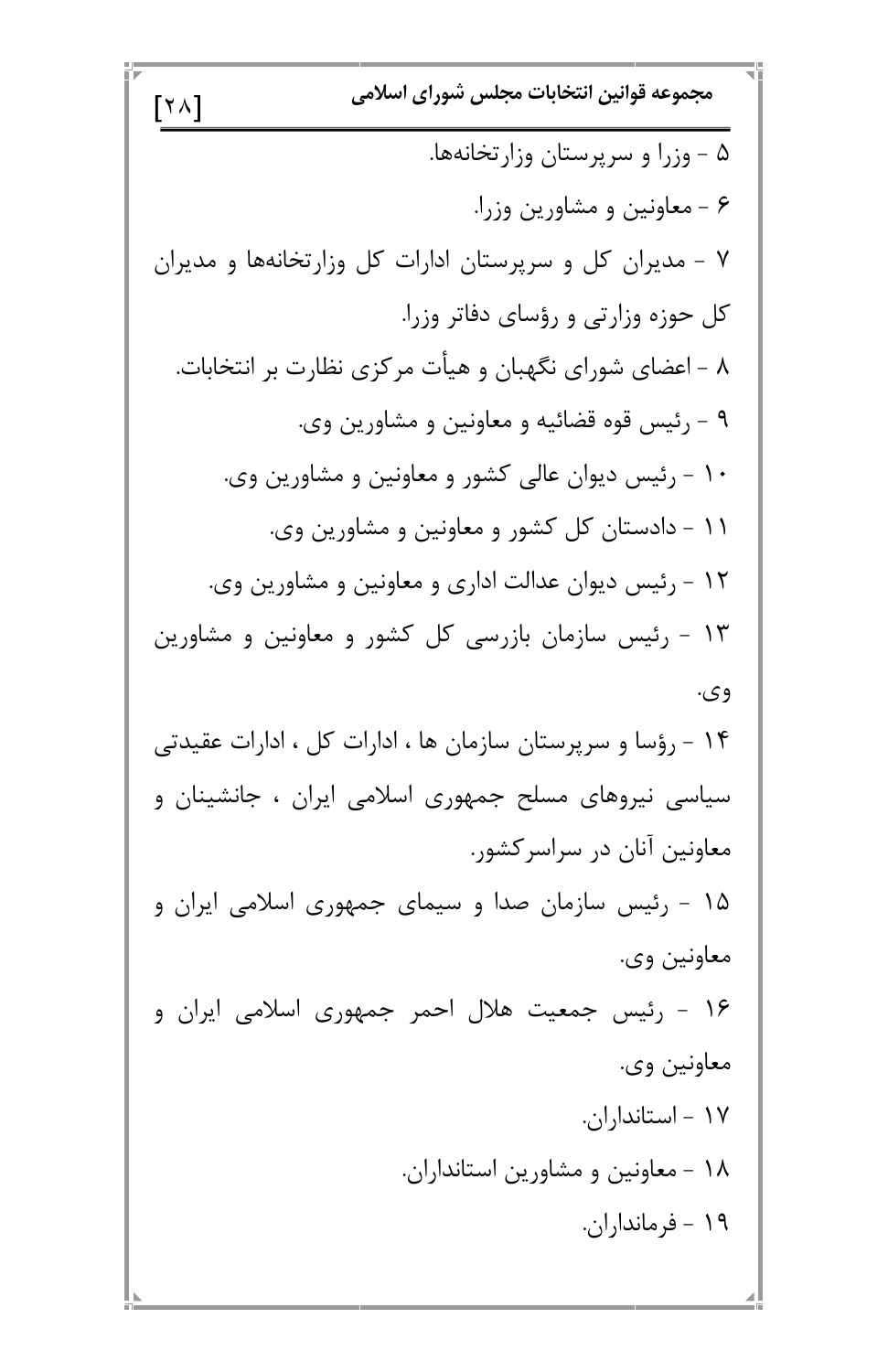۵ - وزرا و سرپرستان وزارتخانه‌ها.

۶ - معاونین و مشاورین وزرا.

۷ - مدیران کل و سرپرستان ادارات کل وزارتخانه‌ها و مدیران کل حوزه وزارتی و رؤسای دفاتر وزرا.

۸ - اعضای شورای نگهبان و هیأت مرکزی نظارت بر انتخابات.

۹ - رئیس قوه قضائیه و معاونین و مشاورین وی.

۱۰ - رئیس دیوان عالی کشور و معاونین و مشاورین وی.

۱۱ - دادستان کل کشور و معاونین و مشاورین وی.

۱۲ - رئیس دیوان عدالت اداری و معاونین و مشاورین وی.

۱۳ - رئیس سازمان بازرسی کل کشور و معاونین و مشاورین وی.

۱۴ - رؤسا و سرپرستان سازمان ها ، ادارات کل ، ادارات عقیدتی سیاسی نیروهای مسلح جمهوری اسلامی ایران ، جانشینان و معاونین آنان در سراسرکشور.

۱۵ - رئیس سازمان صدا و سیمای جمهوری اسلامی ایران و معاونین وی.

۱۶ - رئیس جمعیت هلال احمر جمهوری اسلامی ایران و معاونین وی.

۱۷ - استانداران.

۱۸ - معاونین و مشاورین استانداران.

۱۹ - فرمانداران.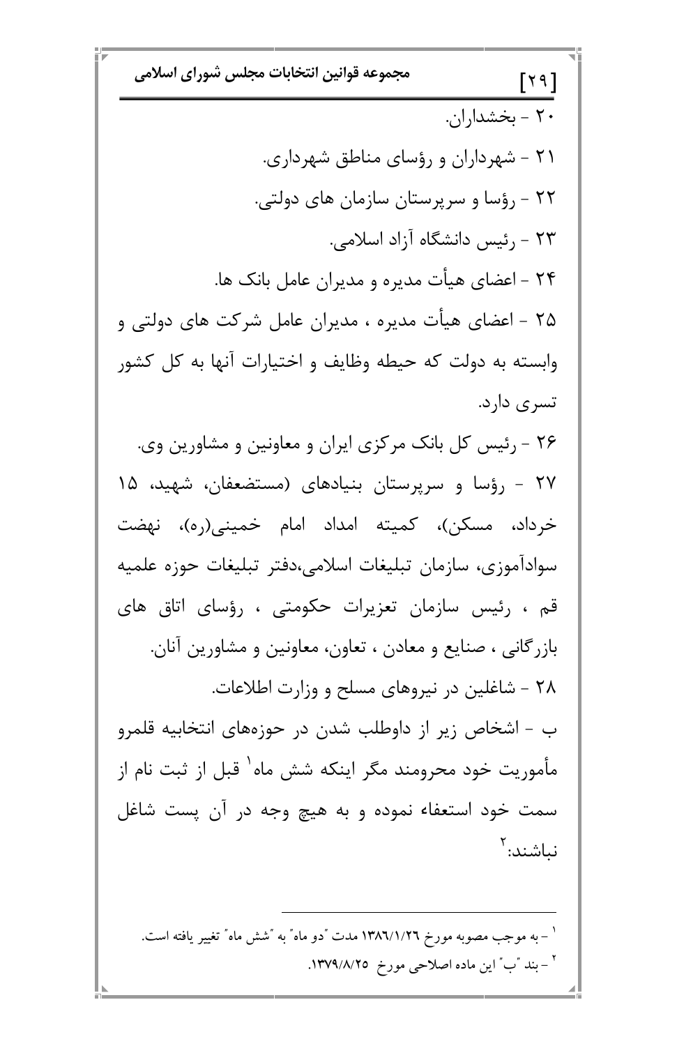۲۰ - بخشداران.

۲۱ - شهرداران و رؤسای مناطق شهرداری.

۲۲ - رؤسا و سرپرستان سازمان های دولتی.

۲۳ - رئیس دانشگاه آزاد اسلامی.

۲۴ - اعضای هیأت مدیره و مدیران عامل بانک ها.

۲۵ - اعضای هیأت مدیره ، مدیران عامل شرکت های دولتی و وابسته به دولت که حیطه وظایف و اختیارات آنها به کل کشور تسری دارد.

۲۶ - رئیس کل بانک مرکزی ایران و معاونین و مشاورین وی.

۲۷ - رؤسا و سرپرستان بنیادهای (مستضعفان، شهید، ۱۵ خرداد، مسکن)، کمیته امداد امام خمینی(ره)، نهضت سوادآموزی، سازمان تبلیغات اسلامی،دفتر تبلیغات حوزه علمیه قم ، رئیس سازمان تعزیرات حکومتی ، رؤسای اتاق های بازرگانی ، صنایع و معادن ، تعاون، معاونین و مشاورین آنان.

۲۸ - شاغلین در نیروهای مسلح و وزارت اطلاعات.

ب - اشخاص زیر از داوطلب شدن در حوزه‌های انتخابیه قلمرو مأموریت خود محرومند مگر اینکه شش ماه[1] قبل از ثبت نام از سمت خود استعفاء نموده و به هیچ وجه در آن پست شاغل نباشند:[2]

---

[1] - به موجب مصوبه مورخ ۱۳۸٦/۱/۲٦ مدت "دو ماه" به "شش ماه" تغییر یافته است.

[2] - بند "ب" این ماده اصلاحی مورخ ۱۳۷۹/۸/۲۵.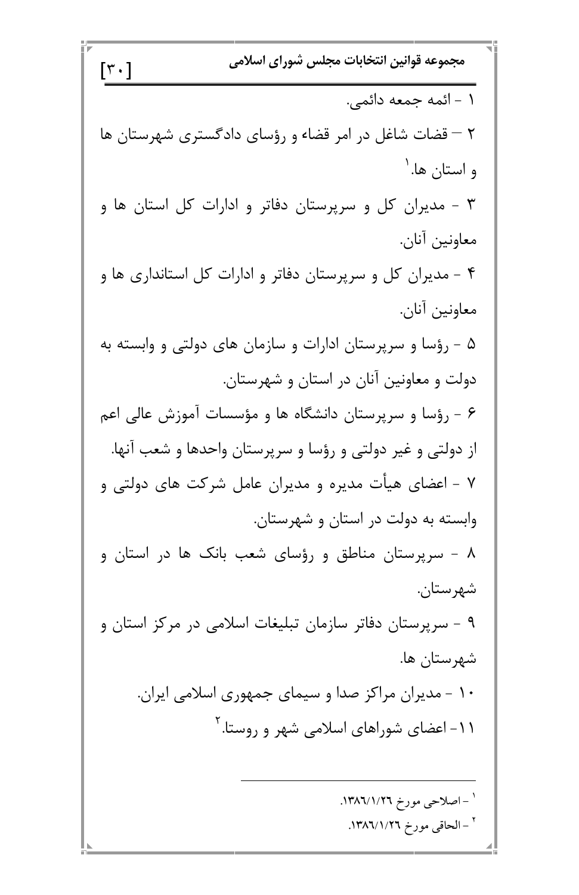۱ - ائمه جمعه دائمی.

۲ – قضات شاغل در امر قضاء و رؤسای دادگستری شهرستان ها و استان ها.[1]

۳ - مدیران کل و سرپرستان دفاتر و ادارات کل استان ها و معاونین آنان.

۴ - مدیران کل و سرپرستان دفاتر و ادارات کل استانداری ها و معاونین آنان.

۵ - رؤسا و سرپرستان ادارات و سازمان های دولتی و وابسته به دولت و معاونین آنان در استان و شهرستان.

۶ - رؤسا و سرپرستان دانشگاه ها و مؤسسات آموزش عالی اعم از دولتی و غیر دولتی و رؤسا و سرپرستان واحدها و شعب آنها.

۷ - اعضای هیأت مدیره و مدیران عامل شرکت های دولتی و وابسته به دولت در استان و شهرستان.

۸ - سرپرستان مناطق و رؤسای شعب بانک ها در استان و شهرستان.

۹ - سرپرستان دفاتر سازمان تبلیغات اسلامی در مرکز استان و شهرستان ها.

۱۰ - مدیران مراکز صدا و سیمای جمهوری اسلامی ایران.

۱۱- اعضای شوراهای اسلامی شهر و روستا.[2]

---

[1] - اصلاحی مورخ ۱۳۸٦/۱/۲٦.

[2] - الحاقی مورخ ۱۳۸٦/۱/۲٦.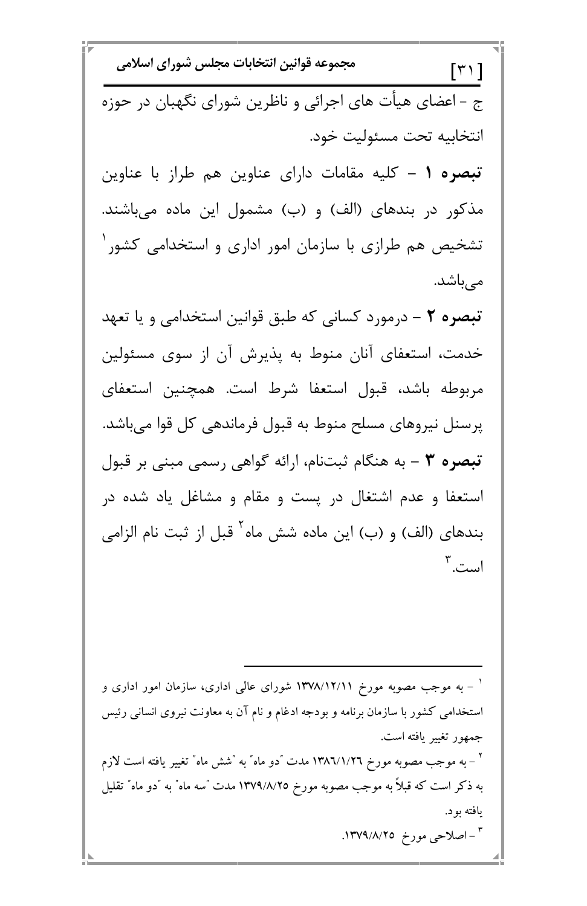ج - اعضای هیأت های اجرائی و ناظرین شورای نگهبان در حوزه انتخابیه تحت مسئولیت خود.

**تبصره ۱** - کلیه مقامات دارای عناوین هم طراز با عناوین مذکور در بندهای (الف) و (ب) مشمول این ماده می‌باشند. تشخیص هم طرازی با سازمان امور اداری و استخدامی کشور[1] می‌باشد.

**تبصره ۲** - درمورد کسانی که طبق قوانین استخدامی و یا تعهد خدمت، استعفای آنان منوط به پذیرش آن از سوی مسئولین مربوطه باشد، قبول استعفا شرط است. همچنین استعفای پرسنل نیروهای مسلح منوط به قبول فرماندهی کل قوا می‌باشد.

**تبصره ۳** - به هنگام ثبت‌نام، ارائه گواهی رسمی مبنی بر قبول استعفا و عدم اشتغال در پست و مقام و مشاغل یاد شده در بندهای (الف) و (ب) این ماده شش ماه[2] قبل از ثبت نام الزامی است.[3]

---

[1] - به موجب مصوبه مورخ ۱۳۷۸/۱۲/۱۱ شورای عالی اداری، سازمان امور اداری و استخدامی کشور با سازمان برنامه و بودجه ادغام و نام آن به معاونت نیروی انسانی رئیس جمهور تغییر یافته است.

[2] - به موجب مصوبه مورخ ۱۳۸۶/۱/۲۶ مدت "دو ماه" به "شش ماه" تغییر یافته است لازم به ذکر است که قبلاً به موجب مصوبه مورخ ۱۳۷۹/۸/۲۵ مدت "سه ماه" به "دو ماه" تقلیل یافته بود.

[3] - اصلاحی مورخ ۱۳۷۹/۸/۲۵.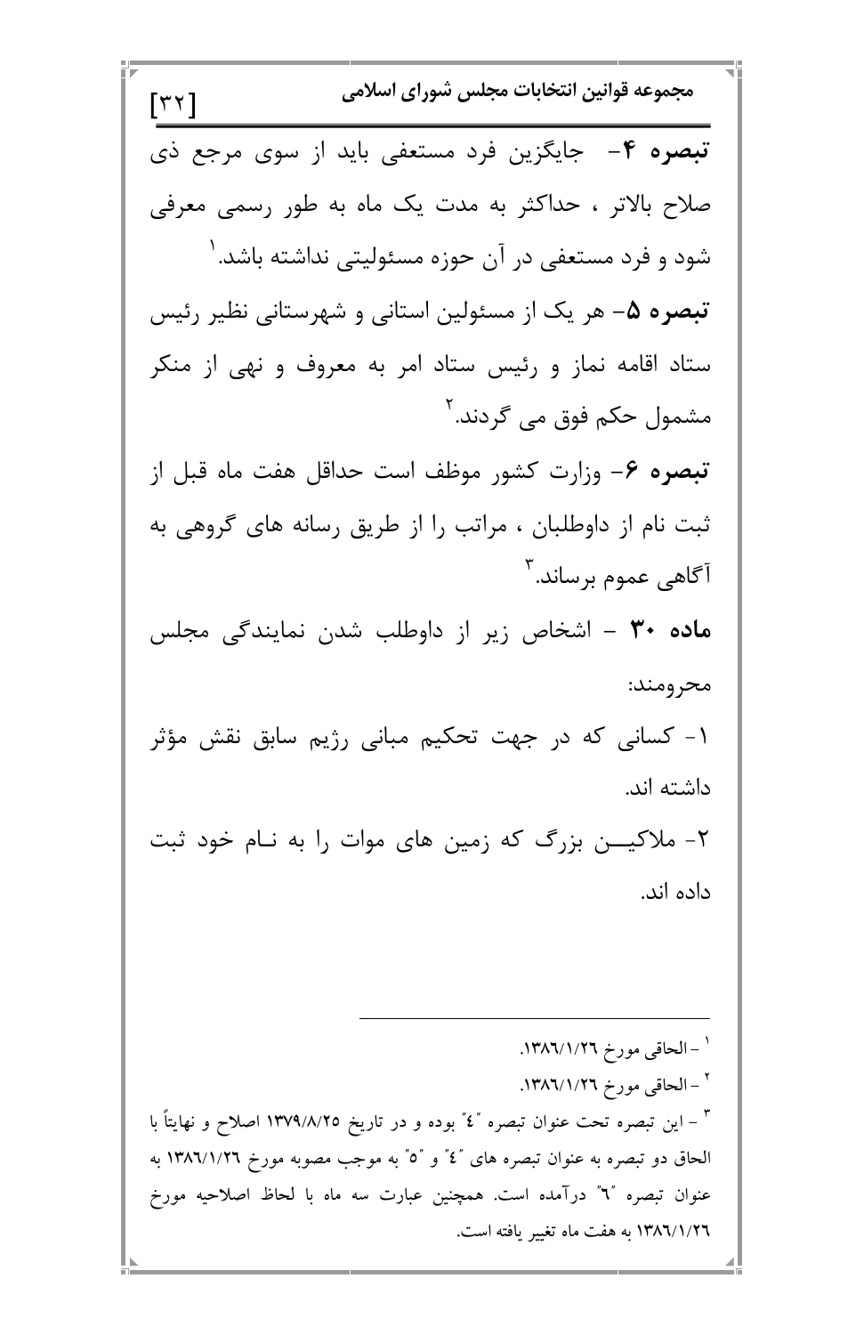**تبصره ۴**- جایگزین فرد مستعفی باید از سوی مرجع ذی صلاح بالاتر ، حداکثر به مدت یک ماه به طور رسمی معرفی شود و فرد مستعفی در آن حوزه مسئولیتی نداشته باشد.[1]

**تبصره ۵**- هر یک از مسئولین استانی و شهرستانی نظیر رئیس ستاد اقامه نماز و رئیس ستاد امر به معروف و نهی از منکر مشمول حکم فوق می گردند.[2]

**تبصره ۶**- وزارت کشور موظف است حداقل هفت ماه قبل از ثبت نام از داوطلبان ، مراتب را از طریق رسانه های گروهی به آگاهی عموم برساند.[3]

**ماده ۳۰** – اشخاص زیر از داوطلب شدن نمایندگی مجلس محرومند:

۱- کسانی که در جهت تحکیم مبانی رژیم سابق نقش مؤثر داشته اند.

۲- ملاکیــن بزرگ که زمین های موات را به نـام خود ثبت داده اند.

---

[1] – الحاقی مورخ ١٣٨٦/١/٢٦.

[2] – الحاقی مورخ ١٣٨٦/١/٢٦.

[3] – این تبصره تحت عنوان تبصره "٤" بوده و در تاریخ ١٣٧٩/٨/٢٥ اصلاح و نهایتاً با الحاق دو تبصره به عنوان تبصره های "٤" و "٥" به موجب مصوبه مورخ ١٣٨٦/١/٢٦ به عنوان تبصره "٦" درآمده است. همچنین عبارت سه ماه با لحاظ اصلاحیه مورخ ١٣٨٦/١/٢٦ به هفت ماه تغییر یافته است.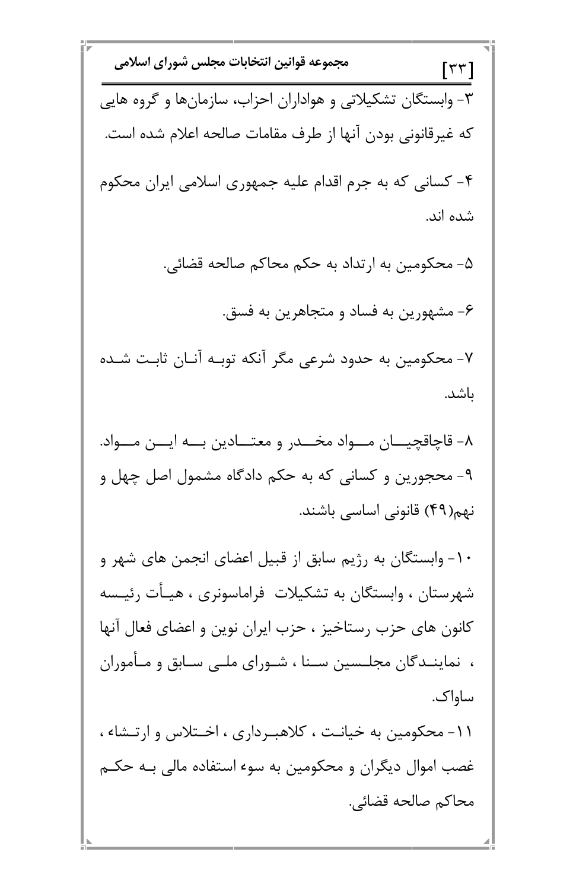۳- وابستگان تشکیلاتی و هواداران احزاب، سازمان‌ها و گروه هایی که غیرقانونی بودن آنها از طرف مقامات صالحه اعلام شده است.

۴- کسانی که به جرم اقدام علیه جمهوری اسلامی ایران محکوم شده اند.

۵- محکومین به ارتداد به حکم محاکم صالحه قضائی.

۶- مشهورین به فساد و متجاهرین به فسق.

۷- محکومین به حدود شرعی مگر آنکه توبه آنان ثابت شده باشد.

۸- قاچاقچیان مواد مخدر و معتادین به این مواد.

۹- محجورین و کسانی که به حکم دادگاه مشمول اصل چهل و نهم(۴۹) قانونی اساسی باشند.

۱۰- وابستگان به رژیم سابق از قبیل اعضای انجمن های شهر و شهرستان ، وابستگان به تشکیلات فراماسونری ، هیأت رئیسه کانون های حزب رستاخیز ، حزب ایران نوین و اعضای فعال آنها ، نمایندگان مجلسین سنا ، شورای ملی سابق و مأموران ساواک.

۱۱- محکومین به خیانت ، کلاهبرداری ، اختلاس و ارتشاء ، غصب اموال دیگران و محکومین به سوء استفاده مالی به حکم محاکم صالحه قضائی.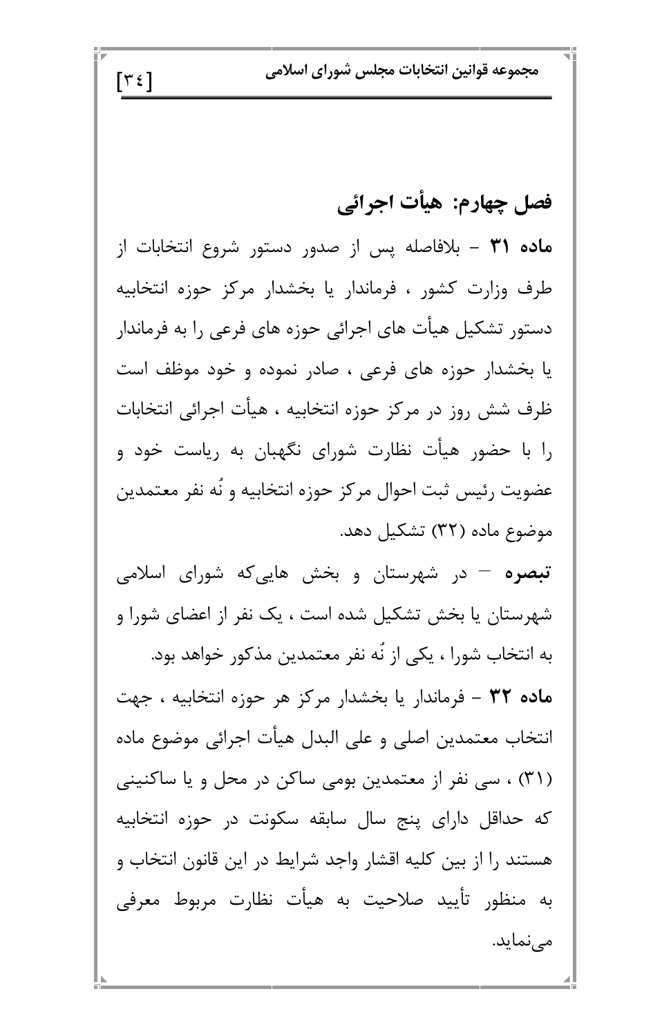## فصل چهارم: هیأت اجرائی

**ماده ۳۱** – بلافاصله پس از صدور دستور شروع انتخابات از طرف وزارت کشور ، فرماندار یا بخشدار مرکز حوزه انتخابیه دستور تشکیل هیأت های اجرائی حوزه های فرعی را به فرماندار یا بخشدار حوزه های فرعی ، صادر نموده و خود موظف است ظرف شش روز در مرکز حوزه انتخابیه ، هیأت اجرائی انتخابات را با حضور هیأت نظارت شورای نگهبان به ریاست خود و عضویت رئیس ثبت احوال مرکز حوزه انتخابیه و نُه نفر معتمدین موضوع ماده (۳۲) تشکیل دهد.

**تبصره** – در شهرستان و بخش هایی‌که شورای اسلامی شهرستان یا بخش تشکیل شده است ، یک نفر از اعضای شورا و به انتخاب شورا ، یکی از نُه نفر معتمدین مذکور خواهد بود.

**ماده ۳۲** – فرماندار یا بخشدار مرکز هر حوزه انتخابیه ، جهت انتخاب معتمدین اصلی و علی البدل هیأت اجرائی موضوع ماده (۳۱) ، سی نفر از معتمدین بومی ساکن در محل و یا ساکنینی که حداقل دارای پنج سال سابقه سکونت در حوزه انتخابیه هستند را از بین کلیه اقشار واجد شرایط در این قانون انتخاب و به منظور تأیید صلاحیت به هیأت نظارت مربوط معرفی می‌نماید.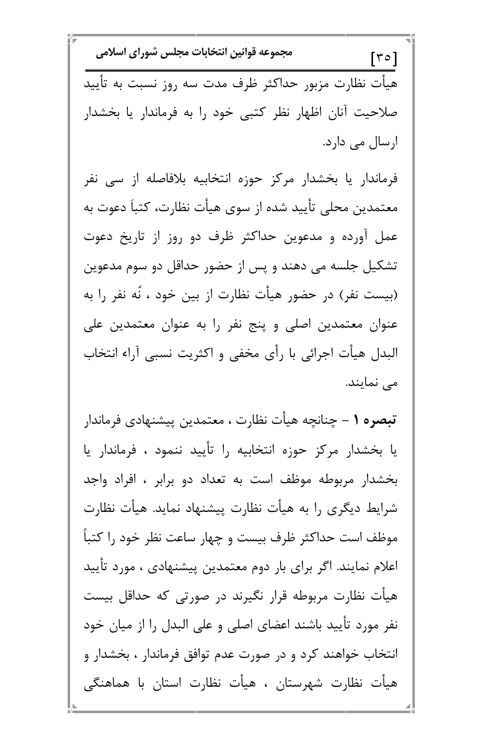هیأت نظارت مزبور حداکثر ظرف مدت سه روز نسبت به تأیید صلاحیت آنان اظهار نظر کتبی خود را به فرماندار یا بخشدار ارسال می دارد.

فرماندار یا بخشدار مرکز حوزه انتخابیه بلافاصله از سی نفر معتمدین محلی تأیید شده از سوی هیأت نظارت، کتباً دعوت به عمل آورده و مدعوین حداکثر ظرف دو روز از تاریخ دعوت تشکیل جلسه می دهند و پس از حضور حداقل دو سوم مدعوین (بیست نفر) در حضور هیأت نظارت از بین خود ، نُه نفر را به عنوان معتمدین اصلی و پنج نفر را به عنوان معتمدین علی البدل هیأت اجرائی با رأی مخفی و اکثریت نسبی آراء انتخاب می نمایند.

**تبصره ۱** – چنانچه هیأت نظارت ، معتمدین پیشنهادی فرماندار یا بخشدار مرکز حوزه انتخابیه را تأیید ننمود ، فرماندار یا بخشدار مربوطه موظف است به تعداد دو برابر ، افراد واجد شرایط دیگری را به هیأت نظارت پیشنهاد نماید. هیأت نظارت موظف است حداکثر ظرف بیست و چهار ساعت نظر خود را کتباً اعلام نمایند. اگر برای بار دوم معتمدین پیشنهادی ، مورد تأیید هیأت نظارت مربوطه قرار نگیرند در صورتی که حداقل بیست نفر مورد تأیید باشند اعضای اصلی و علی البدل را از میان خود انتخاب خواهند کرد و در صورت عدم توافق فرماندار ، بخشدار و هیأت نظارت شهرستان ، هیأت نظارت استان با هماهنگی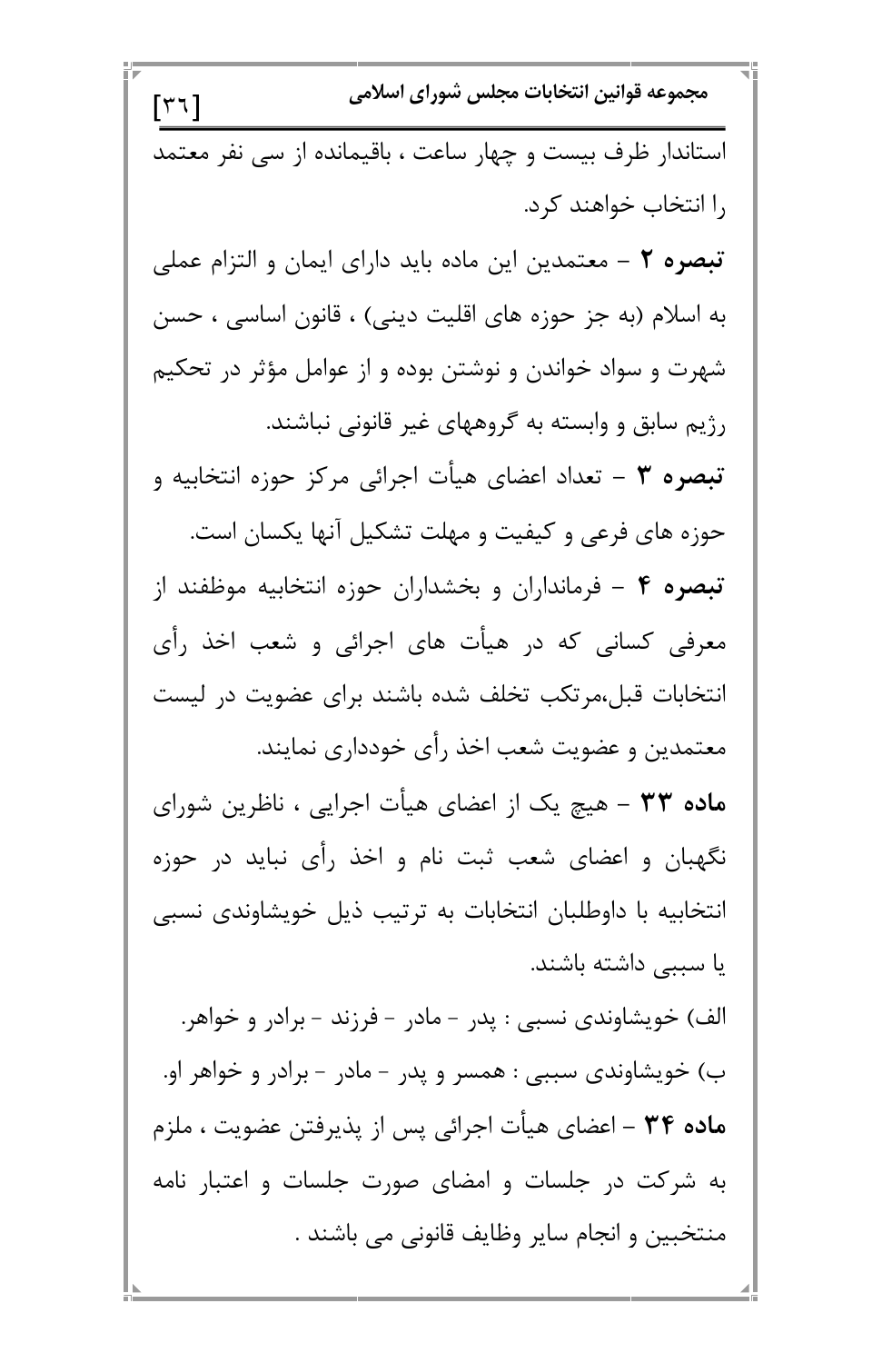استاندار ظرف بیست و چهار ساعت ، باقیمانده از سی نفر معتمد را انتخاب خواهند کرد.

**تبصره ۲** – معتمدین این ماده باید دارای ایمان و التزام عملی به اسلام (به جز حوزه های اقلیت دینی) ، قانون اساسی ، حسن شهرت و سواد خواندن و نوشتن بوده و از عوامل مؤثر در تحکیم رژیم سابق و وابسته به گروههای غیر قانونی نباشند.

**تبصره ۳** – تعداد اعضای هیأت اجرائی مرکز حوزه انتخابیه و حوزه های فرعی و کیفیت و مهلت تشکیل آنها یکسان است.

**تبصره ۴** – فرمانداران و بخشداران حوزه انتخابیه موظفند از معرفی کسانی که در هیأت های اجرائی و شعب اخذ رأی انتخابات قبل،مرتکب تخلف شده باشند برای عضویت در لیست معتمدین و عضویت شعب اخذ رأی خودداری نمایند.

**ماده ۳۳** – هیچ یک از اعضای هیأت اجرایی ، ناظرین شورای نگهبان و اعضای شعب ثبت نام و اخذ رأی نباید در حوزه انتخابیه با داوطلبان انتخابات به ترتیب ذیل خویشاوندی نسبی یا سببی داشته باشند.

الف) خویشاوندی نسبی : پدر - مادر - فرزند - برادر و خواهر.

ب) خویشاوندی سببی : همسر و پدر - مادر - برادر و خواهر او.

**ماده ۳۴** – اعضای هیأت اجرائی پس از پذیرفتن عضویت ، ملزم به شرکت در جلسات و امضای صورت جلسات و اعتبار نامه منتخبین و انجام سایر وظایف قانونی می باشند .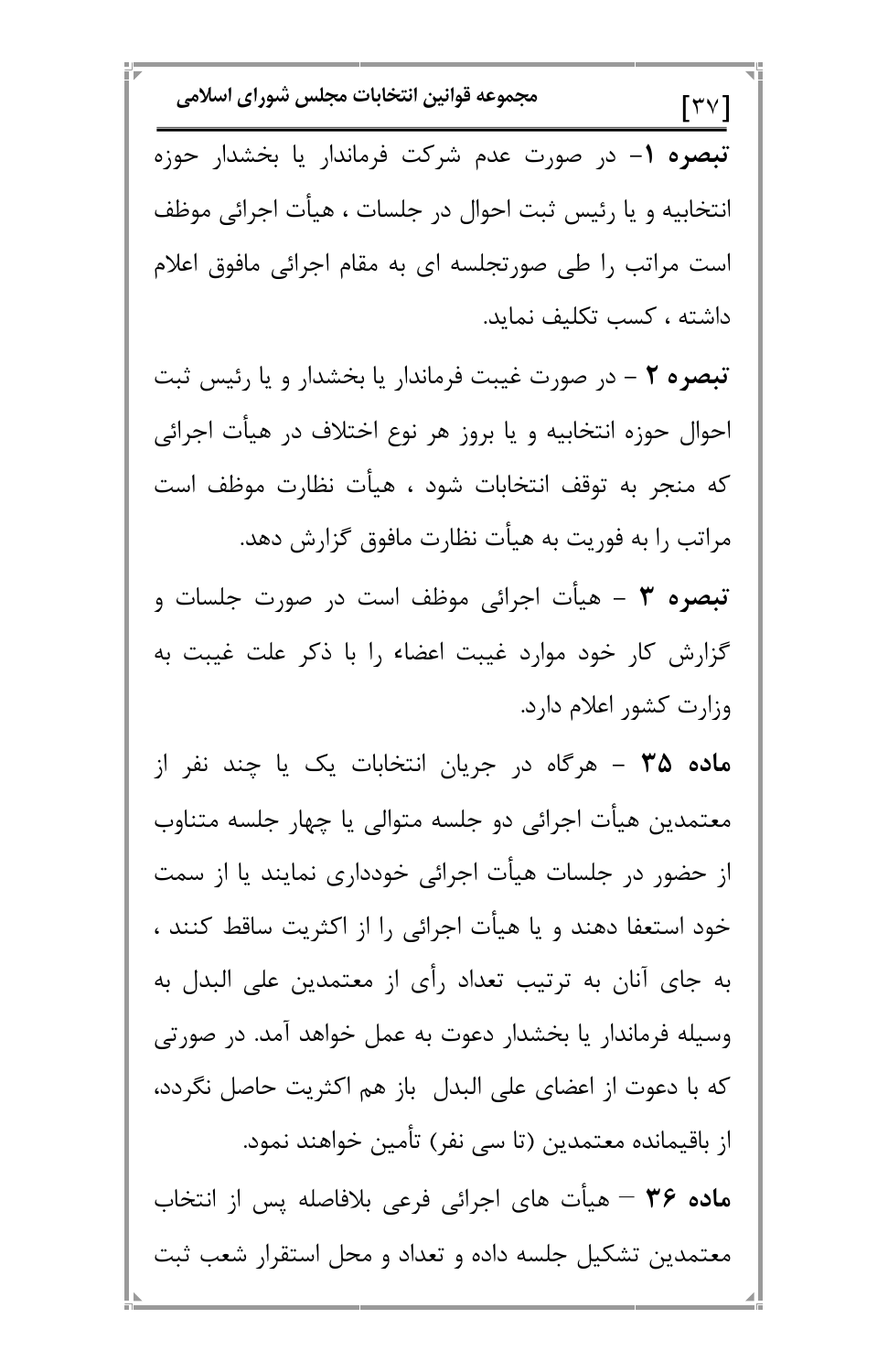**تبصره ۱**- در صورت عدم شرکت فرماندار یا بخشدار حوزه انتخابیه و یا رئیس ثبت احوال در جلسات ، هیأت اجرائی موظف است مراتب را طی صورتجلسه ای به مقام اجرائی مافوق اعلام داشته ، کسب تکلیف نماید.

**تبصره ۲** – در صورت غیبت فرماندار یا بخشدار و یا رئیس ثبت احوال حوزه انتخابیه و یا بروز هر نوع اختلاف در هیأت اجرائی که منجر به توقف انتخابات شود ، هیأت نظارت موظف است مراتب را به فوریت به هیأت نظارت مافوق گزارش دهد.

**تبصره ۳** – هیأت اجرائی موظف است در صورت جلسات و گزارش کار خود موارد غیبت اعضاء را با ذکر علت غیبت به وزارت کشور اعلام دارد.

**ماده ۳۵** – هرگاه در جریان انتخابات یک یا چند نفر از معتمدین هیأت اجرائی دو جلسه متوالی یا چهار جلسه متناوب از حضور در جلسات هیأت اجرائی خودداری نمایند یا از سمت خود استعفا دهند و یا هیأت اجرائی را از اکثریت ساقط کنند ، به جای آنان به ترتیب تعداد رأی از معتمدین علی البدل به وسیله فرماندار یا بخشدار دعوت به عمل خواهد آمد. در صورتی که با دعوت از اعضای علی البدل باز هم اکثریت حاصل نگردد، از باقیمانده معتمدین (تا سی نفر) تأمین خواهند نمود.

**ماده ۳۶** – هیأت های اجرائی فرعی بلافاصله پس از انتخاب معتمدین تشکیل جلسه داده و تعداد و محل استقرار شعب ثبت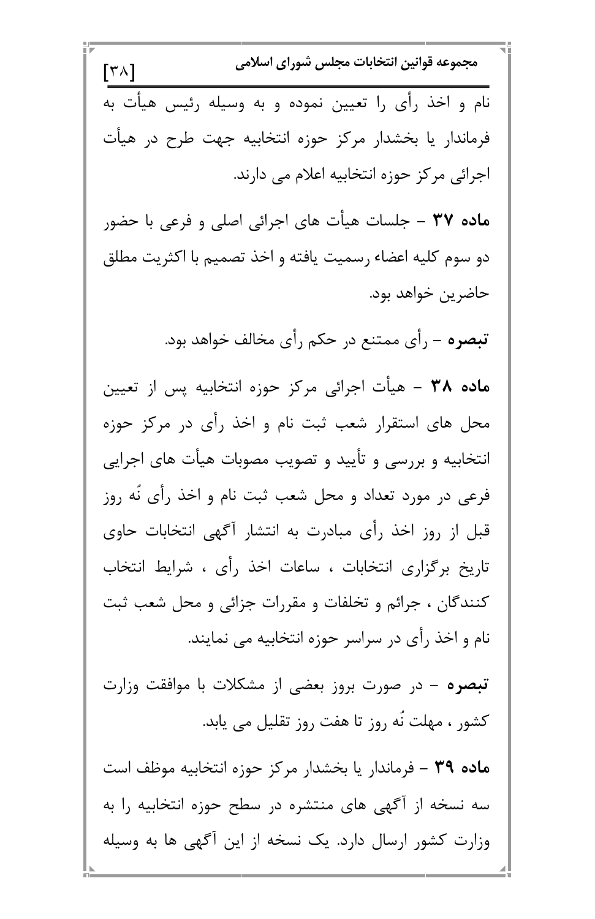نام و اخذ رأی را تعیین نموده و به وسیله رئیس هیأت به فرماندار یا بخشدار مرکز حوزه انتخابیه جهت طرح در هیأت اجرائی مرکز حوزه انتخابیه اعلام می دارند.

**ماده ۳۷** – جلسات هیأت های اجرائی اصلی و فرعی با حضور دو سوم کلیه اعضاء رسمیت یافته و اخذ تصمیم با اکثریت مطلق حاضرین خواهد بود.

***تبصره*** – رأی ممتنع در حکم رأی مخالف خواهد بود.

**ماده ۳۸** – هیأت اجرائی مرکز حوزه انتخابیه پس از تعیین محل های استقرار شعب ثبت نام و اخذ رأی در مرکز حوزه انتخابیه و بررسی و تأیید و تصویب مصوبات هیأت های اجرایی فرعی در مورد تعداد و محل شعب ثبت نام و اخذ رأی نُه روز قبل از روز اخذ رأی مبادرت به انتشار آگهی انتخابات حاوی تاریخ برگزاری انتخابات ، ساعات اخذ رأی ، شرایط انتخاب کنندگان ، جرائم و تخلفات و مقررات جزائی و محل شعب ثبت نام و اخذ رأی در سراسر حوزه انتخابیه می نمایند.

***تبصره*** – در صورت بروز بعضی از مشکلات با موافقت وزارت کشور ، مهلت نُه روز تا هفت روز تقلیل می یابد.

**ماده ۳۹** – فرماندار یا بخشدار مرکز حوزه انتخابیه موظف است سه نسخه از آگهی های منتشره در سطح حوزه انتخابیه را به وزارت کشور ارسال دارد. یک نسخه از این آگهی ها به وسیله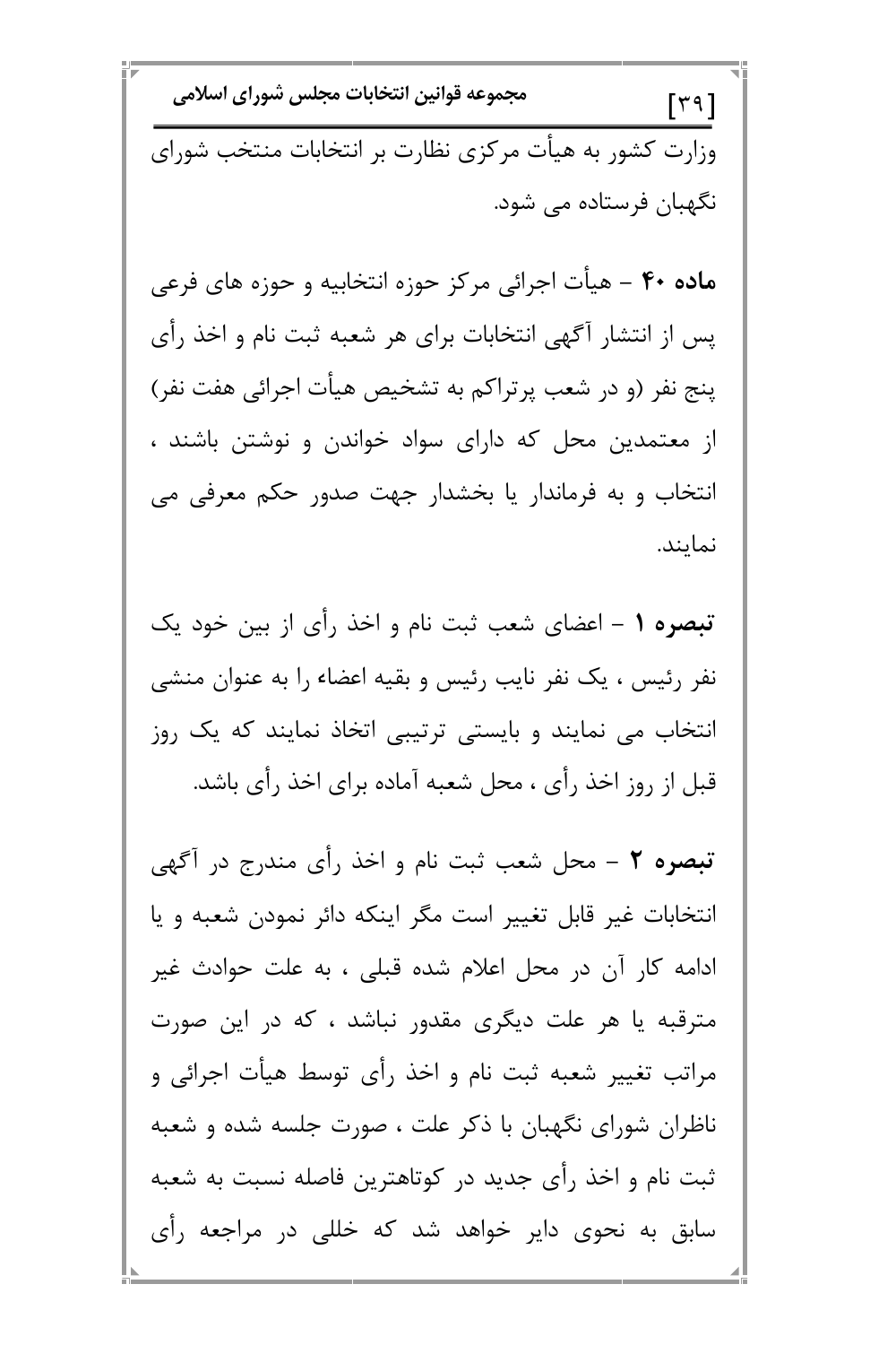وزارت کشور به هیأت مرکزی نظارت بر انتخابات منتخب شورای نگهبان فرستاده می شود.

**ماده ۴۰** – هیأت اجرائی مرکز حوزه انتخابیه و حوزه های فرعی پس از انتشار آگهی انتخابات برای هر شعبه ثبت نام و اخذ رأی پنج نفر (و در شعب پرتراکم به تشخیص هیأت اجرائی هفت نفر) از معتمدین محل که دارای سواد خواندن و نوشتن باشند ، انتخاب و به فرماندار یا بخشدار جهت صدور حکم معرفی می نمایند.

**تبصره ۱** – اعضای شعب ثبت نام و اخذ رأی از بین خود یک نفر رئیس ، یک نفر نایب رئیس و بقیه اعضاء را به عنوان منشی انتخاب می نمایند و بایستی ترتیبی اتخاذ نمایند که یک روز قبل از روز اخذ رأی ، محل شعبه آماده برای اخذ رأی باشد.

**تبصره ۲** – محل شعب ثبت نام و اخذ رأی مندرج در آگهی انتخابات غیر قابل تغییر است مگر اینکه دائر نمودن شعبه و یا ادامه کار آن در محل اعلام شده قبلی ، به علت حوادث غیر مترقبه یا هر علت دیگری مقدور نباشد ، که در این صورت مراتب تغییر شعبه ثبت نام و اخذ رأی توسط هیأت اجرائی و ناظران شورای نگهبان با ذکر علت ، صورت جلسه شده و شعبه ثبت نام و اخذ رأی جدید در کوتاهترین فاصله نسبت به شعبه سابق به نحوی دایر خواهد شد که خللی در مراجعه رأی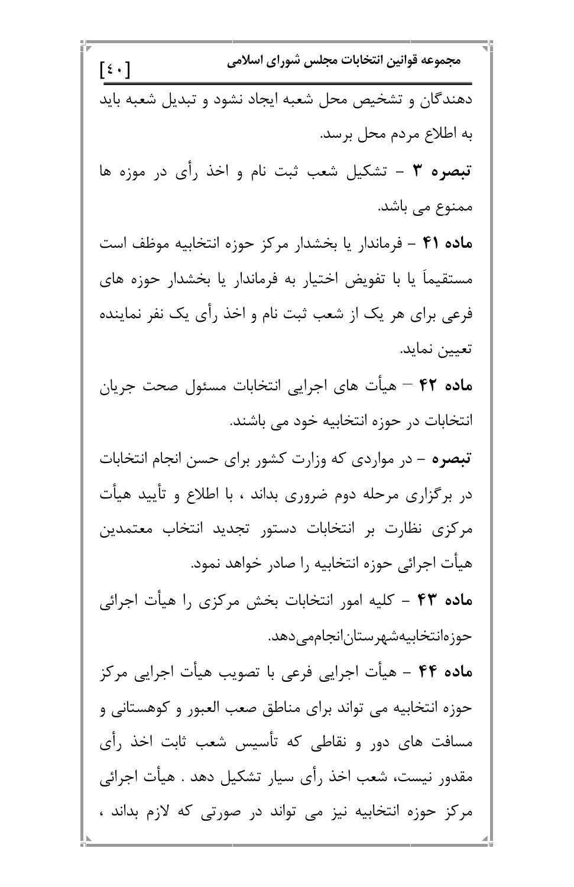دهندگان و تشخیص محل شعبه ایجاد نشود و تبدیل شعبه باید به اطلاع مردم محل برسد.

**تبصره ۳** – تشکیل شعب ثبت نام و اخذ رأی در موزه ها ممنوع می باشد.

**ماده ۴۱** – فرماندار یا بخشدار مرکز حوزه انتخابیه موظف است مستقیماً یا با تفویض اختیار به فرماندار یا بخشدار حوزه های فرعی برای هر یک از شعب ثبت نام و اخذ رأی یک نفر نماینده تعیین نماید.

**ماده ۴۲** – هیأت های اجرایی انتخابات مسئول صحت جریان انتخابات در حوزه انتخابیه خود می باشند.

**تبصره** – در مواردی که وزارت کشور برای حسن انجام انتخابات در برگزاری مرحله دوم ضروری بداند ، با اطلاع و تأیید هیأت مرکزی نظارت بر انتخابات دستور تجدید انتخاب معتمدین هیأت اجرائی حوزه انتخابیه را صادر خواهد نمود.

**ماده ۴۳** – کلیه امور انتخابات بخش مرکزی را هیأت اجرائی حوزهانتخابیهشهرستانانجام‌می‌دهد.

**ماده ۴۴** – هیأت اجرایی فرعی با تصویب هیأت اجرایی مرکز حوزه انتخابیه می تواند برای مناطق صعب العبور و کوهستانی و مسافت های دور و نقاطی که تأسیس شعب ثابت اخذ رأی مقدور نیست، شعب اخذ رأی سیار تشکیل دهد . هیأت اجرائی مرکز حوزه انتخابیه نیز می تواند در صورتی که لازم بداند ،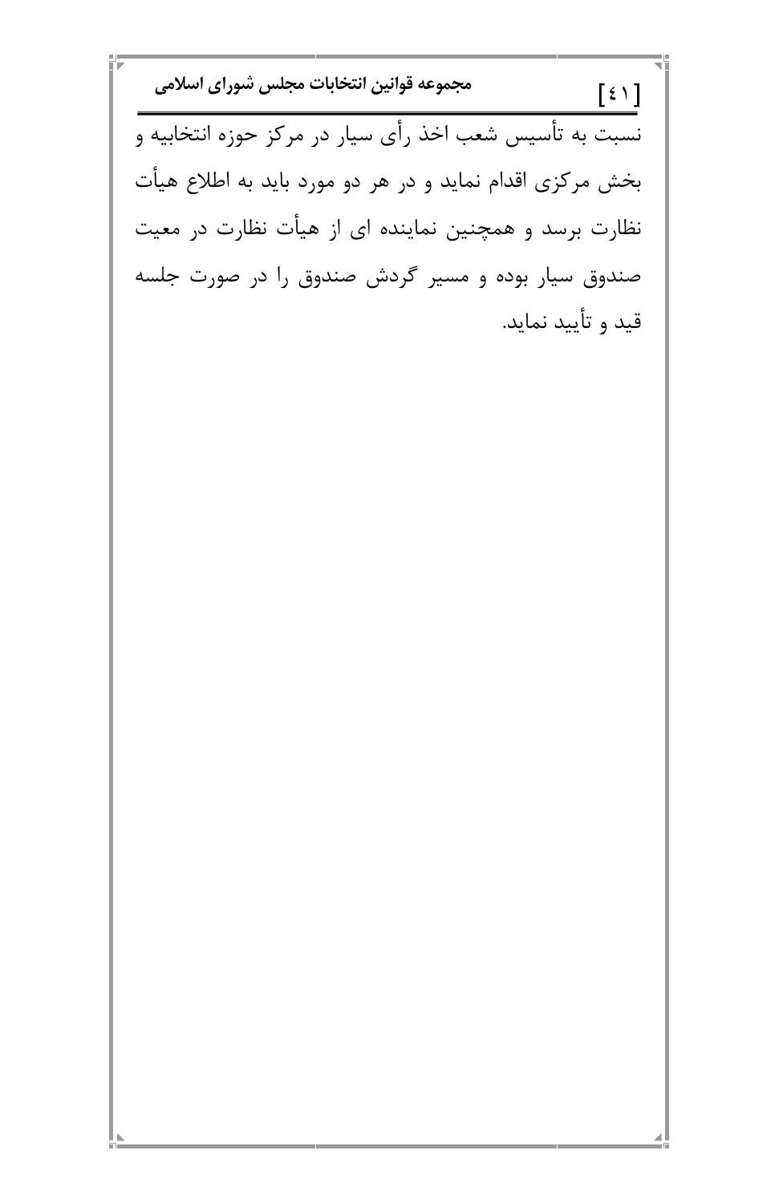نسبت به تأسیس شعب اخذ رأی سیار در مرکز حوزه انتخابیه و بخش مرکزی اقدام نماید و در هر دو مورد باید به اطلاع هیأت نظارت برسد و همچنین نماینده ای از هیأت نظارت در معیت صندوق سیار بوده و مسیر گردش صندوق را در صورت جلسه قید و تأیید نماید.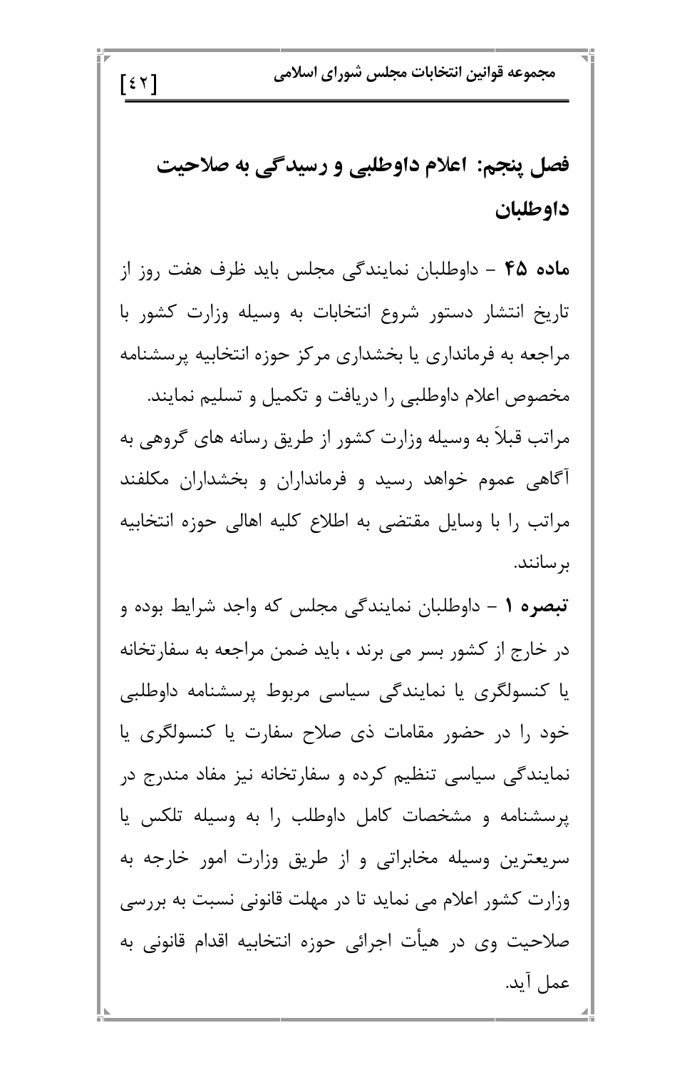## فصل پنجم: اعلام داوطلبی و رسیدگی به صلاحیت داوطلبان

**ماده ۴۵** – داوطلبان نمایندگی مجلس باید ظرف هفت روز از تاریخ انتشار دستور شروع انتخابات به وسیله وزارت کشور با مراجعه به فرمانداری یا بخشداری مرکز حوزه انتخابیه پرسشنامه مخصوص اعلام داوطلبی را دریافت و تکمیل و تسلیم نمایند.

مراتب قبلاً به وسیله وزارت کشور از طریق رسانه های گروهی به آگاهی عموم خواهد رسید و فرمانداران و بخشداران مکلفند مراتب را با وسایل مقتضی به اطلاع کلیه اهالی حوزه انتخابیه برسانند.

**تبصره ۱** – داوطلبان نمایندگی مجلس که واجد شرایط بوده و در خارج از کشور بسر می برند ، باید ضمن مراجعه به سفارتخانه یا کنسولگری یا نمایندگی سیاسی مربوط پرسشنامه داوطلبی خود را در حضور مقامات ذی صلاح سفارت یا کنسولگری یا نمایندگی سیاسی تنظیم کرده و سفارتخانه نیز مفاد مندرج در پرسشنامه و مشخصات کامل داوطلب را به وسیله تلکس یا سریعترین وسیله مخابراتی و از طریق وزارت امور خارجه به وزارت کشور اعلام می نماید تا در مهلت قانونی نسبت به بررسی صلاحیت وی در هیأت اجرائی حوزه انتخابیه اقدام قانونی به عمل آید.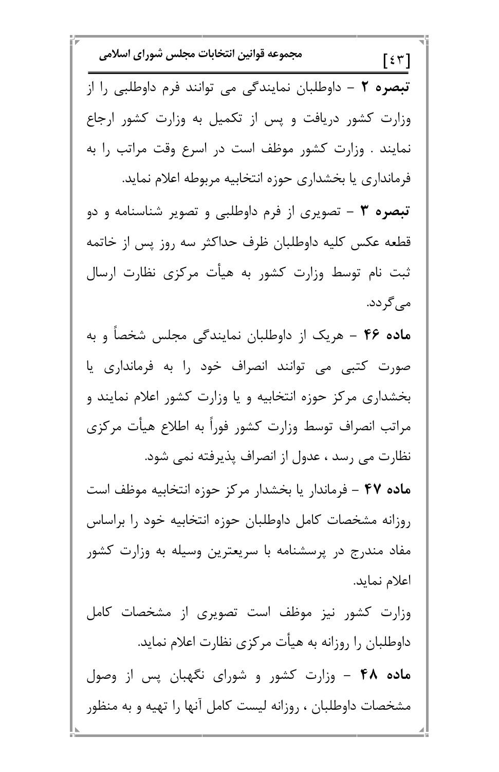**تبصره ۲** – داوطلبان نمایندگی می توانند فرم داوطلبی را از وزارت کشور دریافت و پس از تکمیل به وزارت کشور ارجاع نمایند . وزارت کشور موظف است در اسرع وقت مراتب را به فرمانداری یا بخشداری حوزه انتخابیه مربوطه اعلام نماید.

**تبصره ۳** – تصویری از فرم داوطلبی و تصویر شناسنامه و دو قطعه عکس کلیه داوطلبان ظرف حداکثر سه روز پس از خاتمه ثبت نام توسط وزارت کشور به هیأت مرکزی نظارت ارسال می‌گردد.

**ماده ۴۶** – هریک از داوطلبان نمایندگی مجلس شخصاً و به صورت کتبی می توانند انصراف خود را به فرمانداری یا بخشداری مرکز حوزه انتخابیه و یا وزارت کشور اعلام نمایند و مراتب انصراف توسط وزارت کشور فوراً به اطلاع هیأت مرکزی نظارت می رسد ، عدول از انصراف پذیرفته نمی شود.

**ماده ۴۷** – فرماندار یا بخشدار مرکز حوزه انتخابیه موظف است روزانه مشخصات کامل داوطلبان حوزه انتخابیه خود را براساس مفاد مندرج در پرسشنامه با سریعترین وسیله به وزارت کشور اعلام نماید.

وزارت کشور نیز موظف است تصویری از مشخصات کامل داوطلبان را روزانه به هیأت مرکزی نظارت اعلام نماید.

**ماده ۴۸** – وزارت کشور و شورای نگهبان پس از وصول مشخصات داوطلبان ، روزانه لیست کامل آنها را تهیه و به منظور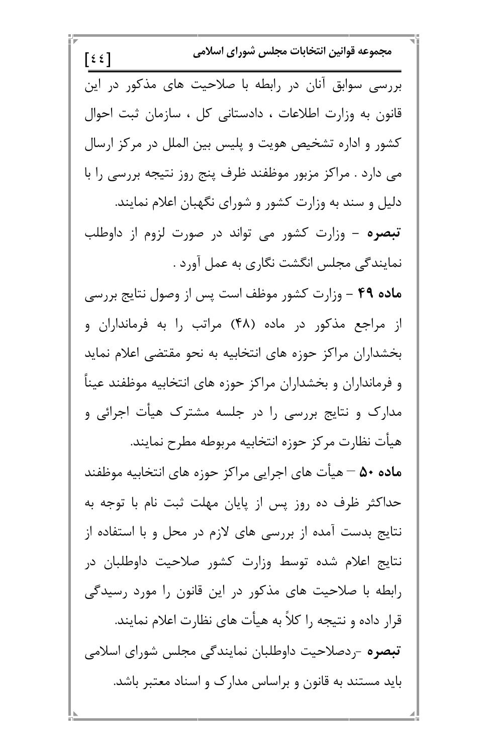بررسی سوابق آنان در رابطه با صلاحیت های مذکور در این قانون به وزارت اطلاعات ، دادستانی کل ، سازمان ثبت احوال کشور و اداره تشخیص هویت و پلیس بین الملل در مرکز ارسال می دارد . مراکز مزبور موظفند ظرف پنج روز نتیجه بررسی را با دلیل و سند به وزارت کشور و شورای نگهبان اعلام نمایند.

**تبصره** – وزارت کشور می تواند در صورت لزوم از داوطلب نمایندگی مجلس انگشت نگاری به عمل آورد .

**ماده ۴۹** – وزارت کشور موظف است پس از وصول نتایج بررسی از مراجع مذکور در ماده (۴۸) مراتب را به فرمانداران و بخشداران مراکز حوزه های انتخابیه به نحو مقتضی اعلام نماید و فرمانداران و بخشداران مراکز حوزه های انتخابیه موظفند عیناً مدارک و نتایج بررسی را در جلسه مشترک هیأت اجرائی و هیأت نظارت مرکز حوزه انتخابیه مربوطه مطرح نمایند.

**ماده ۵۰** – هیأت های اجرایی مراکز حوزه های انتخابیه موظفند حداکثر ظرف ده روز پس از پایان مهلت ثبت نام با توجه به نتایج بدست آمده از بررسی های لازم در محل و با استفاده از نتایج اعلام شده توسط وزارت کشور صلاحیت داوطلبان در رابطه با صلاحیت های مذکور در این قانون را مورد رسیدگی قرار داده و نتیجه را کلاً به هیأت های نظارت اعلام نمایند.

**تبصره** -ردصلاحیت داوطلبان نمایندگی مجلس شورای اسلامی باید مستند به قانون و براساس مدارک و اسناد معتبر باشد.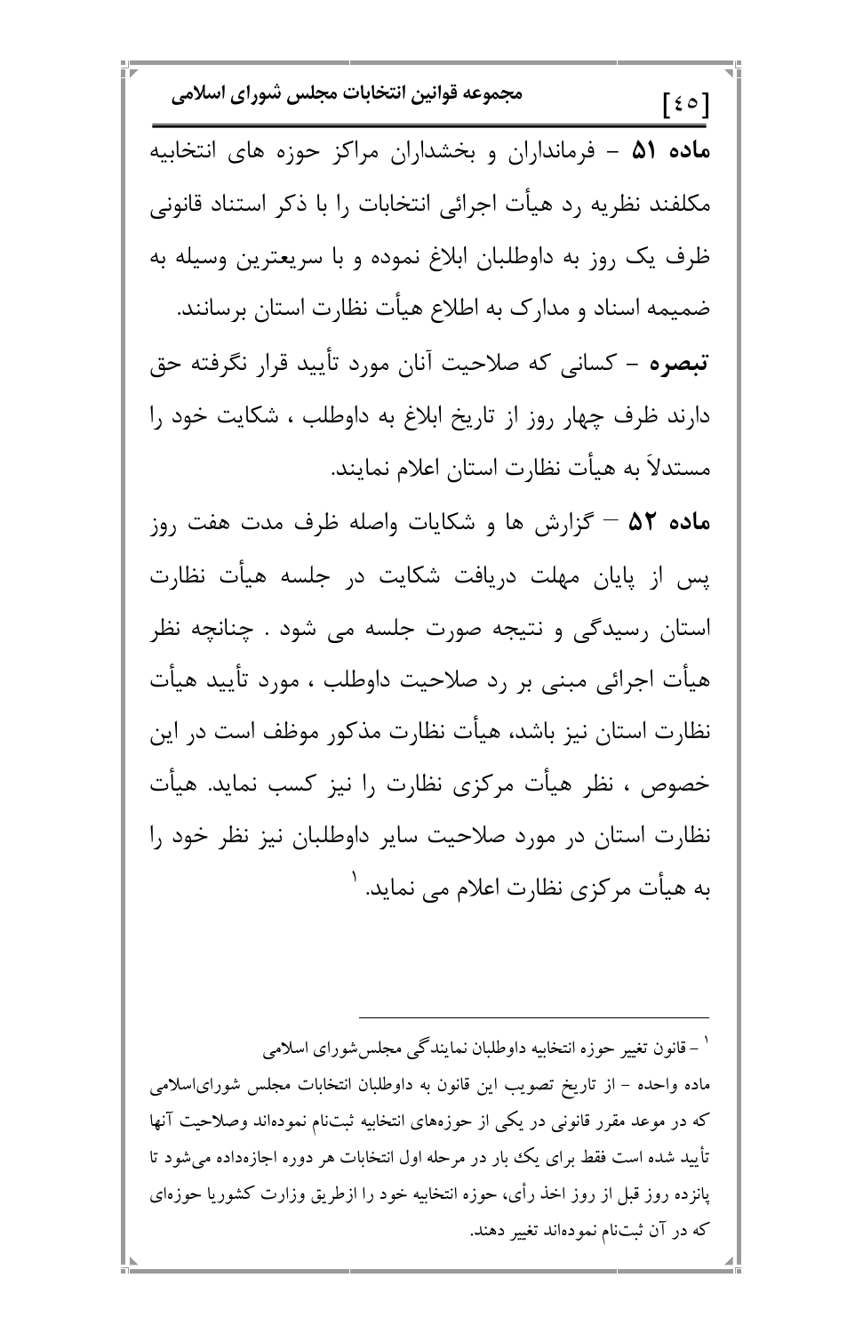**ماده ۵۱** – فرمانداران و بخشداران مراکز حوزه های انتخابیه مکلفند نظریه رد هیأت اجرائی انتخابات را با ذکر استناد قانونی ظرف یک روز به داوطلبان ابلاغ نموده و با سریعترین وسیله به ضمیمه اسناد و مدارک به اطلاع هیأت نظارت استان برسانند.

**تبصره** – کسانی که صلاحیت آنان مورد تأیید قرار نگرفته حق دارند ظرف چهار روز از تاریخ ابلاغ به داوطلب ، شکایت خود را مستدلاً به هیأت نظارت استان اعلام نمایند.

**ماده ۵۲** – گزارش ها و شکایات واصله ظرف مدت هفت روز پس از پایان مهلت دریافت شکایت در جلسه هیأت نظارت استان رسیدگی و نتیجه صورت جلسه می شود . چنانچه نظر هیأت اجرائی مبنی بر رد صلاحیت داوطلب ، مورد تأیید هیأت نظارت استان نیز باشد، هیأت نظارت مذکور موظف است در این خصوص ، نظر هیأت مرکزی نظارت را نیز کسب نماید. هیأت نظارت استان در مورد صلاحیت سایر داوطلبان نیز نظر خود را به هیأت مرکزی نظارت اعلام می نماید. [1]

---

[1] – قانون تغییر حوزه انتخابیه داوطلبان نمایندگی مجلس‌شورای اسلامی

ماده واحده – از تاریخ تصویب این قانون به داوطلبان انتخابات مجلس شورای‌اسلامی که در موعد مقرر قانونی در یکی از حوزه‌های انتخابیه ثبت‌نام نموده‌اند وصلاحیت آنها تأیید شده است فقط برای یک بار در مرحله اول انتخابات هر دوره اجازه‌داده می‌شود تا پانزده روز قبل از روز اخذ رأی، حوزه انتخابیه خود را ازطریق وزارت کشوریا حوزه‌ای که در آن ثبت‌نام نموده‌اند تغییر دهند.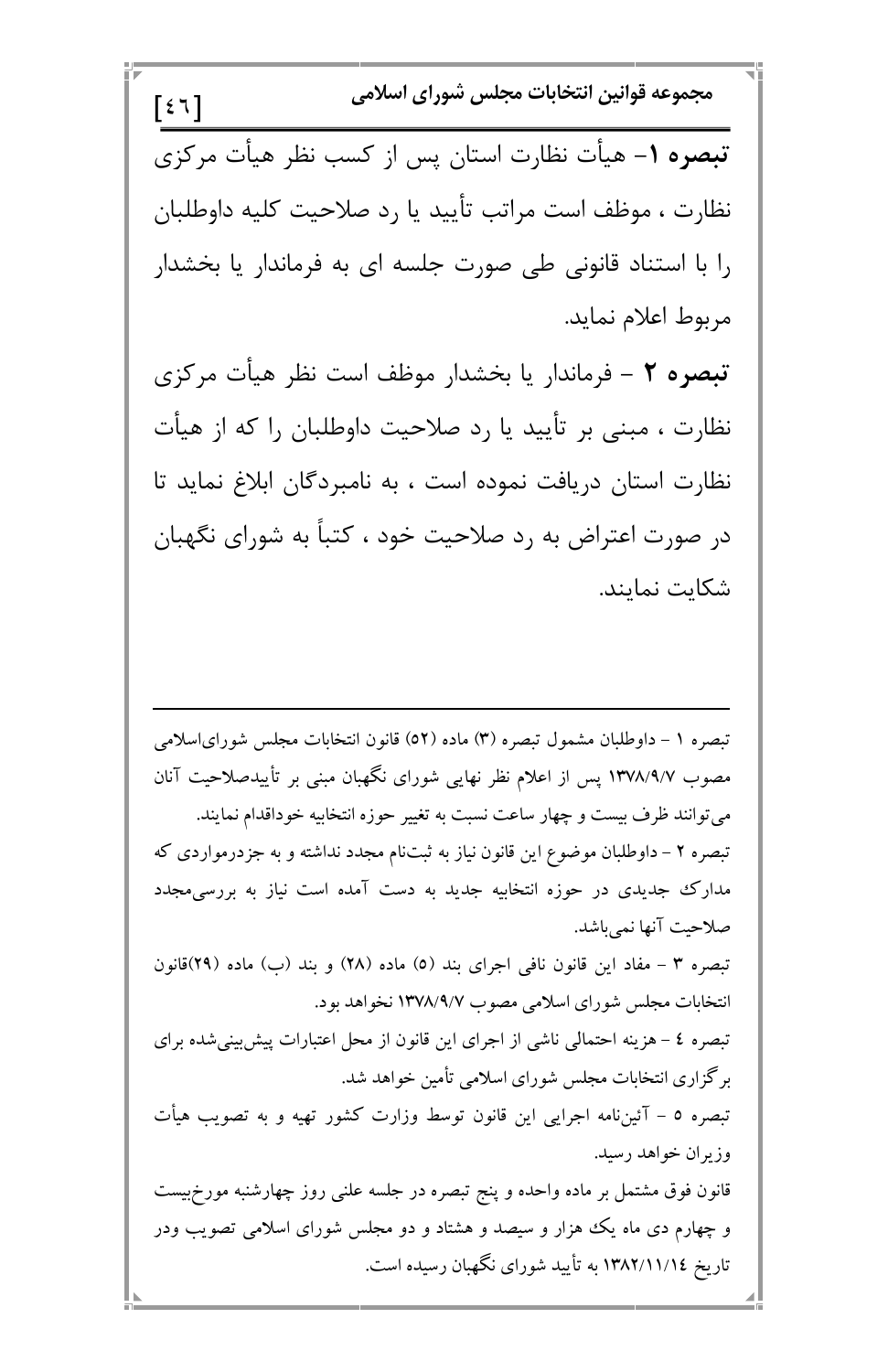**تبصره ۱**- هیأت نظارت استان پس از کسب نظر هیأت مرکزی نظارت ، موظف است مراتب تأیید یا رد صلاحیت کلیه داوطلبان را با استناد قانونی طی صورت جلسه ای به فرماندار یا بخشدار مربوط اعلام نماید.

**تبصره ۲** – فرماندار یا بخشدار موظف است نظر هیأت مرکزی نظارت ، مبنی بر تأیید یا رد صلاحیت داوطلبان را که از هیأت نظارت استان دریافت نموده است ، به نامبردگان ابلاغ نماید تا در صورت اعتراض به رد صلاحیت خود ، کتباً به شورای نگهبان شکایت نمایند.

---

تبصره ۱ – داوطلبان مشمول تبصره (۳) ماده (۵۲) قانون انتخابات مجلس شورای‌اسلامی مصوب ۱۳۷۸/۹/۷ پس از اعلام نظر نهایی شورای نگهبان مبنی بر تأییدصلاحیت آنان می‌توانند ظرف بیست و چهار ساعت نسبت به تغییر حوزه انتخابیه خوداقدام نمایند.

تبصره ۲ – داوطلبان موضوع این قانون نیاز به ثبت‌نام مجدد نداشته و به جزدرمواردی که مدارک جدیدی در حوزه انتخابیه جدید به دست آمده است نیاز به بررسی‌مجدد صلاحیت آنها نمی‌باشد.

تبصره ۳ – مفاد این قانون نافی اجرای بند (۵) ماده (۲۸) و بند (ب) ماده (۲۹)قانون انتخابات مجلس شورای اسلامی مصوب ۱۳۷۸/۹/۷ نخواهد بود.

تبصره ٤ – هزینه احتمالی ناشی از اجرای این قانون از محل اعتبارات پیش‌بینی‌شده برای برگزاری انتخابات مجلس شورای اسلامی تأمین خواهد شد.

تبصره ٥ – آئین‌نامه اجرایی این قانون توسط وزارت کشور تهیه و به تصویب هیأت وزیران خواهد رسید.

قانون فوق مشتمل بر ماده واحده و پنج تبصره در جلسه علنی روز چهارشنبه مورخ‌بیست و چهارم دی ماه یک هزار و سیصد و هشتاد و دو مجلس شورای اسلامی تصویب ودر تاریخ ۱۳۸۲/۱۱/۱٤ به تأیید شورای نگهبان رسیده است.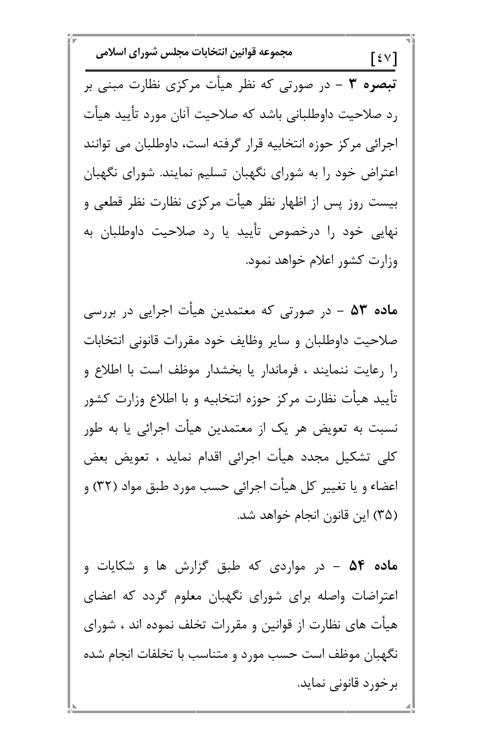**تبصره ۳** – در صورتی که نظر هیأت مرکزی نظارت مبنی بر رد صلاحیت داوطلبانی باشد که صلاحیت آنان مورد تأیید هیأت اجرائی مرکز حوزه انتخابیه قرار گرفته است، داوطلبان می توانند اعتراض خود را به شورای نگهبان تسلیم نمایند. شورای نگهبان بیست روز پس از اظهار نظر هیأت مرکزی نظارت نظر قطعی و نهایی خود را درخصوص تأیید یا رد صلاحیت داوطلبان به وزارت کشور اعلام خواهد نمود.

**ماده ۵۳** – در صورتی که معتمدین هیأت اجرایی در بررسی صلاحیت داوطلبان و سایر وظایف خود مقررات قانونی انتخابات را رعایت ننمایند ، فرماندار یا بخشدار موظف است با اطلاع و تأیید هیأت نظارت مرکز حوزه انتخابیه و با اطلاع وزارت کشور نسبت به تعویض هر یک از معتمدین هیأت اجرائی یا به طور کلی تشکیل مجدد هیأت اجرائی اقدام نماید ، تعویض بعض اعضاء و یا تغییر کل هیأت اجرائی حسب مورد طبق مواد (۳۲) و (۳۵) این قانون انجام خواهد شد.

**ماده ۵۴** – در مواردی که طبق گزارش ها و شکایات و اعتراضات واصله برای شورای نگهبان معلوم گردد که اعضای هیأت های نظارت از قوانین و مقررات تخلف نموده اند ، شورای نگهبان موظف است حسب مورد و متناسب با تخلفات انجام شده برخورد قانونی نماید.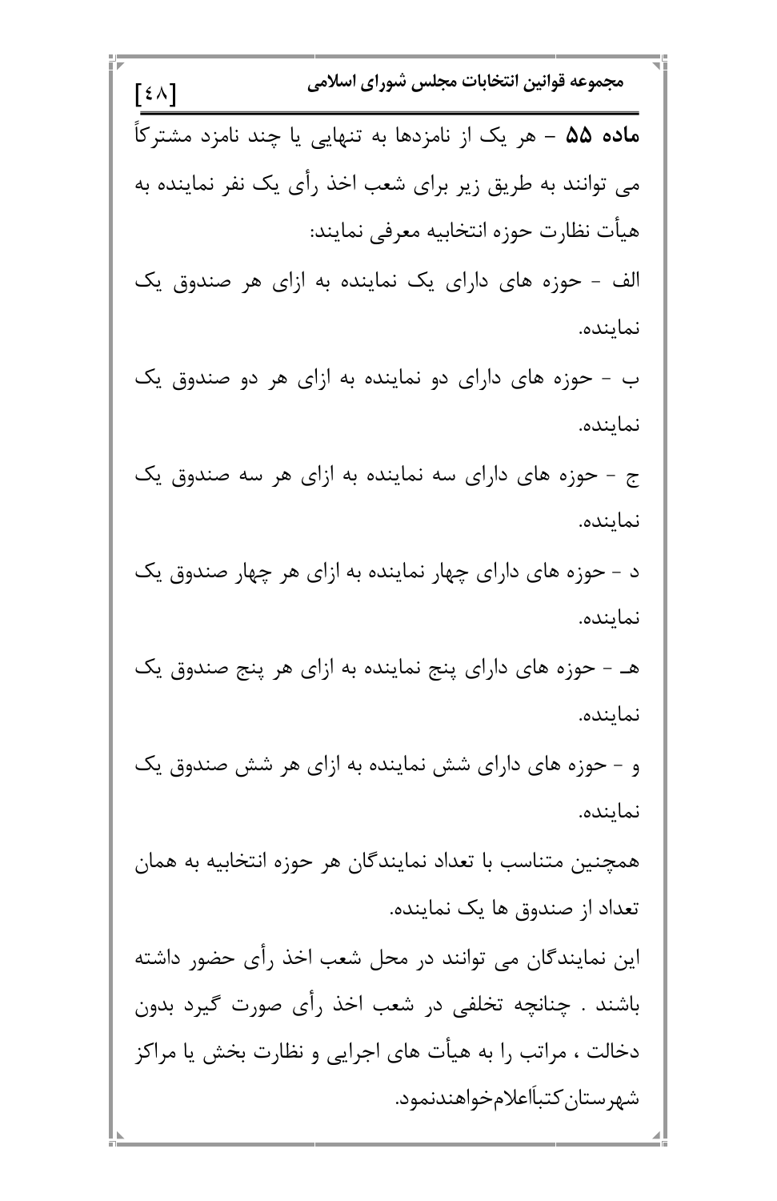**ماده ۵۵** – هر یک از نامزدها به تنهایی یا چند نامزد مشترکاً می توانند به طریق زیر برای شعب اخذ رأی یک نفر نماینده به هیأت نظارت حوزه انتخابیه معرفی نمایند:

الف – حوزه های دارای یک نماینده به ازای هر صندوق یک نماینده.

ب – حوزه های دارای دو نماینده به ازای هر دو صندوق یک نماینده.

ج – حوزه های دارای سه نماینده به ازای هر سه صندوق یک نماینده.

د – حوزه های دارای چهار نماینده به ازای هر چهار صندوق یک نماینده.

هـ – حوزه های دارای پنج نماینده به ازای هر پنج صندوق یک نماینده.

و – حوزه های دارای شش نماینده به ازای هر شش صندوق یک نماینده.

همچنین متناسب با تعداد نمایندگان هر حوزه انتخابیه به همان تعداد از صندوق ها یک نماینده.

این نمایندگان می توانند در محل شعب اخذ رأی حضور داشته باشند . چنانچه تخلفی در شعب اخذ رأی صورت گیرد بدون دخالت ، مراتب را به هیأت های اجرایی و نظارت بخش یا مراکز شهرستان کتباًاعلام خواهندنمود.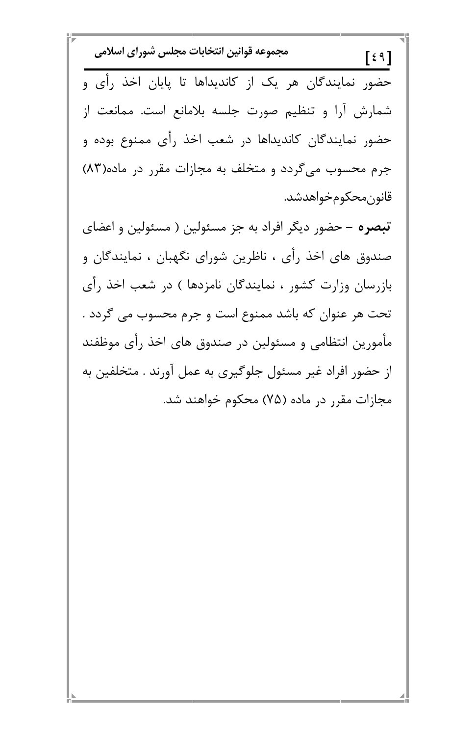حضور نمایندگان هر یک از کاندیداها تا پایان اخذ رأی و شمارش آرا و تنظیم صورت جلسه بلامانع است. ممانعت از حضور نمایندگان کاندیداها در شعب اخذ رأی ممنوع بوده و جرم محسوب می‌گردد و متخلف به مجازات مقرر در ماده(۸۳) قانون‌محکوم‌خواهدشد.

**تبصره** – حضور دیگر افراد به جز مسئولین ( مسئولین و اعضای صندوق های اخذ رأی ، ناظرین شورای نگهبان ، نمایندگان و بازرسان وزارت کشور ، نمایندگان نامزدها ) در شعب اخذ رأی تحت هر عنوان که باشد ممنوع است و جرم محسوب می گردد . مأمورین انتظامی و مسئولین در صندوق های اخذ رأی موظفند از حضور افراد غیر مسئول جلوگیری به عمل آورند . متخلفین به مجازات مقرر در ماده (۷۵) محکوم خواهند شد.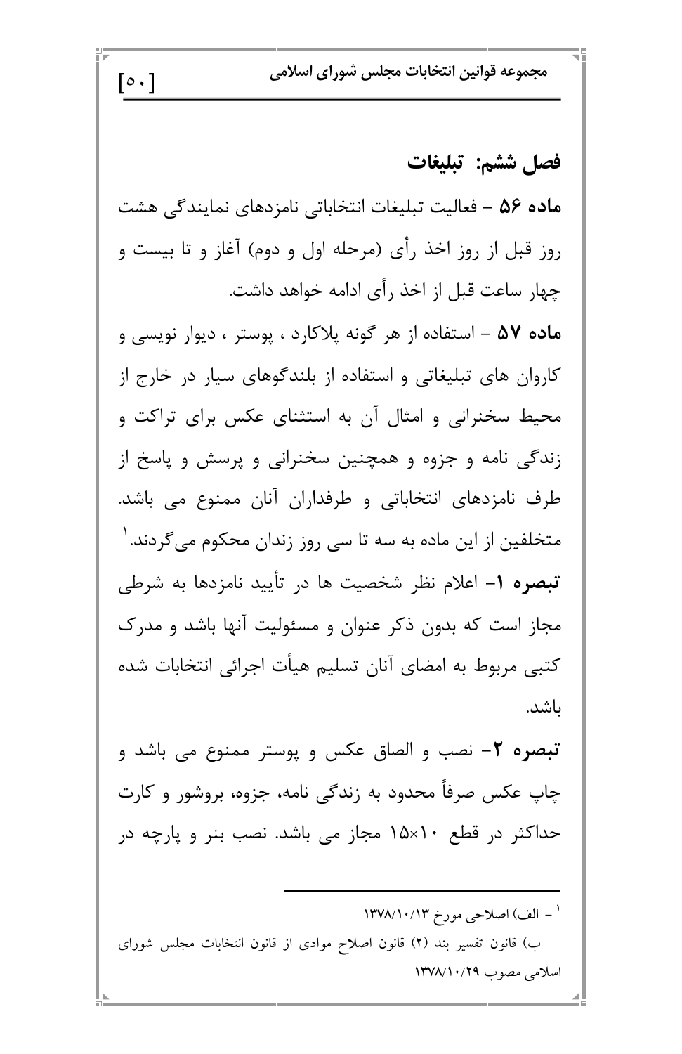## فصل ششم: تبلیغات

**ماده ۵۶** – فعالیت تبلیغات انتخاباتی نامزدهای نمایندگی هشت روز قبل از روز اخذ رأی (مرحله اول و دوم) آغاز و تا بیست و چهار ساعت قبل از اخذ رأی ادامه خواهد داشت.

**ماده ۵۷** – استفاده از هر گونه پلاکارد ، پوستر ، دیوار نویسی و کاروان های تبلیغاتی و استفاده از بلندگوهای سیار در خارج از محیط سخنرانی و امثال آن به استثنای عکس برای تراکت و زندگی نامه و جزوه و همچنین سخنرانی و پرسش و پاسخ از طرف نامزدهای انتخاباتی و طرفداران آنان ممنوع می باشد. متخلفین از این ماده به سه تا سی روز زندان محکوم می‌گردند.[1]

**تبصره ۱**– اعلام نظر شخصیت ها در تأیید نامزدها به شرطی مجاز است که بدون ذکر عنوان و مسئولیت آنها باشد و مدرک کتبی مربوط به امضای آنان تسلیم هیأت اجرائی انتخابات شده باشد.

**تبصره ۲**– نصب و الصاق عکس و پوستر ممنوع می باشد و چاپ عکس صرفاً محدود به زندگی نامه، جزوه، بروشور و کارت حداکثر در قطع ۱۰×۱۵ مجاز می باشد. نصب بنر و پارچه در

---

[1] – الف) اصلاحی مورخ ۱۳۷۸/۱۰/۱۳

ب) قانون تفسیر بند (۲) قانون اصلاح موادی از قانون انتخابات مجلس شورای اسلامی مصوب ۱۳۷۸/۱۰/۲۹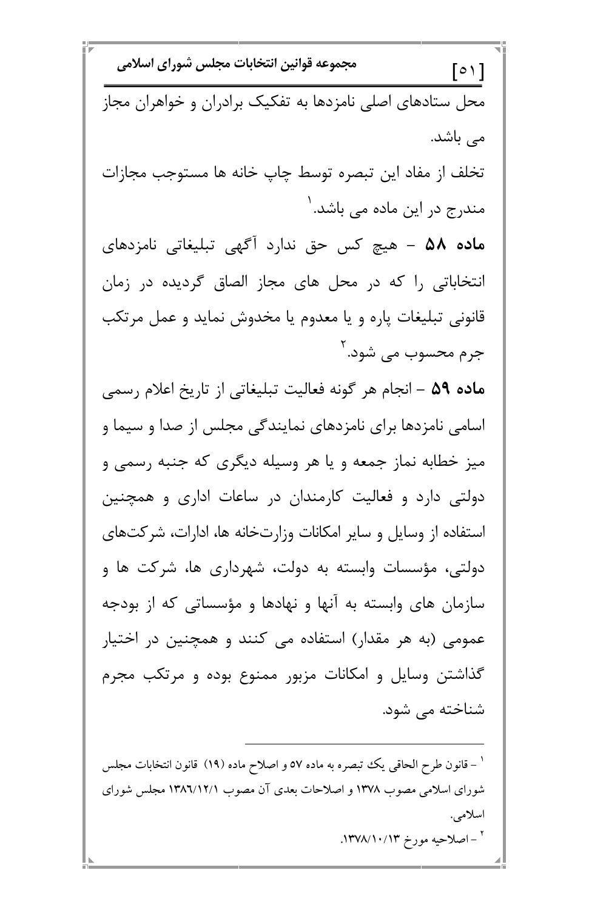محل ستادهای اصلی نامزدها به تفکیک برادران و خواهران مجاز می باشد.

تخلف از مفاد این تبصره توسط چاپ خانه ها مستوجب مجازات مندرج در این ماده می باشد.[1]

**ماده ۵۸** – هیچ کس حق ندارد آگهی تبلیغاتی نامزدهای انتخاباتی را که در محل های مجاز الصاق گردیده در زمان قانونی تبلیغات پاره و یا معدوم یا مخدوش نماید و عمل مرتکب جرم محسوب می شود.[2]

**ماده ۵۹** – انجام هر گونه فعالیت تبلیغاتی از تاریخ اعلام رسمی اسامی نامزدها برای نامزدهای نمایندگی مجلس از صدا و سیما و میز خطابه نماز جمعه و یا هر وسیله دیگری که جنبه رسمی و دولتی دارد و فعالیت کارمندان در ساعات اداری و همچنین استفاده از وسایل و سایر امکانات وزارتخانه ها، ادارات، شرکت‌های دولتی، مؤسسات وابسته به دولت، شهرداری ها، شرکت ها و سازمان های وابسته به آنها و نهادها و مؤسساتی که از بودجه عمومی (به هر مقدار) استفاده می کنند و همچنین در اختیار گذاشتن وسایل و امکانات مزبور ممنوع بوده و مرتکب مجرم شناخته می شود.

---

[1] – قانون طرح الحاقی یک تبصره به ماده ۵۷ و اصلاح ماده (۱۹) قانون انتخابات مجلس شورای اسلامی مصوب ۱۳۷۸ و اصلاحات بعدی آن مصوب ۱۳۸۶/۱۲/۱ مجلس شورای اسلامی.

[2] – اصلاحیه مورخ ۱۳۷۸/۱۰/۱۳.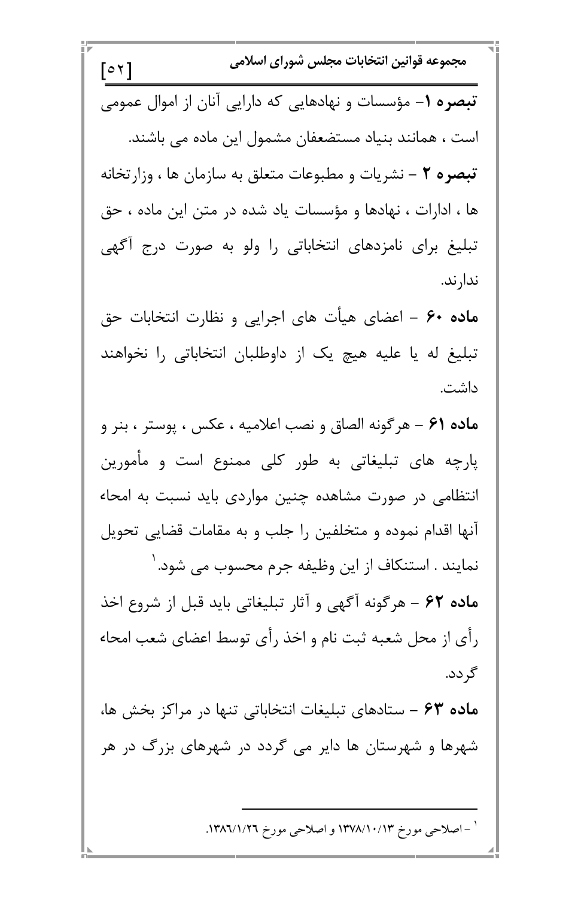**تبصره ۱**- مؤسسات و نهادهایی که دارایی آنان از اموال عمومی است ، همانند بنیاد مستضعفان مشمول این ماده می باشند.

**تبصره ۲** – نشریات و مطبوعات متعلق به سازمان ها ، وزارتخانه ها ، ادارات ، نهادها و مؤسسات یاد شده در متن این ماده ، حق تبلیغ برای نامزدهای انتخاباتی را ولو به صورت درج آگهی ندارند.

**ماده ۶۰** – اعضای هیأت های اجرایی و نظارت انتخابات حق تبلیغ له یا علیه هیچ یک از داوطلبان انتخاباتی را نخواهند داشت.

**ماده ۶۱** – هرگونه الصاق و نصب اعلامیه ، عکس ، پوستر ، بنر و پارچه های تبلیغاتی به طور کلی ممنوع است و مأمورین انتظامی در صورت مشاهده چنین مواردی باید نسبت به امحاء آنها اقدام نموده و متخلفین را جلب و به مقامات قضایی تحویل نمایند . استنکاف از این وظیفه جرم محسوب می شود.[1]

**ماده ۶۲** – هرگونه آگهی و آثار تبلیغاتی باید قبل از شروع اخذ رأی از محل شعبه ثبت نام و اخذ رأی توسط اعضای شعب امحاء گردد.

**ماده ۶۳** – ستادهای تبلیغات انتخاباتی تنها در مراکز بخش ها، شهرها و شهرستان ها دایر می گردد در شهرهای بزرگ در هر

---

[1] - اصلاحی مورخ ۱۳۷۸/۱۰/۱۳ و اصلاحی مورخ ۱۳۸٦/۱/۲٦.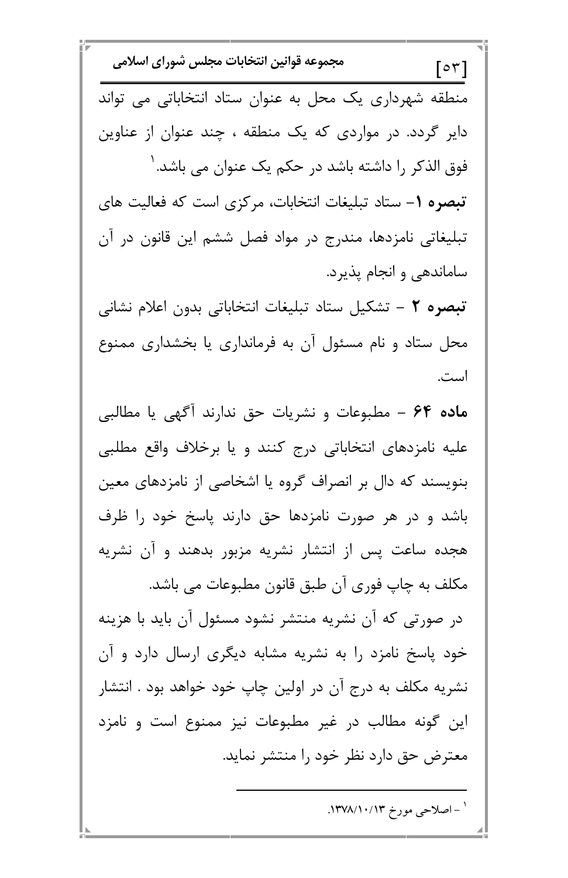منطقه شهرداری یک محل به عنوان ستاد انتخاباتی می تواند دایر گردد. در مواردی که یک منطقه ، چند عنوان از عناوین فوق الذکر را داشته باشد در حکم یک عنوان می باشد.[1]

**تبصره ۱**- ستاد تبلیغات انتخابات، مرکزی است که فعالیت های تبلیغاتی نامزدها، مندرج در مواد فصل ششم این قانون در آن ساماندهی و انجام پذیرد.

**تبصره ۲** - تشکیل ستاد تبلیغات انتخاباتی بدون اعلام نشانی محل ستاد و نام مسئول آن به فرمانداری یا بخشداری ممنوع است.

**ماده ۶۴** - مطبوعات و نشریات حق ندارند آگهی یا مطالبی علیه نامزدهای انتخاباتی درج کنند و یا برخلاف واقع مطلبی بنویسند که دال بر انصراف گروه یا اشخاصی از نامزدهای معین باشد و در هر صورت نامزدها حق دارند پاسخ خود را ظرف هجده ساعت پس از انتشار نشریه مزبور بدهند و آن نشریه مکلف به چاپ فوری آن طبق قانون مطبوعات می باشد.

در صورتی که آن نشریه منتشر نشود مسئول آن باید با هزینه خود پاسخ نامزد را به نشریه مشابه دیگری ارسال دارد و آن نشریه مکلف به درج آن در اولین چاپ خود خواهد بود . انتشار این گونه مطالب در غیر مطبوعات نیز ممنوع است و نامزد معترض حق دارد نظر خود را منتشر نماید.

---

[1] - اصلاحی مورخ ۱۳۷۸/۱۰/۱۳.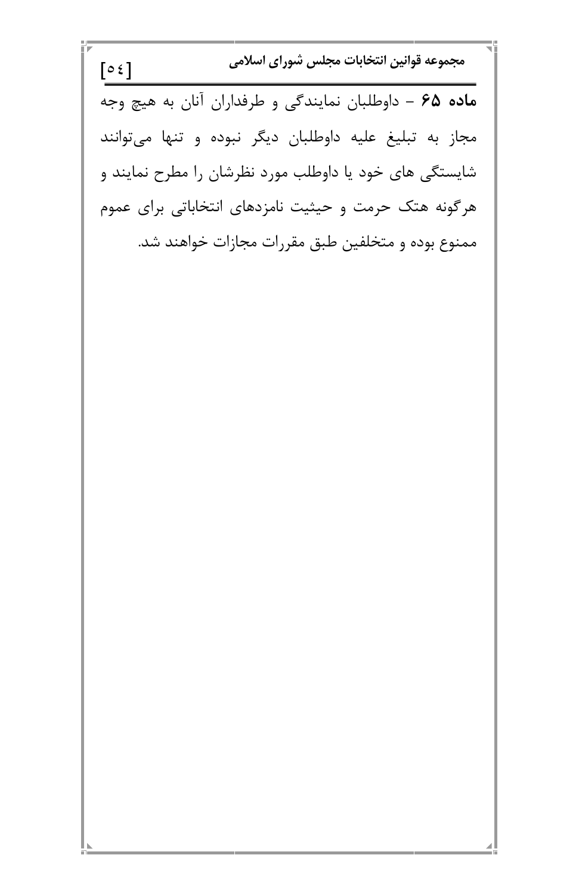**ماده ۶۵** – داوطلبان نمایندگی و طرفداران آنان به هیچ وجه مجاز به تبلیغ علیه داوطلبان دیگر نبوده و تنها می‌توانند شایستگی های خود یا داوطلب مورد نظرشان را مطرح نمایند و هرگونه هتک حرمت و حیثیت نامزدهای انتخاباتی برای عموم ممنوع بوده و متخلفین طبق مقررات مجازات خواهند شد.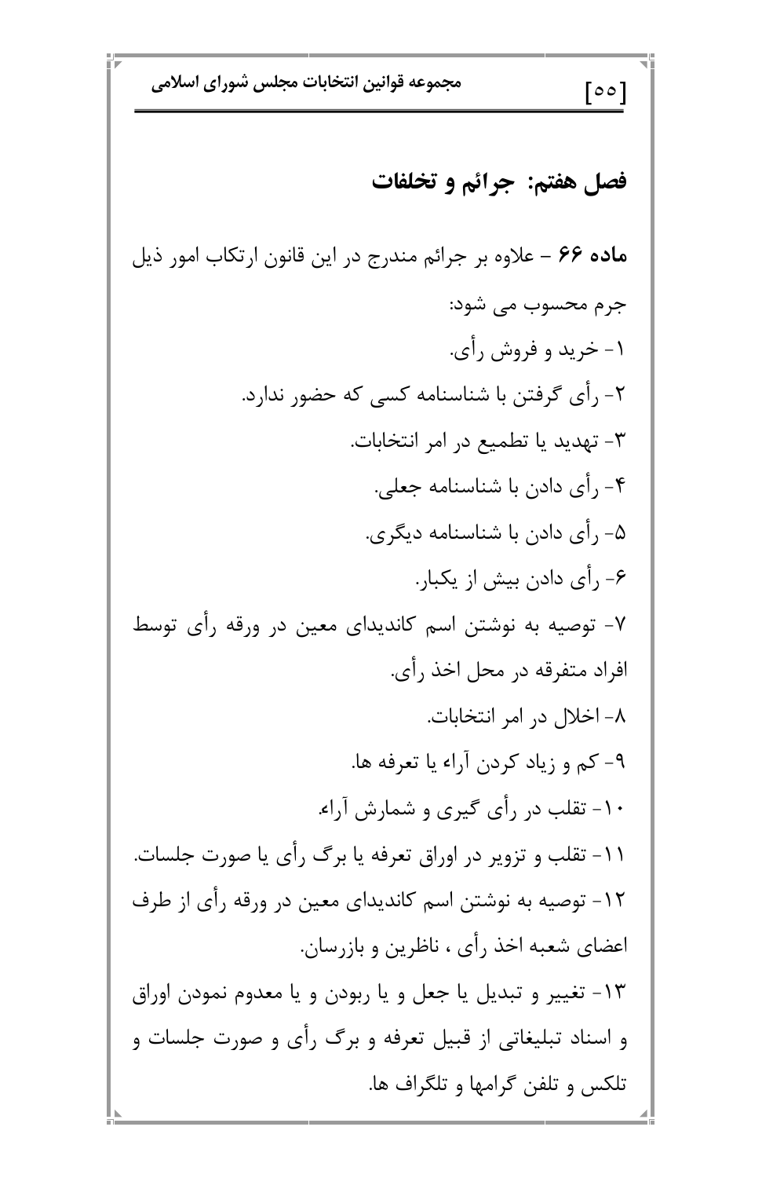## فصل هفتم: جرائم و تخلفات

**ماده ۶۶** – علاوه بر جرائم مندرج در این قانون ارتکاب امور ذیل جرم محسوب می شود:

۱- خرید و فروش رأی.

۲- رأی گرفتن با شناسنامه کسی که حضور ندارد.

۳- تهدید یا تطمیع در امر انتخابات.

۴- رأی دادن با شناسنامه جعلی.

۵- رأی دادن با شناسنامه دیگری.

۶- رأی دادن بیش از یکبار.

۷- توصیه به نوشتن اسم کاندیدای معین در ورقه رأی توسط افراد متفرقه در محل اخذ رأی.

۸- اخلال در امر انتخابات.

۹- کم و زیاد کردن آراء یا تعرفه ها.

۱۰- تقلب در رأی گیری و شمارش آراء.

۱۱- تقلب و تزویر در اوراق تعرفه یا برگ رأی یا صورت جلسات.

۱۲- توصیه به نوشتن اسم کاندیدای معین در ورقه رأی از طرف اعضای شعبه اخذ رأی ، ناظرین و بازرسان.

۱۳- تغییر و تبدیل یا جعل و یا ربودن و یا معدوم نمودن اوراق و اسناد تبلیغاتی از قبیل تعرفه و برگ رأی و صورت جلسات و تلکس و تلفن گرامها و تلگراف ها.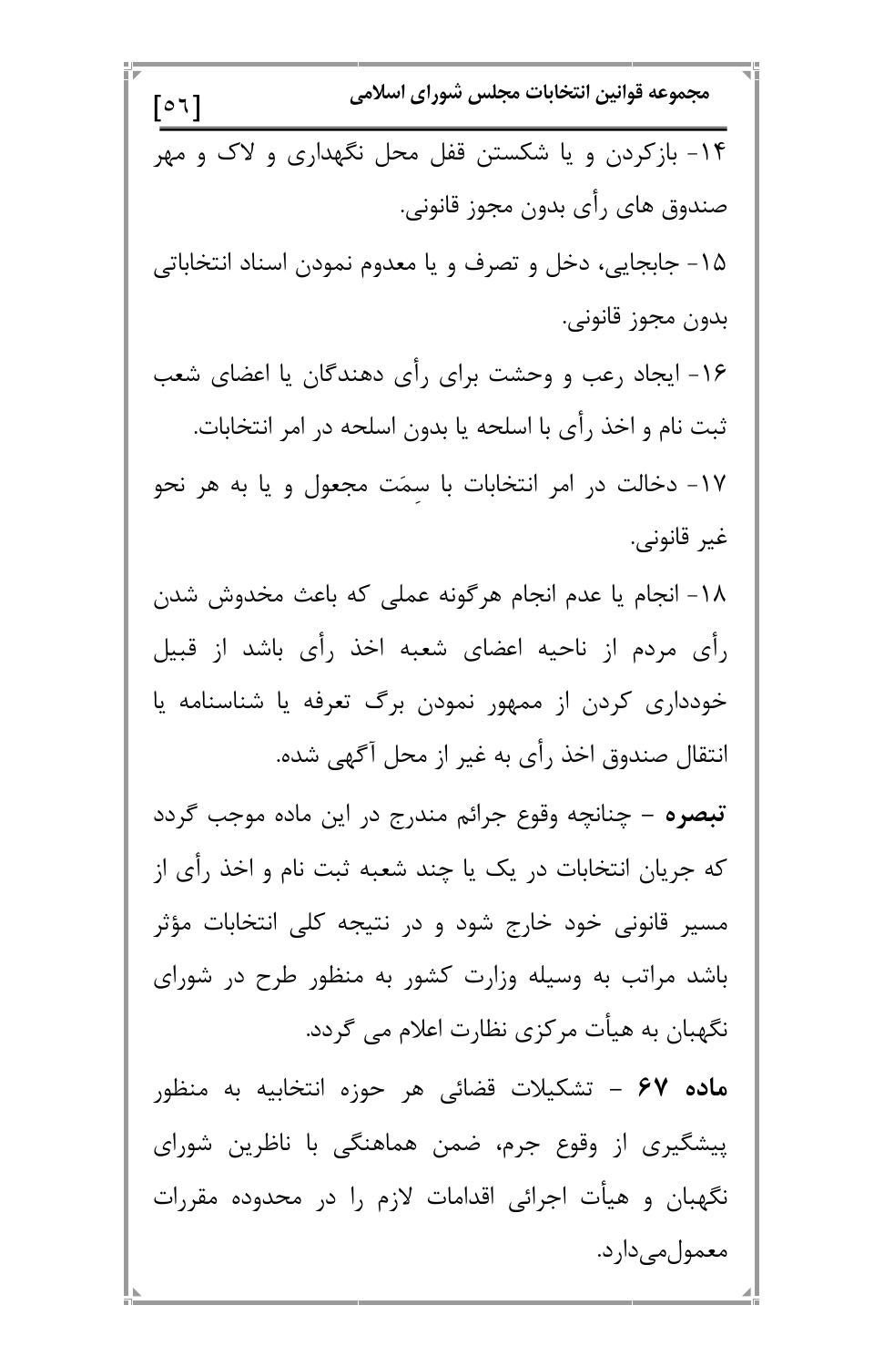۱۴- بازکردن و یا شکستن قفل محل نگهداری و لاک و مهر صندوق های رأی بدون مجوز قانونی.

۱۵- جابجایی، دخل و تصرف و یا معدوم نمودن اسناد انتخاباتی بدون مجوز قانونی.

۱۶- ایجاد رعب و وحشت برای رأی دهندگان یا اعضای شعب ثبت نام و اخذ رأی با اسلحه یا بدون اسلحه در امر انتخابات.

۱۷- دخالت در امر انتخابات با سِمَت مجعول و یا به هر نحو غیر قانونی.

۱۸- انجام یا عدم انجام هرگونه عملی که باعث مخدوش شدن رأی مردم از ناحیه اعضای شعبه اخذ رأی باشد از قبیل خودداری کردن از ممهور نمودن برگ تعرفه یا شناسنامه یا انتقال صندوق اخذ رأی به غیر از محل آگهی شده.

**تبصره** – چنانچه وقوع جرائم مندرج در این ماده موجب گردد که جریان انتخابات در یک یا چند شعبه ثبت نام و اخذ رأی از مسیر قانونی خود خارج شود و در نتیجه کلی انتخابات مؤثر باشد مراتب به وسیله وزارت کشور به منظور طرح در شورای نگهبان به هیأت مرکزی نظارت اعلام می گردد.

**ماده ۶۷** – تشکیلات قضائی هر حوزه انتخابیه به منظور پیشگیری از وقوع جرم، ضمن هماهنگی با ناظرین شورای نگهبان و هیأت اجرائی اقدامات لازم را در محدوده مقررات معمول‌می‌دارد.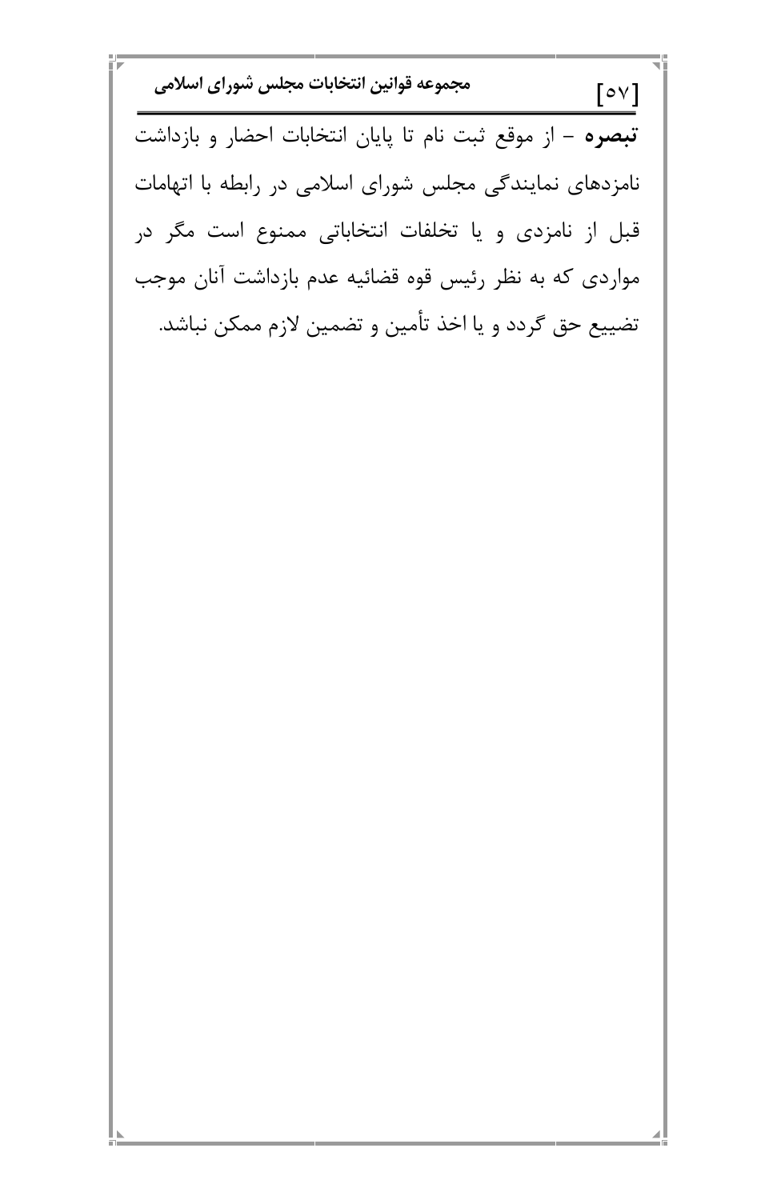**تبصره** – از موقع ثبت نام تا پایان انتخابات احضار و بازداشت نامزدهای نمایندگی مجلس شورای اسلامی در رابطه با اتهامات قبل از نامزدی و یا تخلفات انتخاباتی ممنوع است مگر در مواردی که به نظر رئیس قوه قضائیه عدم بازداشت آنان موجب تضییع حق گردد و یا اخذ تأمین و تضمین لازم ممکن نباشد.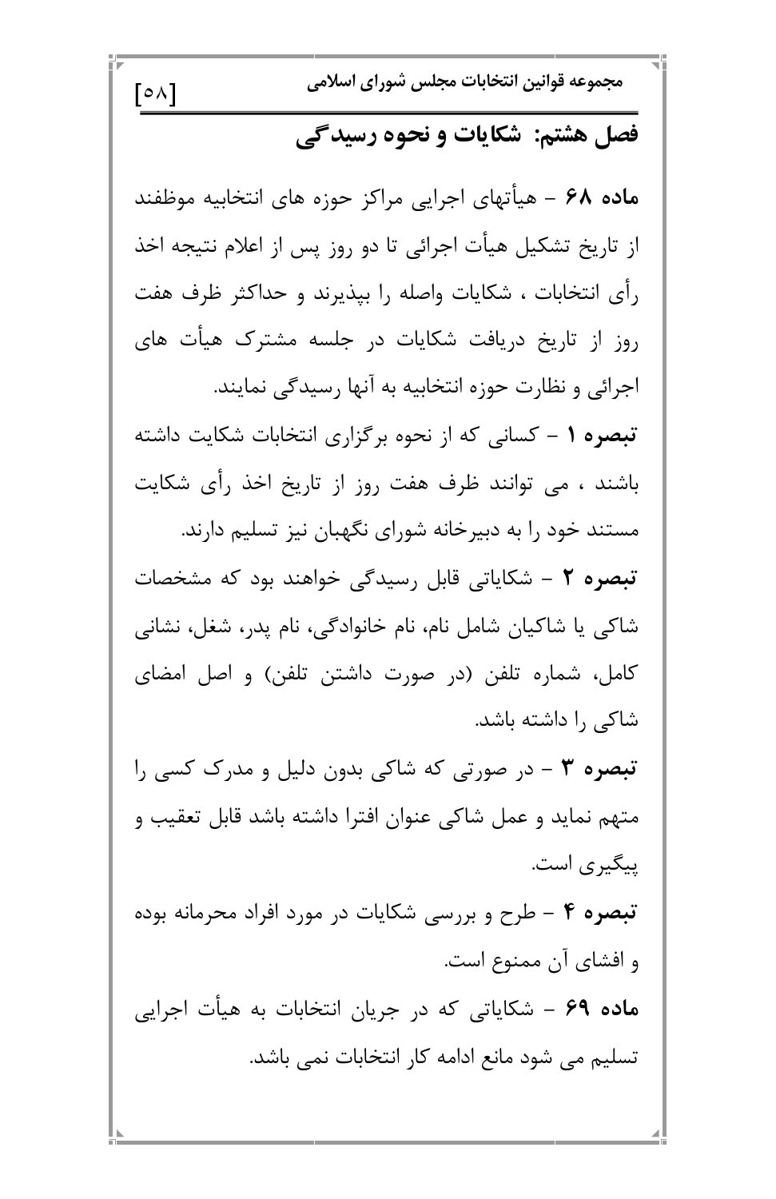## فصل هشتم: شکایات و نحوه رسیدگی

**ماده ۶۸** – هیأتهای اجرایی مراکز حوزه های انتخابیه موظفند از تاریخ تشکیل هیأت اجرائی تا دو روز پس از اعلام نتیجه اخذ رأی انتخابات ، شکایات واصله را بپذیرند و حداکثر ظرف هفت روز از تاریخ دریافت شکایات در جلسه مشترک هیأت های اجرائی و نظارت حوزه انتخابیه به آنها رسیدگی نمایند.

**تبصره ۱** – کسانی که از نحوه برگزاری انتخابات شکایت داشته باشند ، می توانند ظرف هفت روز از تاریخ اخذ رأی شکایت مستند خود را به دبیرخانه شورای نگهبان نیز تسلیم دارند.

**تبصره ۲** – شکایاتی قابل رسیدگی خواهند بود که مشخصات شاکی یا شاکیان شامل نام، نام خانوادگی، نام پدر، شغل، نشانی کامل، شماره تلفن (در صورت داشتن تلفن) و اصل امضای شاکی را داشته باشد.

**تبصره ۳** – در صورتی که شاکی بدون دلیل و مدرک کسی را متهم نماید و عمل شاکی عنوان افترا داشته باشد قابل تعقیب و پیگیری است.

**تبصره ۴** – طرح و بررسی شکایات در مورد افراد محرمانه بوده و افشای آن ممنوع است.

**ماده ۶۹** – شکایاتی که در جریان انتخابات به هیأت اجرایی تسلیم می شود مانع ادامه کار انتخابات نمی باشد.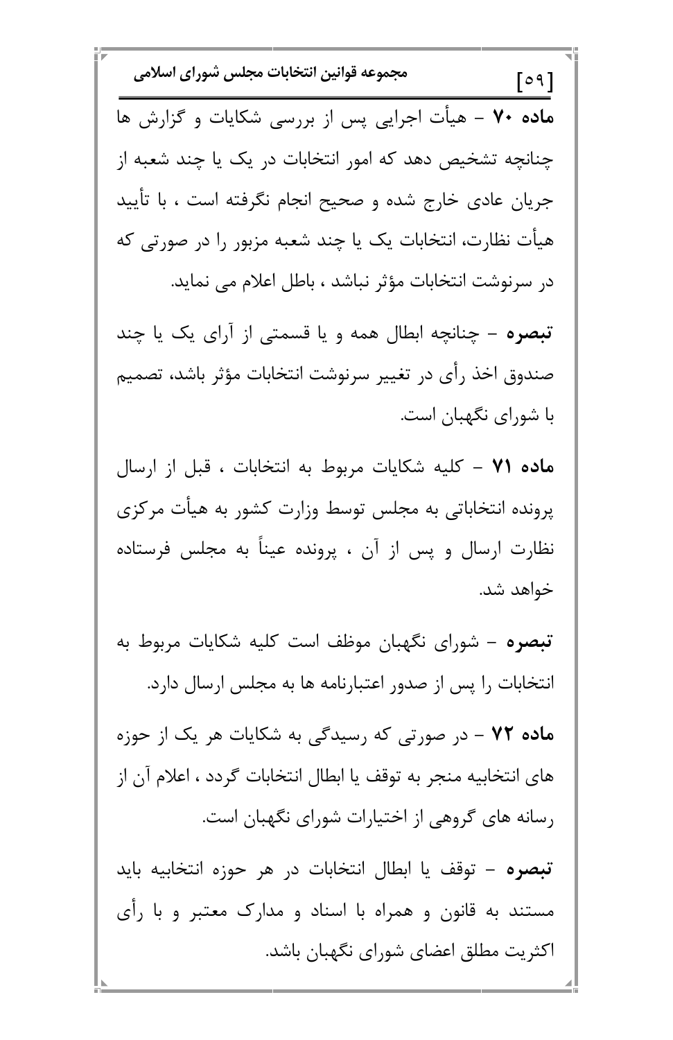**ماده ۷۰** – هیأت اجرایی پس از بررسی شکایات و گزارش ها چنانچه تشخیص دهد که امور انتخابات در یک یا چند شعبه از جریان عادی خارج شده و صحیح انجام نگرفته است ، با تأیید هیأت نظارت، انتخابات یک یا چند شعبه مزبور را در صورتی که در سرنوشت انتخابات مؤثر نباشد ، باطل اعلام می نماید.

**تبصره** – چنانچه ابطال همه و یا قسمتی از آرای یک یا چند صندوق اخذ رأی در تغییر سرنوشت انتخابات مؤثر باشد، تصمیم با شورای نگهبان است.

**ماده ۷۱** – کلیه شکایات مربوط به انتخابات ، قبل از ارسال پرونده انتخاباتی به مجلس توسط وزارت کشور به هیأت مرکزی نظارت ارسال و پس از آن ، پرونده عیناً به مجلس فرستاده خواهد شد.

**تبصره** – شورای نگهبان موظف است کلیه شکایات مربوط به انتخابات را پس از صدور اعتبارنامه ها به مجلس ارسال دارد.

**ماده ۷۲** – در صورتی که رسیدگی به شکایات هر یک از حوزه های انتخابیه منجر به توقف یا ابطال انتخابات گردد ، اعلام آن از رسانه های گروهی از اختیارات شورای نگهبان است.

**تبصره** – توقف یا ابطال انتخابات در هر حوزه انتخابیه باید مستند به قانون و همراه با اسناد و مدارک معتبر و با رأی اکثریت مطلق اعضای شورای نگهبان باشد.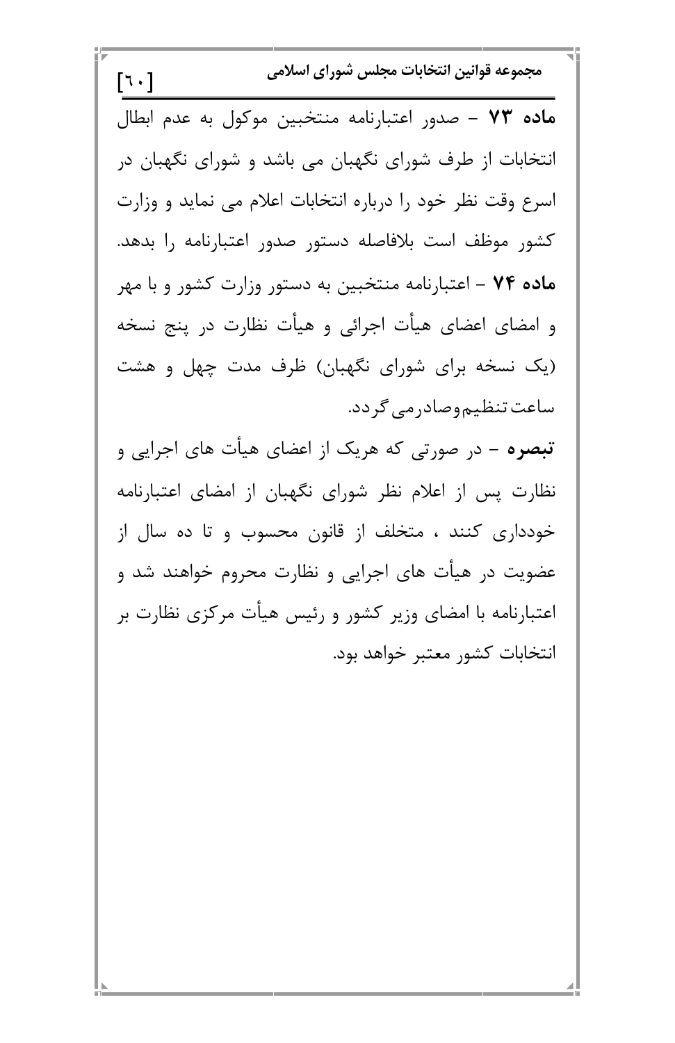**ماده ۷۳** – صدور اعتبارنامه منتخبین موکول به عدم ابطال انتخابات از طرف شورای نگهبان می باشد و شورای نگهبان در اسرع وقت نظر خود را درباره انتخابات اعلام می نماید و وزارت کشور موظف است بلافاصله دستور صدور اعتبارنامه را بدهد.

**ماده ۷۴** – اعتبارنامه منتخبین به دستور وزارت کشور و با مهر و امضای اعضای هیأت اجرائی و هیأت نظارت در پنج نسخه (یک نسخه برای شورای نگهبان) ظرف مدت چهل و هشت ساعت تنظیم وصادر می گردد.

**تبصره** – در صورتی که هریک از اعضای هیأت های اجرایی و نظارت پس از اعلام نظر شورای نگهبان از امضای اعتبارنامه خودداری کنند ، متخلف از قانون محسوب و تا ده سال از عضویت در هیأت های اجرایی و نظارت محروم خواهند شد و اعتبارنامه با امضای وزیر کشور و رئیس هیأت مرکزی نظارت بر انتخابات کشور معتبر خواهد بود.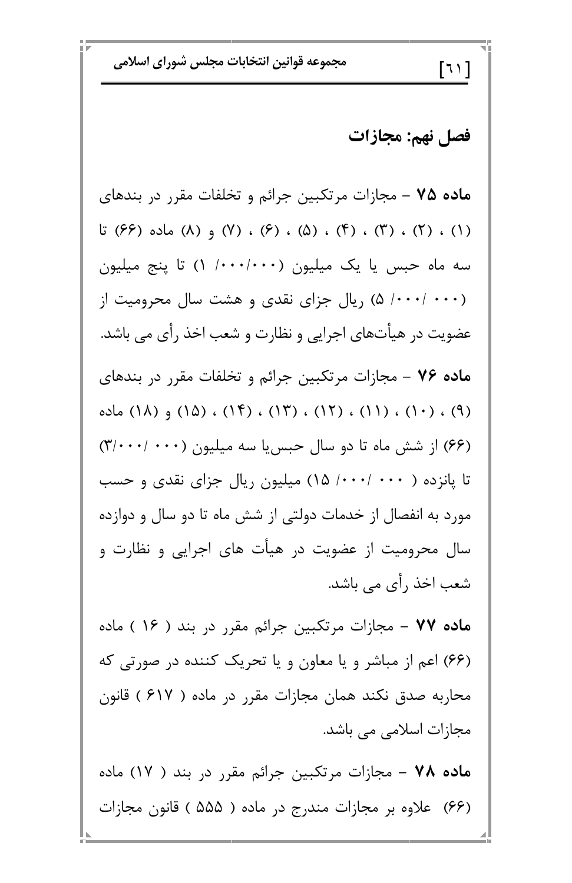## فصل نهم: مجازات

**ماده ۷۵** – مجازات مرتکبین جرائم و تخلفات مقرر در بندهای (۱) ، (۲) ، (۳) ، (۴) ، (۵) ، (۶) ، (۷) و (۸) ماده (۶۶) تا سه ماه حبس یا یک میلیون (۱ /۰۰۰/۰۰۰) تا پنج میلیون (۵ /۰۰۰/ ۰۰۰) ریال جزای نقدی و هشت سال محرومیت از عضویت در هیأت‌های اجرایی و نظارت و شعب اخذ رأی می باشد.

**ماده ۷۶** – مجازات مرتکبین جرائم و تخلفات مقرر در بندهای (۹) ، (۱۰) ، (۱۱) ، (۱۲) ، (۱۳) ، (۱۴) ، (۱۵) و (۱۸) ماده (۶۶) از شش ماه تا دو سال حبس‌یا سه میلیون (۳/۰۰۰/ ۰۰۰) تا پانزده ( ۱۵ /۰۰۰/ ۰۰۰) میلیون ریال جزای نقدی و حسب مورد به انفصال از خدمات دولتی از شش ماه تا دو سال و دوازده سال محرومیت از عضویت در هیأت های اجرایی و نظارت و شعب اخذ رأی می باشد.

**ماده ۷۷** – مجازات مرتکبین جرائم مقرر در بند ( ۱۶ ) ماده (۶۶) اعم از مباشر و یا معاون و یا تحریک کننده در صورتی که محاربه صدق نکند همان مجازات مقرر در ماده ( ۶۱۷ ) قانون مجازات اسلامی می باشد.

**ماده ۷۸** – مجازات مرتکبین جرائم مقرر در بند ( ۱۷) ماده (۶۶) علاوه بر مجازات مندرج در ماده ( ۵۵۵ ) قانون مجازات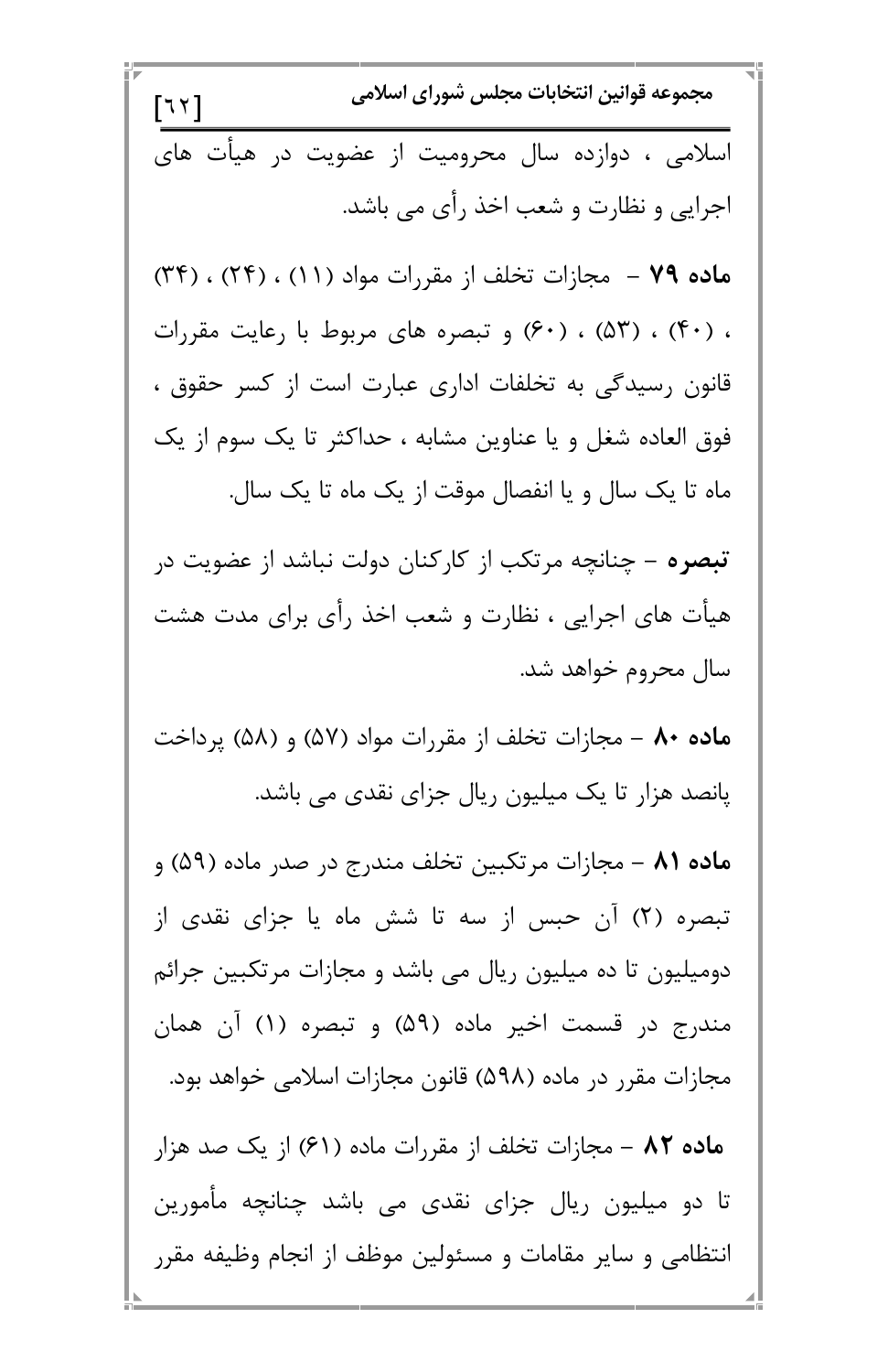اسلامی ، دوازده سال محرومیت از عضویت در هیأت های اجرایی و نظارت و شعب اخذ رأی می باشد.

**ماده ۷۹** – مجازات تخلف از مقررات مواد (۱۱) ، (۲۴) ، (۳۴) ، (۴۰) ، (۵۳) ، (۶۰) و تبصره های مربوط با رعایت مقررات قانون رسیدگی به تخلفات اداری عبارت است از کسر حقوق ، فوق العاده شغل و یا عناوین مشابه ، حداکثر تا یک سوم از یک ماه تا یک سال و یا انفصال موقت از یک ماه تا یک سال.

**تبصره** – چنانچه مرتکب از کارکنان دولت نباشد از عضویت در هیأت های اجرایی ، نظارت و شعب اخذ رأی برای مدت هشت سال محروم خواهد شد.

**ماده ۸۰** – مجازات تخلف از مقررات مواد (۵۷) و (۵۸) پرداخت پانصد هزار تا یک میلیون ریال جزای نقدی می باشد.

**ماده ۸۱** – مجازات مرتکبین تخلف مندرج در صدر ماده (۵۹) و تبصره (۲) آن حبس از سه تا شش ماه یا جزای نقدی از دومیلیون تا ده میلیون ریال می باشد و مجازات مرتکبین جرائم مندرج در قسمت اخیر ماده (۵۹) و تبصره (۱) آن همان مجازات مقرر در ماده (۵۹۸) قانون مجازات اسلامی خواهد بود.

**ماده ۸۲** – مجازات تخلف از مقررات ماده (۶۱) از یک صد هزار تا دو میلیون ریال جزای نقدی می باشد چنانچه مأمورین انتظامی و سایر مقامات و مسئولین موظف از انجام وظیفه مقرر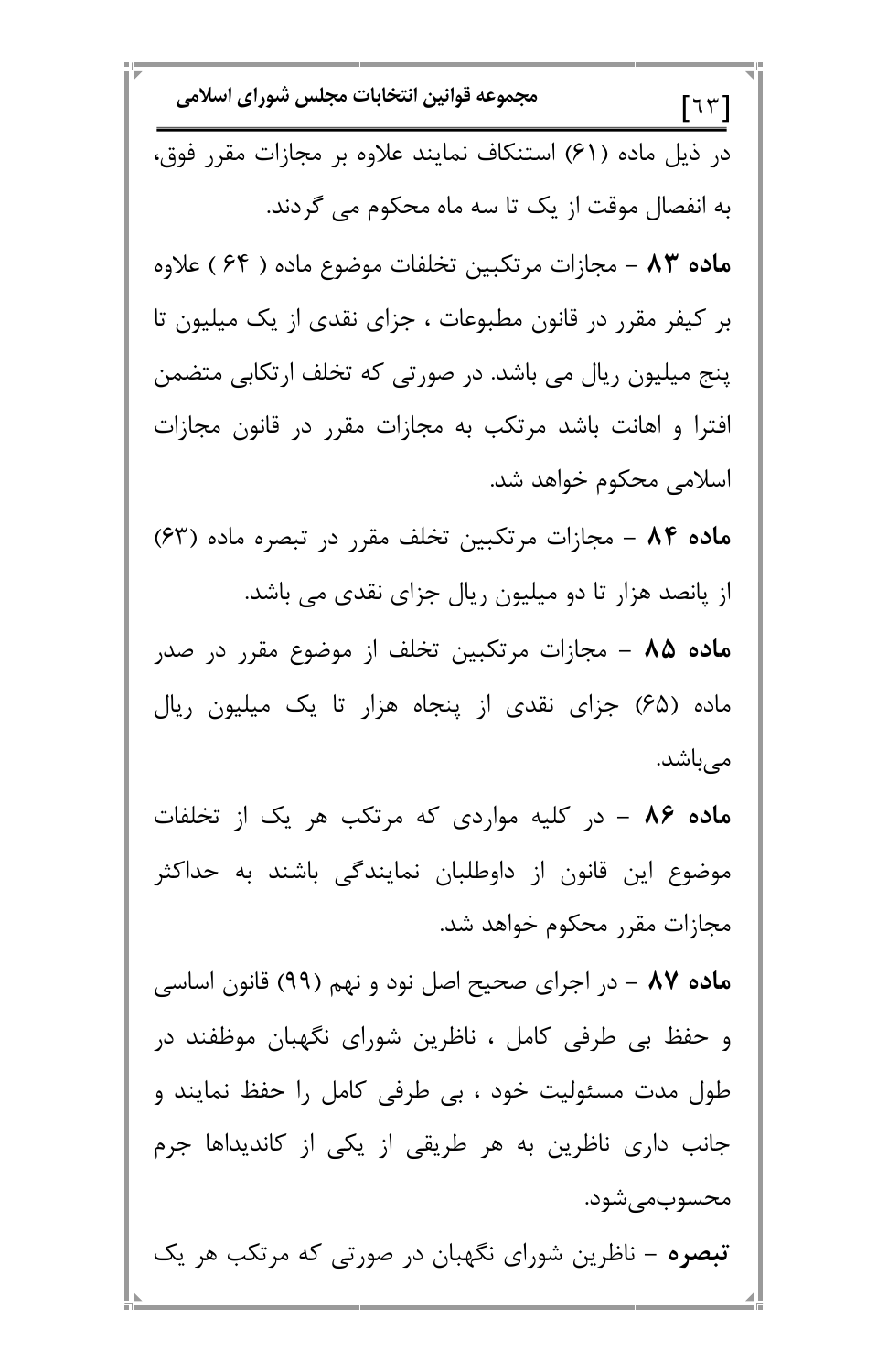در ذیل ماده (۶۱) استنکاف نمایند علاوه بر مجازات مقرر فوق، به انفصال موقت از یک تا سه ماه محکوم می گردند.

**ماده ۸۳** – مجازات مرتکبین تخلفات موضوع ماده ( ۶۴ ) علاوه بر کیفر مقرر در قانون مطبوعات ، جزای نقدی از یک میلیون تا پنج میلیون ریال می باشد. در صورتی که تخلف ارتکابی متضمن افترا و اهانت باشد مرتکب به مجازات مقرر در قانون مجازات اسلامی محکوم خواهد شد.

**ماده ۸۴** – مجازات مرتکبین تخلف مقرر در تبصره ماده (۶۳) از پانصد هزار تا دو میلیون ریال جزای نقدی می باشد.

**ماده ۸۵** – مجازات مرتکبین تخلف از موضوع مقرر در صدر ماده (۶۵) جزای نقدی از پنجاه هزار تا یک میلیون ریال می‌باشد.

**ماده ۸۶** – در کلیه مواردی که مرتکب هر یک از تخلفات موضوع این قانون از داوطلبان نمایندگی باشند به حداکثر مجازات مقرر محکوم خواهد شد.

**ماده ۸۷** – در اجرای صحیح اصل نود و نهم (۹۹) قانون اساسی و حفظ بی طرفی کامل ، ناظرین شورای نگهبان موظفند در طول مدت مسئولیت خود ، بی طرفی کامل را حفظ نمایند و جانب داری ناظرین به هر طریقی از یکی از کاندیداها جرم محسوب‌می‌شود.

**تبصره** – ناظرین شورای نگهبان در صورتی که مرتکب هر یک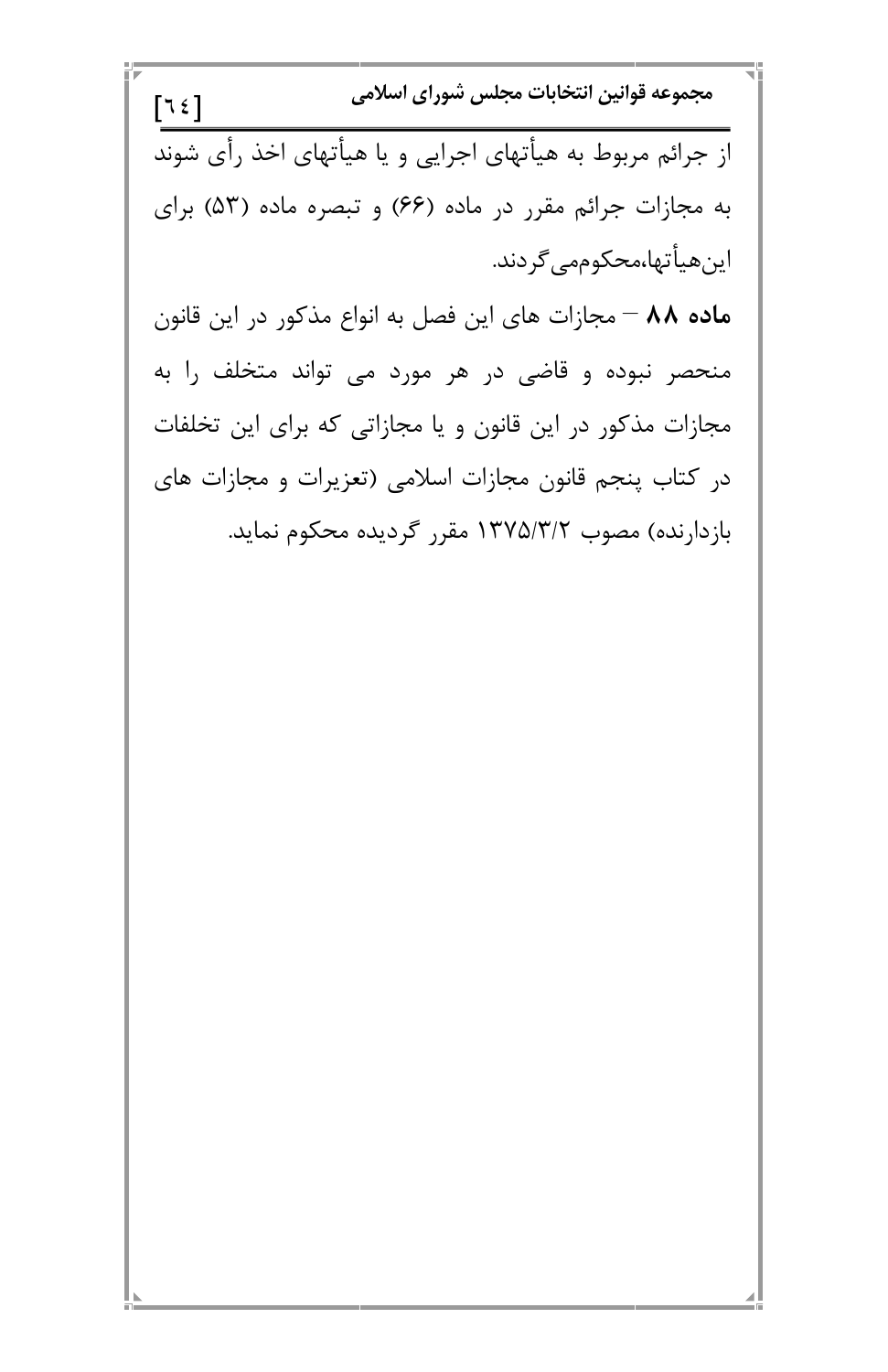از جرائم مربوط به هیأتهای اجرایی و یا هیأتهای اخذ رأی شوند به مجازات جرائم مقرر در ماده (۶۶) و تبصره ماده (۵۳) برای این‌هیأتها،محکوم‌می‌گردند.

**ماده ۸۸** – مجازات های این فصل به انواع مذکور در این قانون منحصر نبوده و قاضی در هر مورد می تواند متخلف را به مجازات مذکور در این قانون و یا مجازاتی که برای این تخلفات در کتاب پنجم قانون مجازات اسلامی (تعزیرات و مجازات های بازدارنده) مصوب ۱۳۷۵/۳/۲ مقرر گردیده محکوم نماید.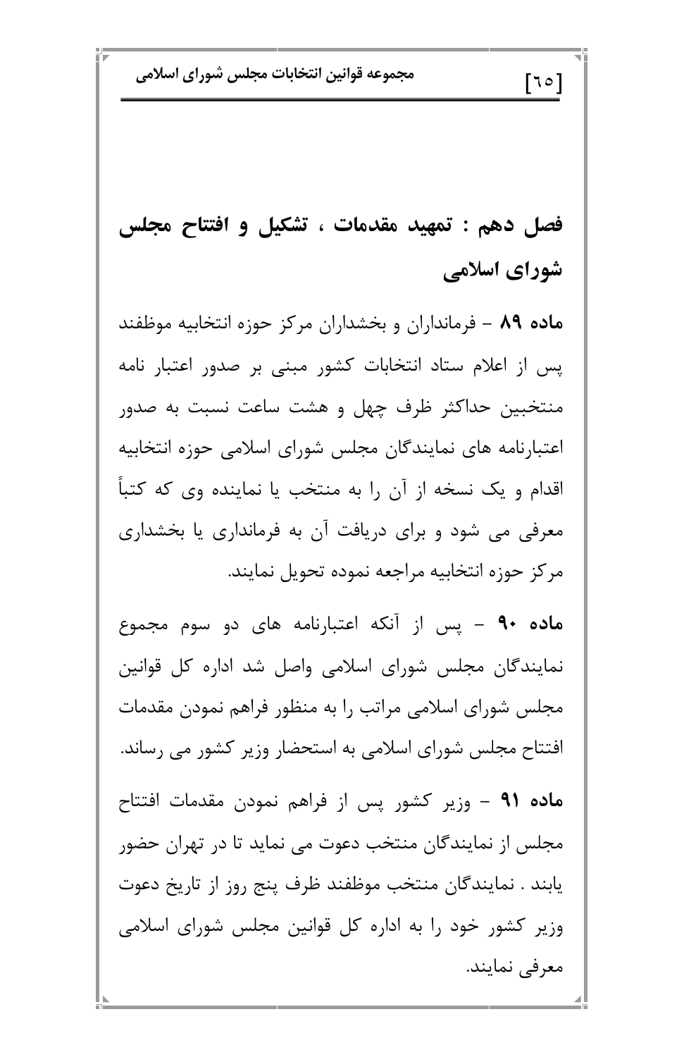## فصل دهم : تمهید مقدمات ، تشکیل و افتتاح مجلس شورای اسلامی

**ماده ۸۹** – فرمانداران و بخشداران مرکز حوزه انتخابیه موظفند پس از اعلام ستاد انتخابات کشور مبنی بر صدور اعتبار نامه منتخبین حداکثر ظرف چهل و هشت ساعت نسبت به صدور اعتبارنامه های نمایندگان مجلس شورای اسلامی حوزه انتخابیه اقدام و یک نسخه از آن را به منتخب یا نماینده وی که کتباً معرفی می شود و برای دریافت آن به فرمانداری یا بخشداری مرکز حوزه انتخابیه مراجعه نموده تحویل نمایند.

**ماده ۹۰** – پس از آنکه اعتبارنامه های دو سوم مجموع نمایندگان مجلس شورای اسلامی واصل شد اداره کل قوانین مجلس شورای اسلامی مراتب را به منظور فراهم نمودن مقدمات افتتاح مجلس شورای اسلامی به استحضار وزیر کشور می رساند.

**ماده ۹۱** – وزیر کشور پس از فراهم نمودن مقدمات افتتاح مجلس از نمایندگان منتخب دعوت می نماید تا در تهران حضور یابند . نمایندگان منتخب موظفند ظرف پنج روز از تاریخ دعوت وزیر کشور خود را به اداره کل قوانین مجلس شورای اسلامی معرفی نمایند.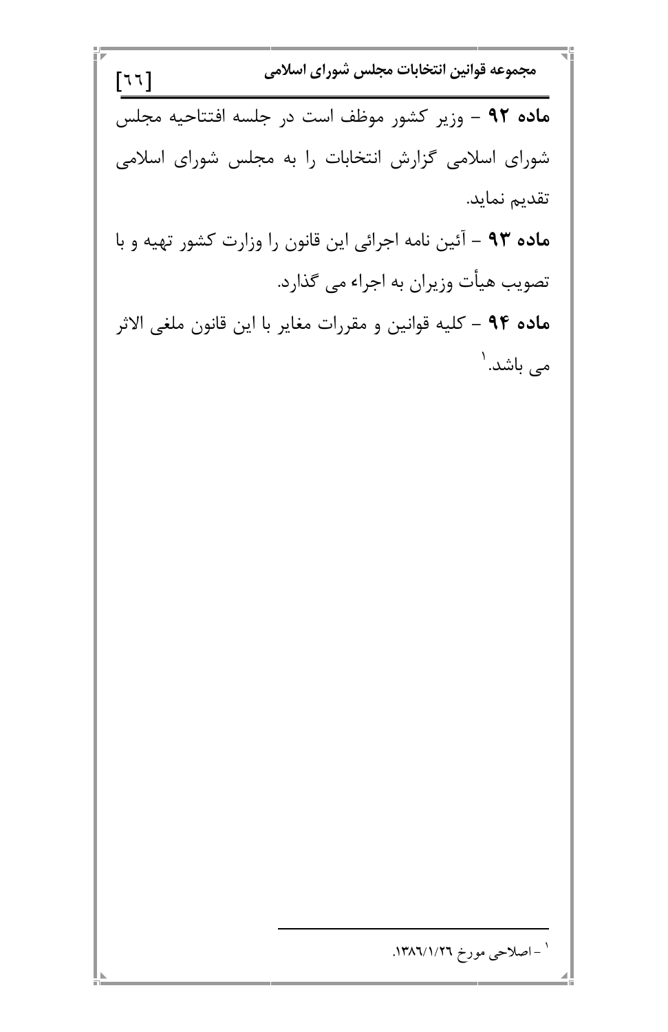**ماده ۹۲** – وزیر کشور موظف است در جلسه افتتاحیه مجلس شورای اسلامی گزارش انتخابات را به مجلس شورای اسلامی تقدیم نماید.

**ماده ۹۳** – آئین نامه اجرائی این قانون را وزارت کشور تهیه و با تصویب هیأت وزیران به اجراء می گذارد.

**ماده ۹۴** – کلیه قوانین و مقررات مغایر با این قانون ملغی الاثر می باشد.[۱]

---

[۱] – اصلاحی مورخ ۱۳۸٦/۱/۲٦.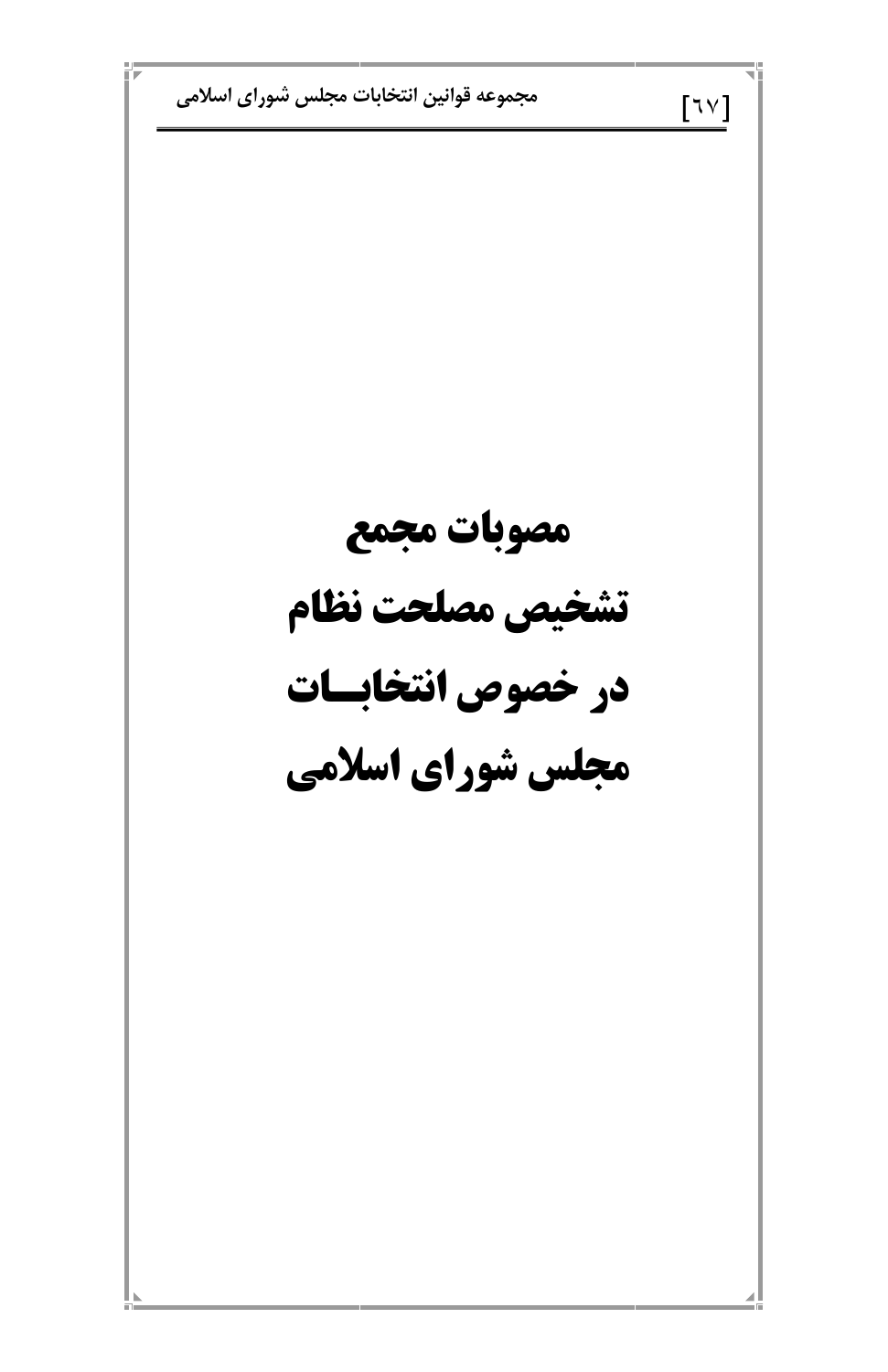# مصوبات مجمع تشخیص مصلحت نظام در خصوص انتخابات مجلس شورای اسلامی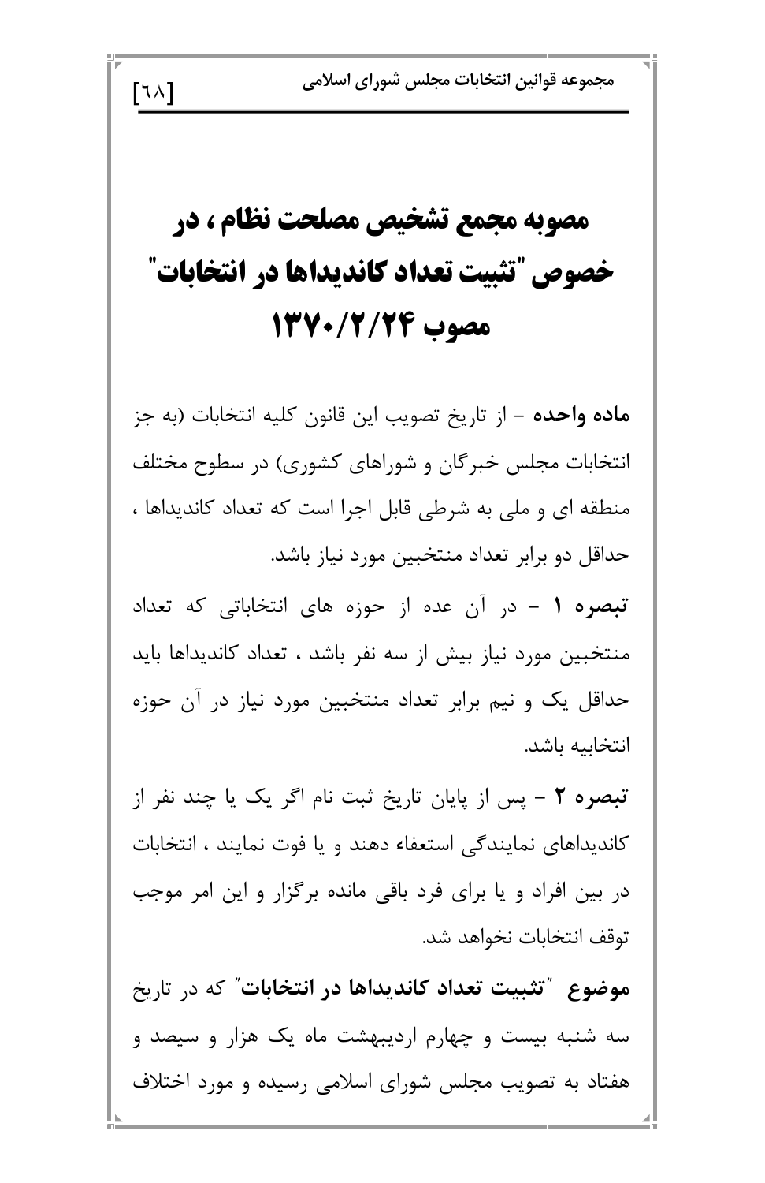# مصوبه مجمع تشخیص مصلحت نظام ، در خصوص "تثبیت تعداد کاندیداها در انتخابات" مصوب ۱۳۷۰/۲/۲۴

**ماده واحده** – از تاریخ تصویب این قانون کلیه انتخابات (به جز انتخابات مجلس خبرگان و شوراهای کشوری) در سطوح مختلف منطقه ای و ملی به شرطی قابل اجرا است که تعداد کاندیداها ، حداقل دو برابر تعداد منتخبین مورد نیاز باشد.

**تبصره ۱** – در آن عده از حوزه های انتخاباتی که تعداد منتخبین مورد نیاز بیش از سه نفر باشد ، تعداد کاندیداها باید حداقل یک و نیم برابر تعداد منتخبین مورد نیاز در آن حوزه انتخابیه باشد.

**تبصره ۲** – پس از پایان تاریخ ثبت نام اگر یک یا چند نفر از کاندیداهای نمایندگی استعفاء دهند و یا فوت نمایند ، انتخابات در بین افراد و یا برای فرد باقی مانده برگزار و این امر موجب توقف انتخابات نخواهد شد.

**موضوع "تثبیت تعداد کاندیداها در انتخابات"** که در تاریخ سه شنبه بیست و چهارم اردیبهشت ماه یک هزار و سیصد و هفتاد به تصویب مجلس شورای اسلامی رسیده و مورد اختلاف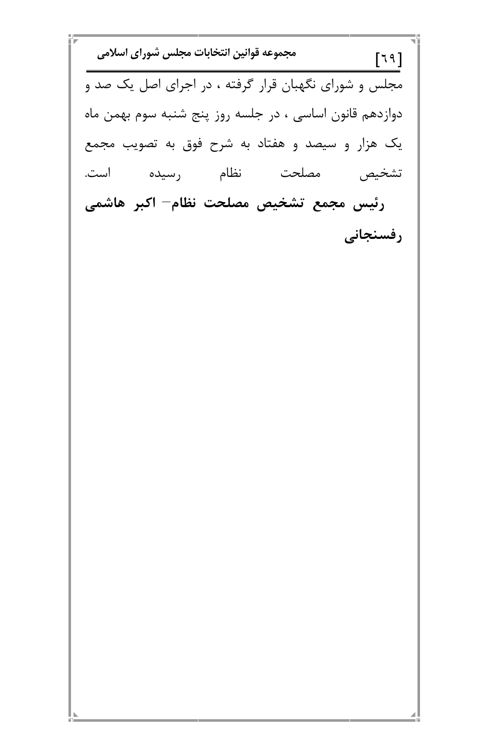مجلس و شورای نگهبان قرار گرفته ، در اجرای اصل یک صد و دوازدهم قانون اساسی ، در جلسه روز پنج شنبه سوم بهمن ماه یک هزار و سیصد و هفتاد به شرح فوق به تصویب مجمع تشخیص مصلحت نظام رسیده است.

**رئیس مجمع تشخیص مصلحت نظام– اکبر هاشمی رفسنجانی**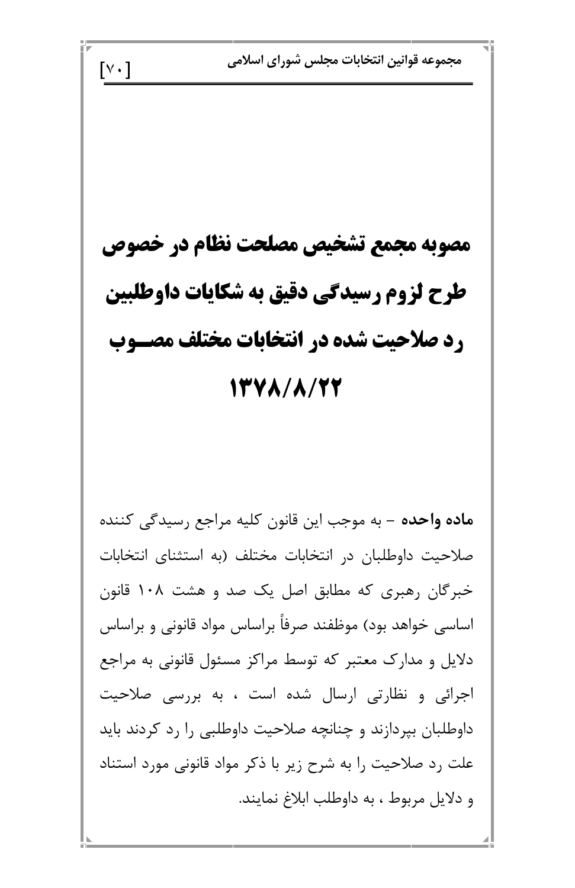# مصوبه مجمع تشخیص مصلحت نظام در خصوص طرح لزوم رسیدگی دقیق به شکایات داوطلبین رد صلاحیت شده در انتخابات مختلف مصــوب ۱۳۷۸/۸/۲۲

**ماده واحده** – به موجب این قانون کلیه مراجع رسیدگی کننده صلاحیت داوطلبان در انتخابات مختلف (به استثنای انتخابات خبرگان رهبری که مطابق اصل یک صد و هشت ۱۰۸ قانون اساسی خواهد بود) موظفند صرفاً براساس مواد قانونی و براساس دلایل و مدارک معتبر که توسط مراکز مسئول قانونی به مراجع اجرائی و نظارتی ارسال شده است ، به بررسی صلاحیت داوطلبان بپردازند و چنانچه صلاحیت داوطلبی را رد کردند باید علت رد صلاحیت را به شرح زیر با ذکر مواد قانونی مورد استناد و دلایل مربوط ، به داوطلب ابلاغ نمایند.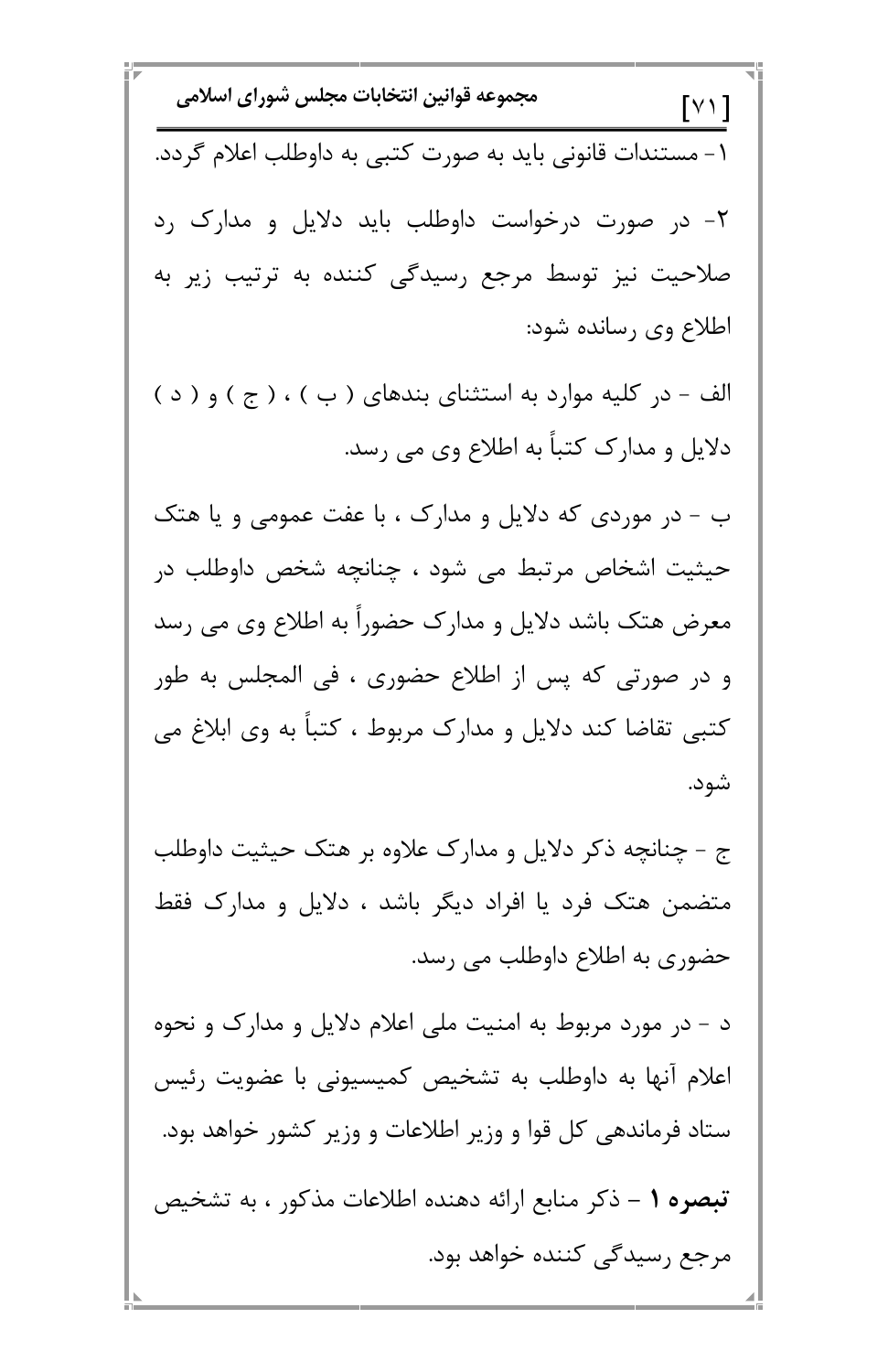۱- مستندات قانونی باید به صورت کتبی به داوطلب اعلام گردد.

۲- در صورت درخواست داوطلب باید دلایل و مدارک رد صلاحیت نیز توسط مرجع رسیدگی کننده به ترتیب زیر به اطلاع وی رسانده شود:

الف - در کلیه موارد به استثنای بندهای ( ب ) ، ( ج ) و ( د ) دلایل و مدارک کتباً به اطلاع وی می رسد.

ب - در موردی که دلایل و مدارک ، با عفت عمومی و یا هتک حیثیت اشخاص مرتبط می شود ، چنانچه شخص داوطلب در معرض هتک باشد دلایل و مدارک حضوراً به اطلاع وی می رسد و در صورتی که پس از اطلاع حضوری ، فی المجلس به طور کتبی تقاضا کند دلایل و مدارک مربوط ، کتباً به وی ابلاغ می شود.

ج - چنانچه ذکر دلایل و مدارک علاوه بر هتک حیثیت داوطلب متضمن هتک فرد یا افراد دیگر باشد ، دلایل و مدارک فقط حضوری به اطلاع داوطلب می رسد.

د - در مورد مربوط به امنیت ملی اعلام دلایل و مدارک و نحوه اعلام آنها به داوطلب به تشخیص کمیسیونی با عضویت رئیس ستاد فرماندهی کل قوا و وزیر اطلاعات و وزیر کشور خواهد بود.

**تبصره ۱** – ذکر منابع ارائه دهنده اطلاعات مذکور ، به تشخیص مرجع رسیدگی کننده خواهد بود.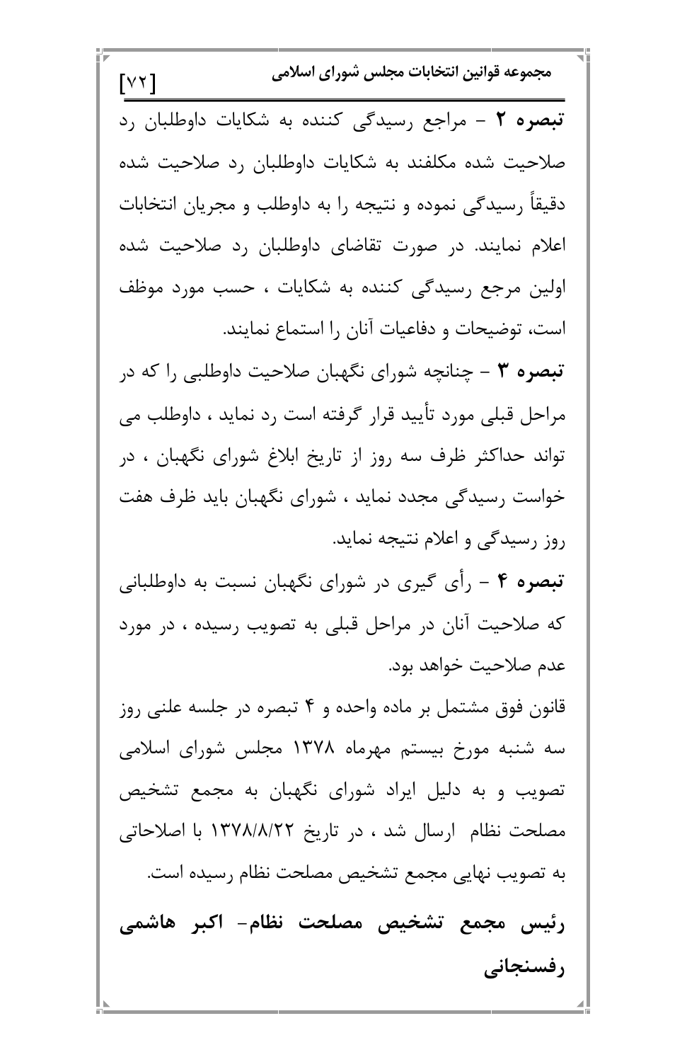**تبصره ۲** – مراجع رسیدگی کننده به شکایات داوطلبان رد صلاحیت شده مکلفند به شکایات داوطلبان رد صلاحیت شده دقیقاً رسیدگی نموده و نتیجه را به داوطلب و مجریان انتخابات اعلام نمایند. در صورت تقاضای داوطلبان رد صلاحیت شده اولین مرجع رسیدگی کننده به شکایات ، حسب مورد موظف است، توضیحات و دفاعیات آنان را استماع نمایند.

**تبصره ۳** – چنانچه شورای نگهبان صلاحیت داوطلبی را که در مراحل قبلی مورد تأیید قرار گرفته است رد نماید ، داوطلب می تواند حداکثر ظرف سه روز از تاریخ ابلاغ شورای نگهبان ، در خواست رسیدگی مجدد نماید ، شورای نگهبان باید ظرف هفت روز رسیدگی و اعلام نتیجه نماید.

**تبصره ۴** – رأی گیری در شورای نگهبان نسبت به داوطلبانی که صلاحیت آنان در مراحل قبلی به تصویب رسیده ، در مورد عدم صلاحیت خواهد بود.

قانون فوق مشتمل بر ماده واحده و ۴ تبصره در جلسه علنی روز سه شنبه مورخ بیستم مهرماه ۱۳۷۸ مجلس شورای اسلامی تصویب و به دلیل ایراد شورای نگهبان به مجمع تشخیص مصلحت نظام ارسال شد ، در تاریخ ۱۳۷۸/۸/۲۲ با اصلاحاتی به تصویب نهایی مجمع تشخیص مصلحت نظام رسیده است.

**رئیس مجمع تشخیص مصلحت نظام- اکبر هاشمی رفسنجانی**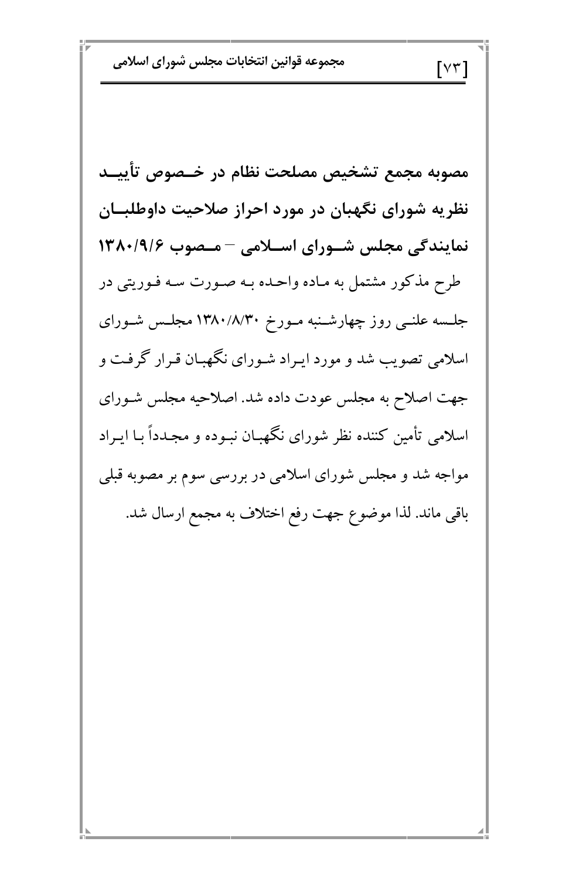## مصوبه مجمع تشخیص مصلحت نظام در خصوص تأیید نظریه شورای نگهبان در مورد احراز صلاحیت داوطلبان نمایندگی مجلس شورای اسلامی – مصوب ۱۳۸۰/۹/۶

طرح مذکور مشتمل به ماده واحده به صورت سه فوریتی در جلسه علنی روز چهارشنبه مورخ ۱۳۸۰/۸/۳۰ مجلس شورای اسلامی تصویب شد و مورد ایراد شورای نگهبان قرار گرفت و جهت اصلاح به مجلس عودت داده شد. اصلاحیه مجلس شورای اسلامی تأمین کننده نظر شورای نگهبان نبوده و مجدداً با ایراد مواجه شد و مجلس شورای اسلامی در بررسی سوم بر مصوبه قبلی باقی ماند. لذا موضوع جهت رفع اختلاف به مجمع ارسال شد.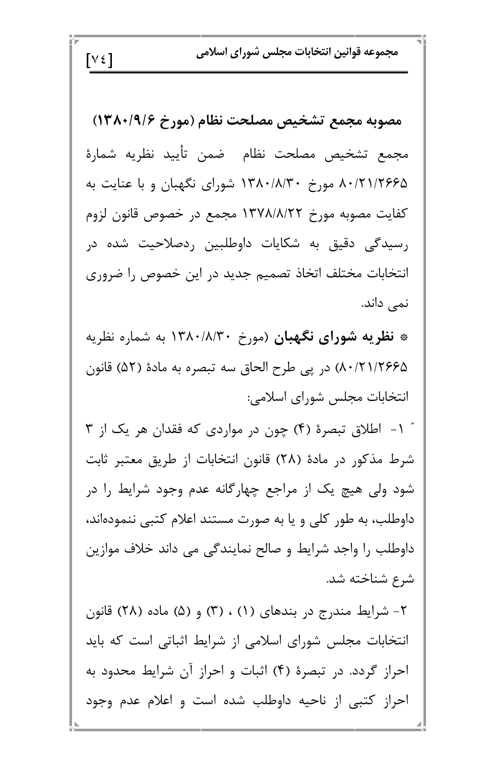## مصوبه مجمع تشخیص مصلحت نظام (مورخ ۱۳۸۰/۹/۶)

مجمع تشخیص مصلحت نظام ضمن تأیید نظریه شمارهٔ ۸۰/۲۱/۲۶۶۵ مورخ ۱۳۸۰/۸/۳۰ شورای نگهبان و با عنایت به کفایت مصوبه مورخ ۱۳۷۸/۸/۲۲ مجمع در خصوص قانون لزوم رسیدگی دقیق به شکایات داوطلبین ردصلاحیت شده در انتخابات مختلف اتخاذ تصمیم جدید در این خصوص را ضروری نمی داند.

* **نظریه شورای نگهبان** (مورخ ۱۳۸۰/۸/۳۰ به شماره نظریه ۸۰/۲۱/۲۶۶۵) در پی طرح الحاق سه تبصره به مادهٔ (۵۲) قانون انتخابات مجلس شورای اسلامی:

" ۱- اطلاق تبصرهٔ (۴) چون در مواردی که فقدان هر یک از ۳ شرط مذکور در مادهٔ (۲۸) قانون انتخابات از طریق معتبر ثابت شود ولی هیچ یک از مراجع چهارگانه عدم وجود شرایط را در داوطلب، به طور کلی و یا به صورت مستند اعلام کتبی ننموده‌اند، داوطلب را واجد شرایط و صالح نمایندگی می داند خلاف موازین شرع شناخته شد.

۲- شرایط مندرج در بندهای (۱) ، (۳) و (۵) ماده (۲۸) قانون انتخابات مجلس شورای اسلامی از شرایط اثباتی است که باید احراز گردد. در تبصرهٔ (۴) اثبات و احراز آن شرایط محدود به احراز کتبی از ناحیه داوطلب شده است و اعلام عدم وجود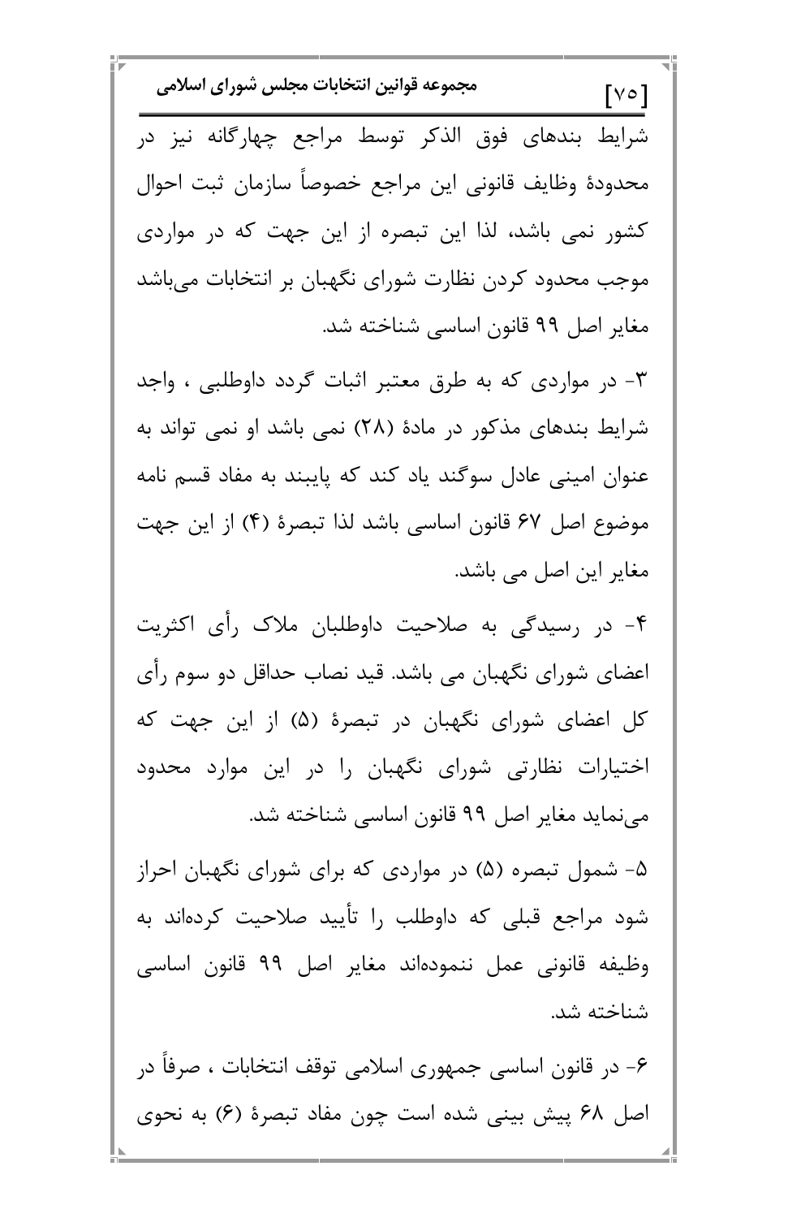شرایط بندهای فوق الذکر توسط مراجع چهارگانه نیز در محدودهٔ وظایف قانونی این مراجع خصوصاً سازمان ثبت احوال کشور نمی باشد، لذا این تبصره از این جهت که در مواردی موجب محدود کردن نظارت شورای نگهبان بر انتخابات می‌باشد مغایر اصل ۹۹ قانون اساسی شناخته شد.

۳- در مواردی که به طرق معتبر اثبات گردد داوطلبی ، واجد شرایط بندهای مذکور در مادهٔ (۲۸) نمی باشد او نمی تواند به عنوان امینی عادل سوگند یاد کند که پایبند به مفاد قسم نامه موضوع اصل ۶۷ قانون اساسی باشد لذا تبصرهٔ (۴) از این جهت مغایر این اصل می باشد.

۴- در رسیدگی به صلاحیت داوطلبان ملاک رأی اکثریت اعضای شورای نگهبان می باشد. قید نصاب حداقل دو سوم رأی کل اعضای شورای نگهبان در تبصرهٔ (۵) از این جهت که اختیارات نظارتی شورای نگهبان را در این موارد محدود می‌نماید مغایر اصل ۹۹ قانون اساسی شناخته شد.

۵- شمول تبصره (۵) در مواردی که برای شورای نگهبان احراز شود مراجع قبلی که داوطلب را تأیید صلاحیت کرده‌اند به وظیفه قانونی عمل ننموده‌اند مغایر اصل ۹۹ قانون اساسی شناخته شد.

۶- در قانون اساسی جمهوری اسلامی توقف انتخابات ، صرفاً در اصل ۶۸ پیش بینی شده است چون مفاد تبصرهٔ (۶) به نحوی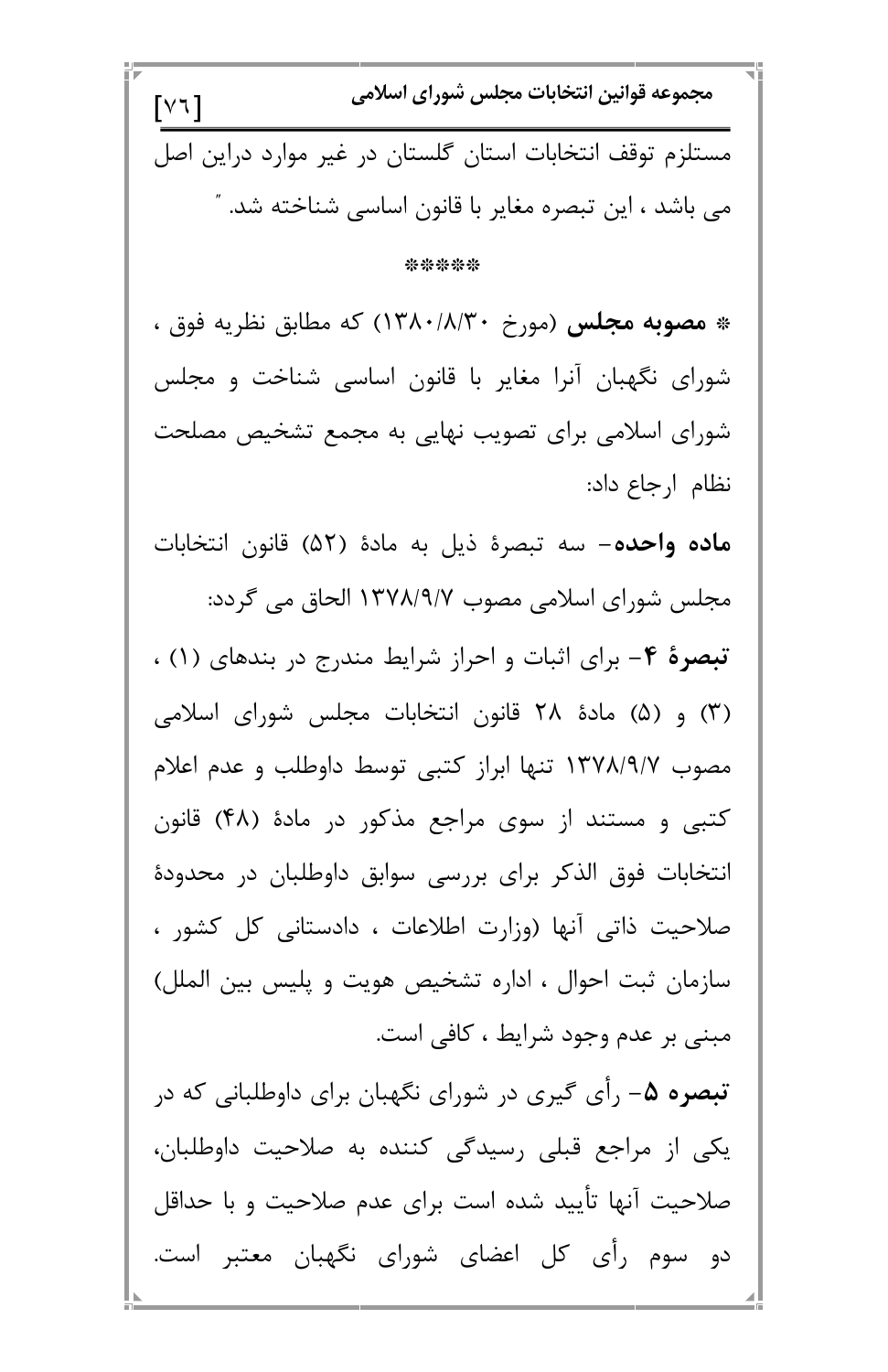مستلزم توقف انتخابات استان گلستان در غیر موارد دراین اصل می باشد ، این تبصره مغایر با قانون اساسی شناخته شد. ″

*****

* **مصوبه مجلس** (مورخ ۱۳۸۰/۸/۳۰) که مطابق نظریه فوق ، شورای نگهبان آنرا مغایر با قانون اساسی شناخت و مجلس شورای اسلامی برای تصویب نهایی به مجمع تشخیص مصلحت نظام ارجاع داد:

**ماده واحده**- سه تبصرهٔ ذیل به مادهٔ (۵۲) قانون انتخابات مجلس شورای اسلامی مصوب ۱۳۷۸/۹/۷ الحاق می گردد:

**تبصرهٔ ۴**- برای اثبات و احراز شرایط مندرج در بندهای (۱) ، (۳) و (۵) مادهٔ ۲۸ قانون انتخابات مجلس شورای اسلامی مصوب ۱۳۷۸/۹/۷ تنها ابراز کتبی توسط داوطلب و عدم اعلام کتبی و مستند از سوی مراجع مذکور در مادهٔ (۴۸) قانون انتخابات فوق الذکر برای بررسی سوابق داوطلبان در محدودهٔ صلاحیت ذاتی آنها (وزارت اطلاعات ، دادستانی کل کشور ، سازمان ثبت احوال ، اداره تشخیص هویت و پلیس بین الملل) مبنی بر عدم وجود شرایط ، کافی است.

**تبصره ۵**- رأی گیری در شورای نگهبان برای داوطلبانی که در یکی از مراجع قبلی رسیدگی کننده به صلاحیت داوطلبان، صلاحیت آنها تأیید شده است برای عدم صلاحیت و با حداقل دو سوم رأی کل اعضای شورای نگهبان معتبر است.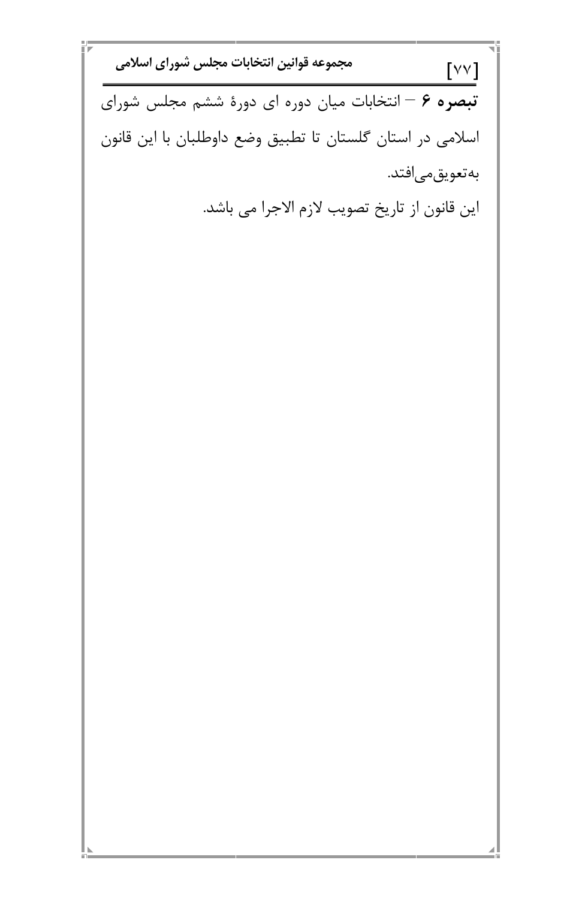**تبصره ۶** – انتخابات میان دوره ای دورهٔ ششم مجلس شورای اسلامی در استان گلستان تا تطبیق وضع داوطلبان با این قانون به‌تعویق‌می‌افتد.

این قانون از تاریخ تصویب لازم الاجرا می باشد.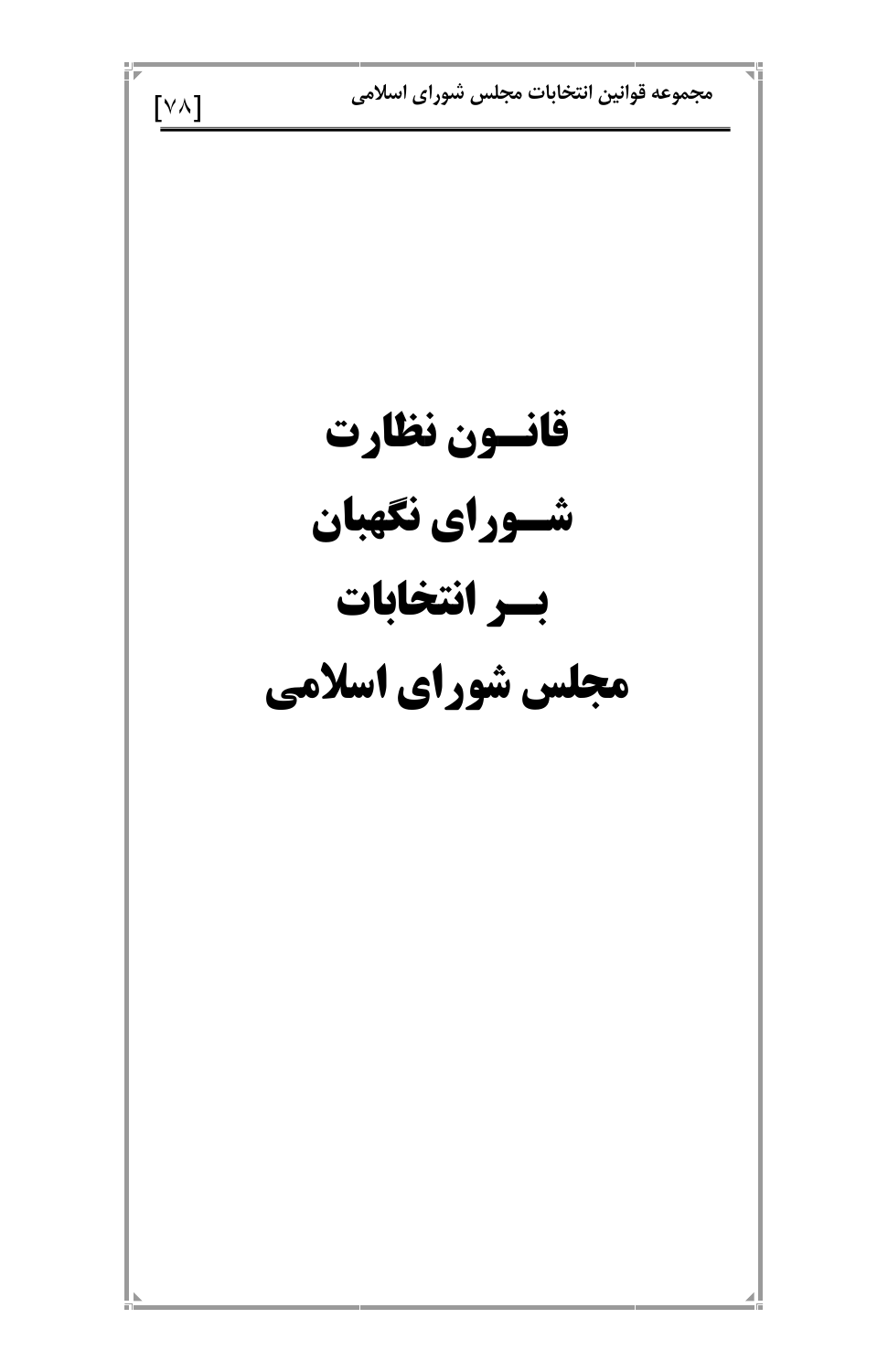# قانون نظارت شورای نگهبان بر انتخابات مجلس شورای اسلامی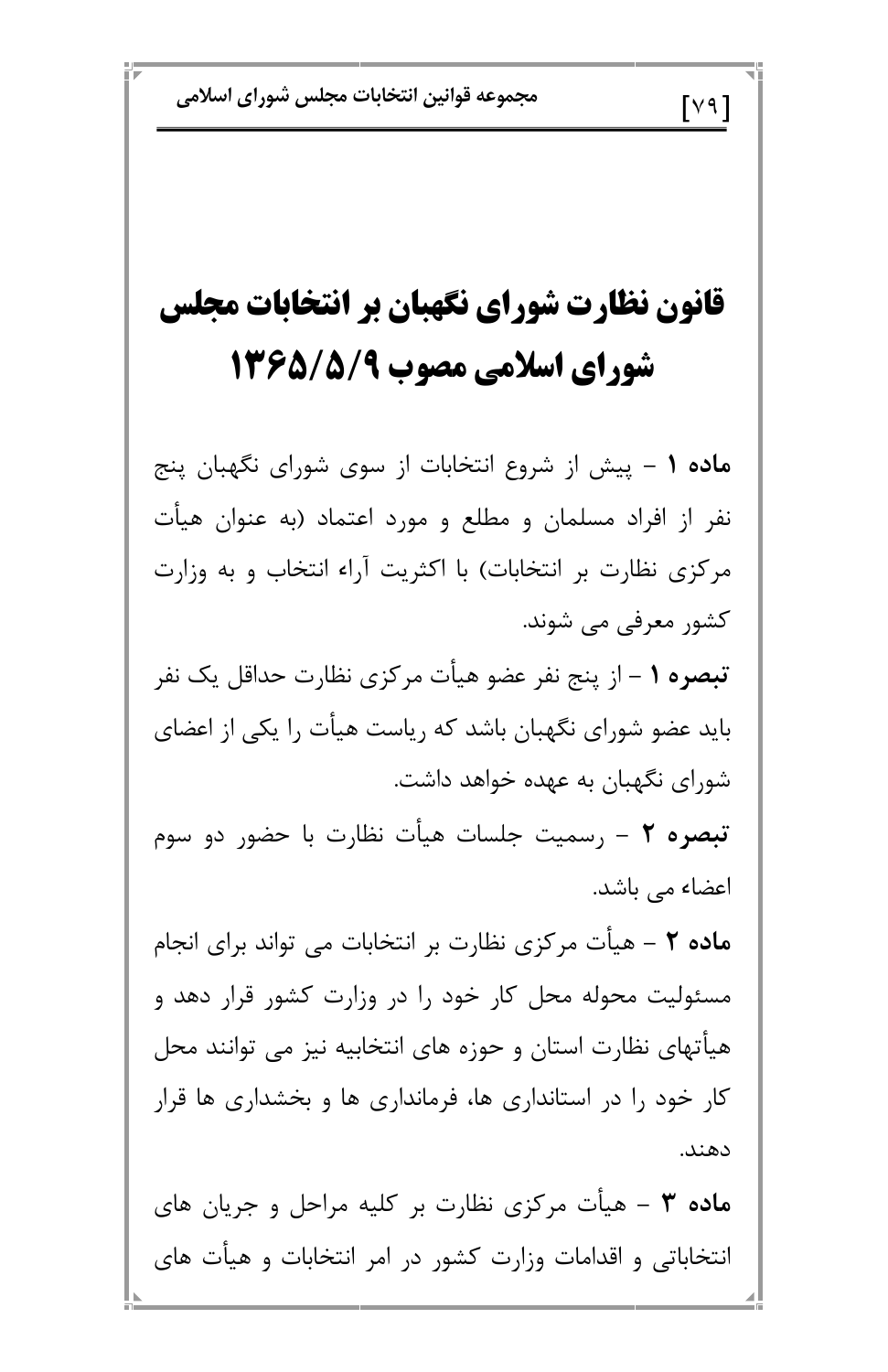# قانون نظارت شورای نگهبان بر انتخابات مجلس شورای اسلامی مصوب ۱۳۶۵/۵/۹

**ماده ۱** – پیش از شروع انتخابات از سوی شورای نگهبان پنج نفر از افراد مسلمان و مطلع و مورد اعتماد (به عنوان هیأت مرکزی نظارت بر انتخابات) با اکثریت آراء انتخاب و به وزارت کشور معرفی می شوند.

**تبصره ۱** – از پنج نفر عضو هیأت مرکزی نظارت حداقل یک نفر باید عضو شورای نگهبان باشد که ریاست هیأت را یکی از اعضای شورای نگهبان به عهده خواهد داشت.

**تبصره ۲** – رسمیت جلسات هیأت نظارت با حضور دو سوم اعضاء می باشد.

**ماده ۲** – هیأت مرکزی نظارت بر انتخابات می تواند برای انجام مسئولیت محوله محل کار خود را در وزارت کشور قرار دهد و هیأتهای نظارت استان و حوزه های انتخابیه نیز می توانند محل کار خود را در استانداری ها، فرمانداری ها و بخشداری ها قرار دهند.

**ماده ۳** – هیأت مرکزی نظارت بر کلیه مراحل و جریان های انتخاباتی و اقدامات وزارت کشور در امر انتخابات و هیأت های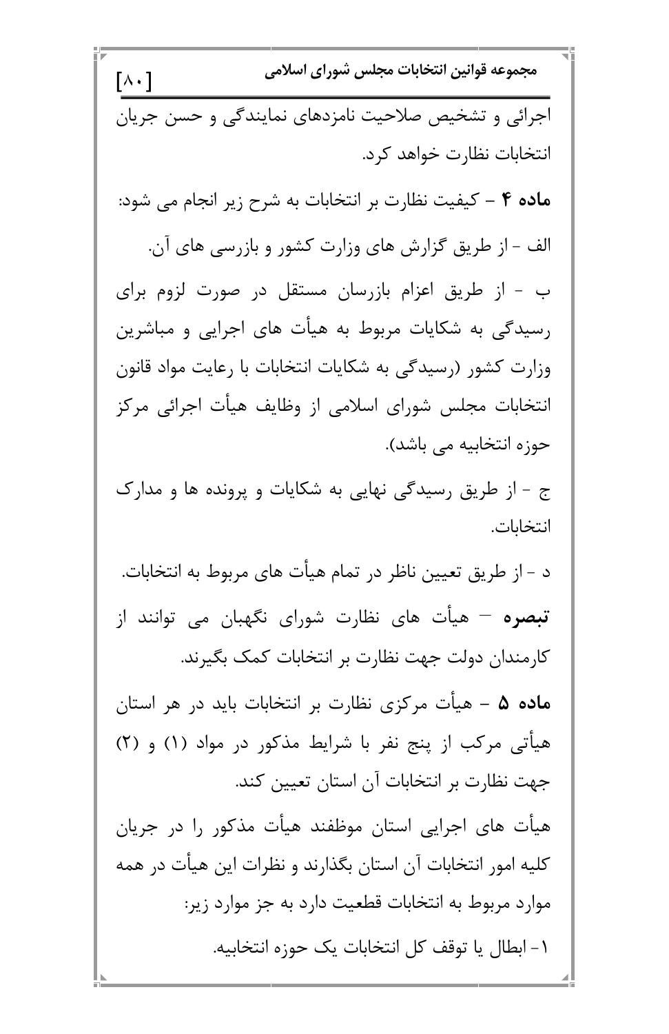اجرائی و تشخیص صلاحیت نامزدهای نمایندگی و حسن جریان انتخابات نظارت خواهد کرد.

**ماده ۴** – کیفیت نظارت بر انتخابات به شرح زیر انجام می شود:

الف – از طریق گزارش های وزارت کشور و بازرسی های آن.

ب – از طریق اعزام بازرسان مستقل در صورت لزوم برای رسیدگی به شکایات مربوط به هیأت های اجرایی و مباشرین وزارت کشور (رسیدگی به شکایات انتخابات با رعایت مواد قانون انتخابات مجلس شورای اسلامی از وظایف هیأت اجرائی مرکز حوزه انتخابیه می باشد).

ج – از طریق رسیدگی نهایی به شکایات و پرونده ها و مدارک انتخابات.

د – از طریق تعیین ناظر در تمام هیأت های مربوط به انتخابات.

**تبصره** – هیأت های نظارت شورای نگهبان می توانند از کارمندان دولت جهت نظارت بر انتخابات کمک بگیرند.

**ماده ۵** – هیأت مرکزی نظارت بر انتخابات باید در هر استان هیأتی مرکب از پنج نفر با شرایط مذکور در مواد (۱) و (۲) جهت نظارت بر انتخابات آن استان تعیین کند.

هیأت های اجرایی استان موظفند هیأت مذکور را در جریان کلیه امور انتخابات آن استان بگذارند و نظرات این هیأت در همه موارد مربوط به انتخابات قطعیت دارد به جز موارد زیر:

۱- ابطال یا توقف کل انتخابات یک حوزه انتخابیه.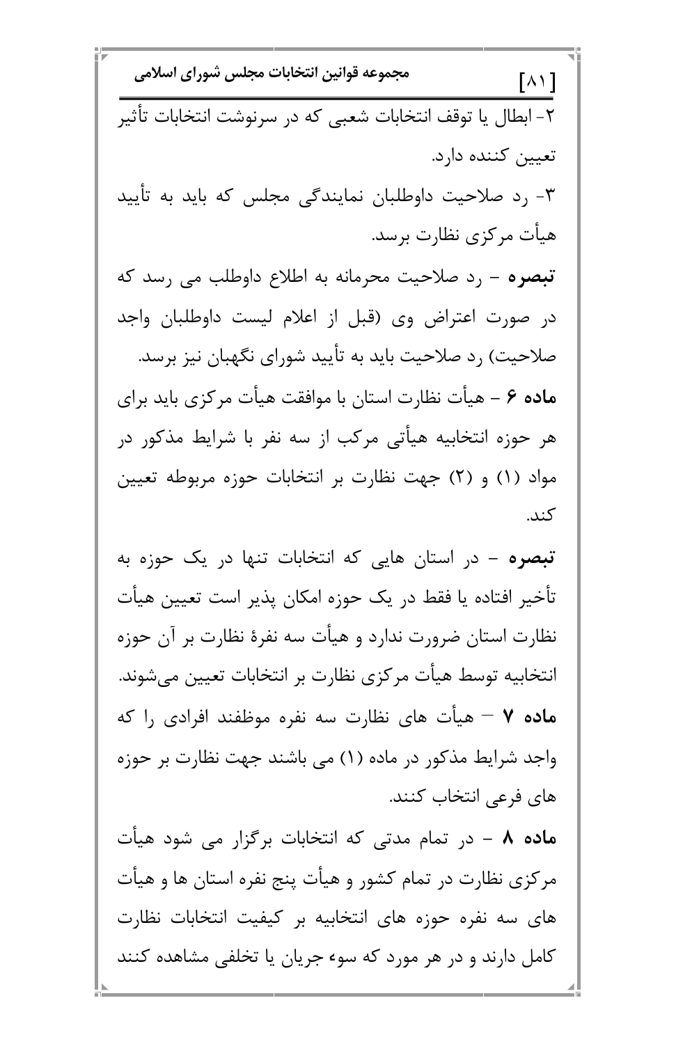۲- ابطال یا توقف انتخابات شعبی که در سرنوشت انتخابات تأثیر تعیین کننده دارد.

۳- رد صلاحیت داوطلبان نمایندگی مجلس که باید به تأیید هیأت مرکزی نظارت برسد.

**تبصره** – رد صلاحیت محرمانه به اطلاع داوطلب می رسد که در صورت اعتراض وی (قبل از اعلام لیست داوطلبان واجد صلاحیت) رد صلاحیت باید به تأیید شورای نگهبان نیز برسد.

**ماده ۶** – هیأت نظارت استان با موافقت هیأت مرکزی باید برای هر حوزه انتخابیه هیأتی مرکب از سه نفر با شرایط مذکور در مواد (۱) و (۲) جهت نظارت بر انتخابات حوزه مربوطه تعیین کند.

**تبصره** – در استان هایی که انتخابات تنها در یک حوزه به تأخیر افتاده یا فقط در یک حوزه امکان پذیر است تعیین هیأت نظارت استان ضرورت ندارد و هیأت سه نفرهٔ نظارت بر آن حوزه انتخابیه توسط هیأت مرکزی نظارت بر انتخابات تعیین می‌شوند.

**ماده ۷** – هیأت های نظارت سه نفره موظفند افرادی را که واجد شرایط مذکور در ماده (۱) می باشند جهت نظارت بر حوزه های فرعی انتخاب کنند.

**ماده ۸** – در تمام مدتی که انتخابات برگزار می شود هیأت مرکزی نظارت در تمام کشور و هیأت پنج نفره استان ها و هیأت های سه نفره حوزه های انتخابیه بر کیفیت انتخابات نظارت کامل دارند و در هر مورد که سوء جریان یا تخلفی مشاهده کنند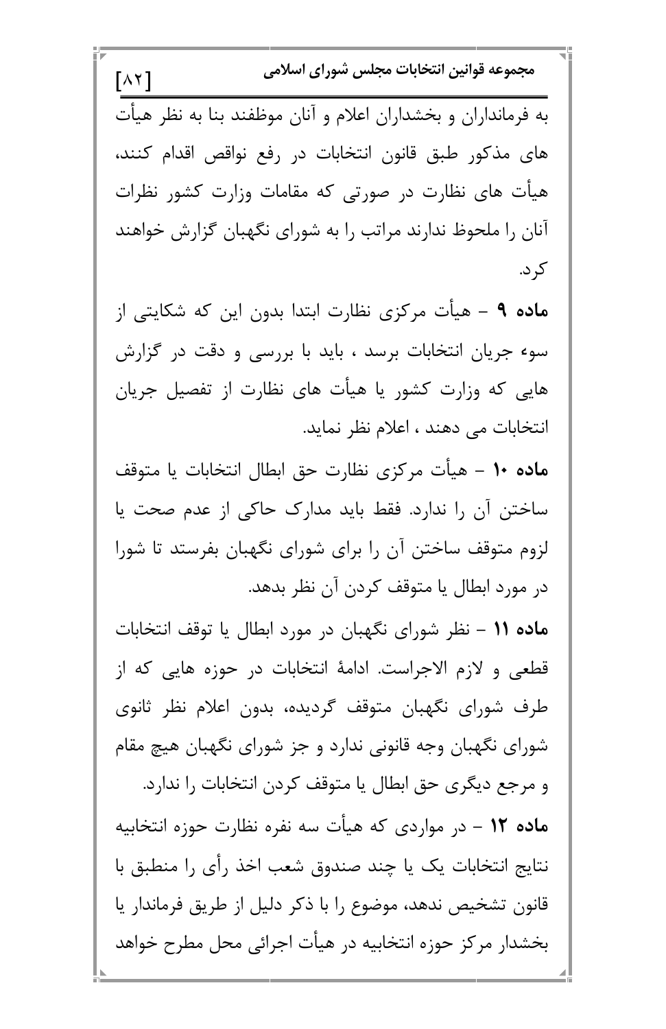به فرمانداران و بخشداران اعلام و آنان موظفند بنا به نظر هیأت های مذکور طبق قانون انتخابات در رفع نواقص اقدام کنند، هیأت های نظارت در صورتی که مقامات وزارت کشور نظرات آنان را ملحوظ ندارند مراتب را به شورای نگهبان گزارش خواهند کرد.

**ماده ۹** – هیأت مرکزی نظارت ابتدا بدون این که شکایتی از سوء جریان انتخابات برسد ، باید با بررسی و دقت در گزارش هایی که وزارت کشور یا هیأت های نظارت از تفصیل جریان انتخابات می دهند ، اعلام نظر نماید.

**ماده ۱۰** – هیأت مرکزی نظارت حق ابطال انتخابات یا متوقف ساختن آن را ندارد. فقط باید مدارک حاکی از عدم صحت یا لزوم متوقف ساختن آن را برای شورای نگهبان بفرستد تا شورا در مورد ابطال یا متوقف کردن آن نظر بدهد.

**ماده ۱۱** – نظر شورای نگهبان در مورد ابطال یا توقف انتخابات قطعی و لازم الاجراست. ادامهٔ انتخابات در حوزه هایی که از طرف شورای نگهبان متوقف گردیده، بدون اعلام نظر ثانوی شورای نگهبان وجه قانونی ندارد و جز شورای نگهبان هیچ مقام و مرجع دیگری حق ابطال یا متوقف کردن انتخابات را ندارد.

**ماده ۱۲** – در مواردی که هیأت سه نفره نظارت حوزه انتخابیه نتایج انتخابات یک یا چند صندوق شعب اخذ رأی را منطبق با قانون تشخیص ندهد، موضوع را با ذکر دلیل از طریق فرماندار یا بخشدار مرکز حوزه انتخابیه در هیأت اجرائی محل مطرح خواهد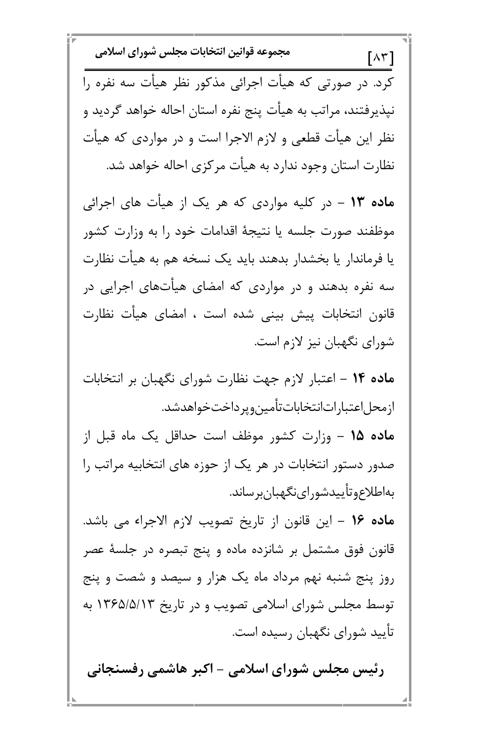کرد. در صورتی که هیأت اجرائی مذکور نظر هیأت سه نفره را نپذیرفتند، مراتب به هیأت پنج نفره استان احاله خواهد گردید و نظر این هیأت قطعی و لازم الاجرا است و در مواردی که هیأت نظارت استان وجود ندارد به هیأت مرکزی احاله خواهد شد.

**ماده ۱۳** – در کلیه مواردی که هر یک از هیأت های اجرائی موظفند صورت جلسه یا نتیجهٔ اقدامات خود را به وزارت کشور یا فرماندار یا بخشدار بدهند باید یک نسخه هم به هیأت نظارت سه نفره بدهند و در مواردی که امضای هیأت‌های اجرایی در قانون انتخابات پیش بینی شده است ، امضای هیأت نظارت شورای نگهبان نیز لازم است.

**ماده ۱۴** – اعتبار لازم جهت نظارت شورای نگهبان بر انتخابات ازمحل‌اعتبارات‌انتخابات‌تأمین‌وپرداخت‌خواهدشد.

**ماده ۱۵** – وزارت کشور موظف است حداقل یک ماه قبل از صدور دستور انتخابات در هر یک از حوزه های انتخابیه مراتب را به‌اطلاع‌وتأییدشورای‌نگهبان‌برساند.

**ماده ۱۶** – این قانون از تاریخ تصویب لازم الاجراء می باشد.

قانون فوق مشتمل بر شانزده ماده و پنج تبصره در جلسهٔ عصر روز پنج شنبه نهم مرداد ماه یک هزار و سیصد و شصت و پنج توسط مجلس شورای اسلامی تصویب و در تاریخ ۱۳۶۵/۵/۱۳ به تأیید شورای نگهبان رسیده است.

**رئیس مجلس شورای اسلامی – اکبر هاشمی رفسنجانی**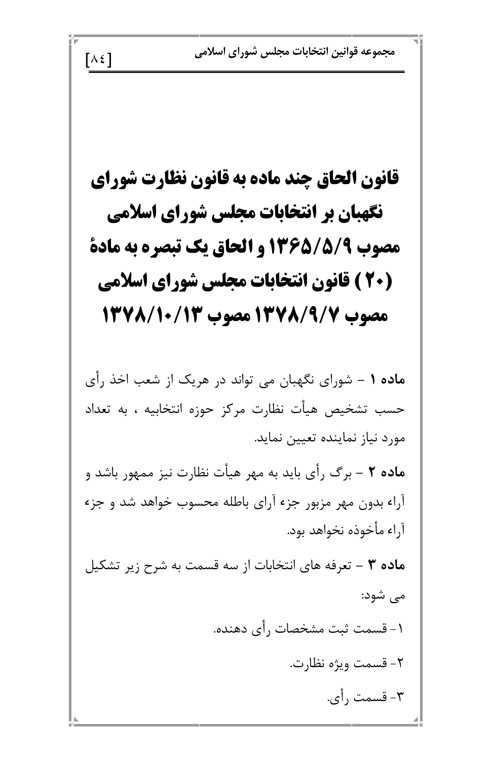# قانون الحاق چند ماده به قانون نظارت شورای نگهبان بر انتخابات مجلس شورای اسلامی مصوب ۱۳۶۵/۵/۹ و الحاق یک تبصره به مادهٔ (۲۰) قانون انتخابات مجلس شورای اسلامی مصوب ۱۳۷۸/۹/۷ مصوب ۱۳۷۸/۱۰/۱۳

**ماده ۱** – شورای نگهبان می تواند در هریک از شعب اخذ رأی حسب تشخیص هیأت نظارت مرکز حوزه انتخابیه ، به تعداد مورد نیاز نماینده تعیین نماید.

**ماده ۲** – برگ رأی باید به مهر هیأت نظارت نیز ممهور باشد و آراء بدون مهر مزبور جزء آرای باطله محسوب خواهد شد و جزء آراء مأخوذه نخواهد بود.

**ماده ۳** – تعرفه های انتخابات از سه قسمت به شرح زیر تشکیل می شود:

۱- قسمت ثبت مشخصات رأی دهنده.

۲- قسمت ویژه نظارت.

۳- قسمت رأی.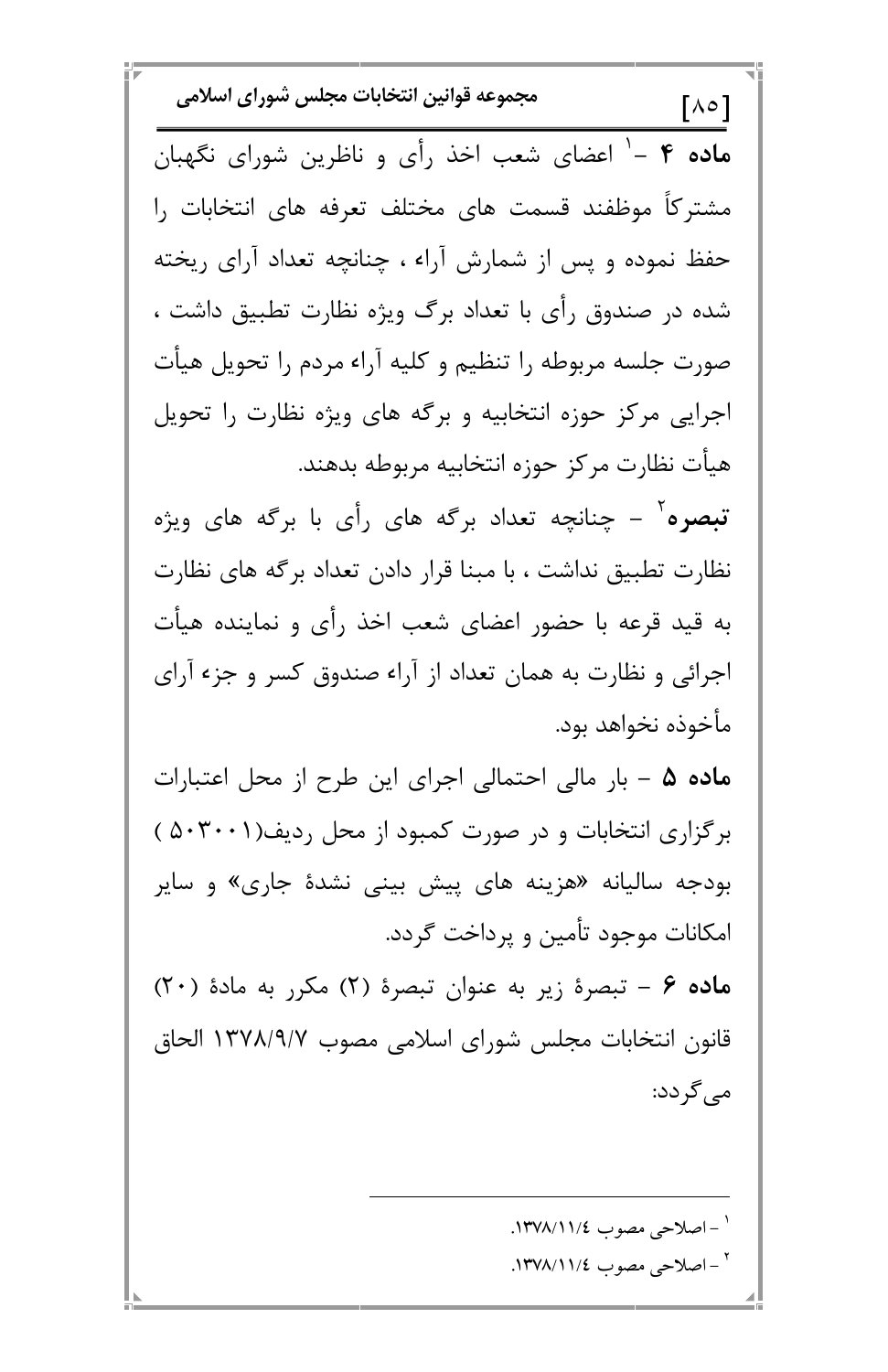**ماده ۴** –[1] اعضای شعب اخذ رأی و ناظرین شورای نگهبان مشترکاً موظفند قسمت های مختلف تعرفه های انتخابات را حفظ نموده و پس از شمارش آراء ، چنانچه تعداد آرای ریخته شده در صندوق رأی با تعداد برگ ویژه نظارت تطبیق داشت ، صورت جلسه مربوطه را تنظیم و کلیه آراء مردم را تحویل هیأت اجرایی مرکز حوزه انتخابیه و برگه های ویژه نظارت را تحویل هیأت نظارت مرکز حوزه انتخابیه مربوطه بدهند.

**تبصره**[2] – چنانچه تعداد برگه های رأی با برگه های ویژه نظارت تطبیق نداشت ، با مبنا قرار دادن تعداد برگه های نظارت به قید قرعه با حضور اعضای شعب اخذ رأی و نماینده هیأت اجرائی و نظارت به همان تعداد از آراء صندوق کسر و جزء آرای مأخوذه نخواهد بود.

**ماده ۵** – بار مالی احتمالی اجرای این طرح از محل اعتبارات برگزاری انتخابات و در صورت کمبود از محل ردیف(۵۰۳۰۰۱ ) بودجه سالیانه «هزینه های پیش بینی نشدۀ جاری» و سایر امکانات موجود تأمین و پرداخت گردد.

**ماده ۶** – تبصرۀ زیر به عنوان تبصرۀ (۲) مکرر به مادۀ (۲۰) قانون انتخابات مجلس شورای اسلامی مصوب ۱۳۷۸/۹/۷ الحاق می‌گردد:

---

[1] – اصلاحی مصوب ۱۳۷۸/۱۱/٤.

[2] – اصلاحی مصوب ۱۳۷۸/۱۱/٤.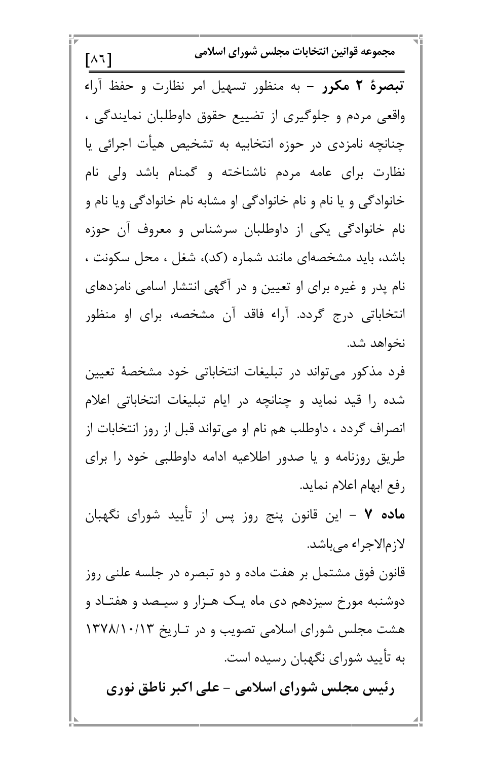**تبصرهٔ ۲ مکرر** – به منظور تسهیل امر نظارت و حفظ آراء واقعی مردم و جلوگیری از تضییع حقوق داوطلبان نمایندگی ، چنانچه نامزدی در حوزه انتخابیه به تشخیص هیأت اجرائی یا نظارت برای عامه مردم ناشناخته و گمنام باشد ولی نام خانوادگی و یا نام و نام خانوادگی او مشابه نام خانوادگی ویا نام و نام خانوادگی یکی از داوطلبان سرشناس و معروف آن حوزه باشد، باید مشخصه‌ای مانند شماره (کد)، شغل ، محل سکونت ، نام پدر و غیره برای او تعیین و در آگهی انتشار اسامی نامزدهای انتخاباتی درج گردد. آراء فاقد آن مشخصه، برای او منظور نخواهد شد.

فرد مذکور می‌تواند در تبلیغات انتخاباتی خود مشخصهٔ تعیین شده را قید نماید و چنانچه در ایام تبلیغات انتخاباتی اعلام انصراف گردد ، داوطلب هم نام او می‌تواند قبل از روز انتخابات از طریق روزنامه و یا صدور اطلاعیه ادامه داوطلبی خود را برای رفع ابهام اعلام نماید.

**ماده ۷** – این قانون پنج روز پس از تأیید شورای نگهبان لازم‌الاجراء می‌باشد.

قانون فوق مشتمل بر هفت ماده و دو تبصره در جلسه علنی روز دوشنبه مورخ سیزدهم دی ماه یک هزار و سیصد و هفتاد و هشت مجلس شورای اسلامی تصویب و در تاریخ ۱۳۷۸/۱۰/۱۳ به تأیید شورای نگهبان رسیده است.

**رئیس مجلس شورای اسلامی – علی اکبر ناطق نوری**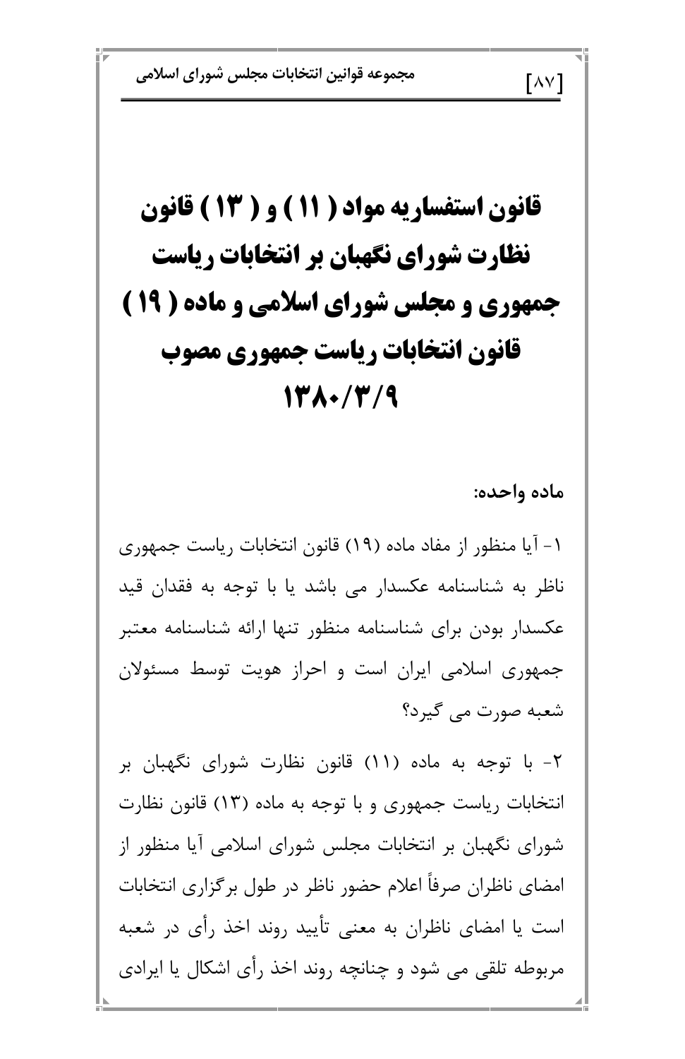# قانون استفساریه مواد ( ۱۱ ) و ( ۱۳ ) قانون نظارت شورای نگهبان بر انتخابات ریاست جمهوری و مجلس شورای اسلامی و ماده ( ۱۹ ) قانون انتخابات ریاست جمهوری مصوب ۱۳۸۰/۳/۹

**ماده واحده:**

۱- آیا منظور از مفاد ماده (۱۹) قانون انتخابات ریاست جمهوری ناظر به شناسنامه عکسدار می باشد یا با توجه به فقدان قید عکسدار بودن برای شناسنامه منظور تنها ارائه شناسنامه معتبر جمهوری اسلامی ایران است و احراز هویت توسط مسئولان شعبه صورت می گیرد؟

۲- با توجه به ماده (۱۱) قانون نظارت شورای نگهبان بر انتخابات ریاست جمهوری و با توجه به ماده (۱۳) قانون نظارت شورای نگهبان بر انتخابات مجلس شورای اسلامی آیا منظور از امضای ناظران صرفاً اعلام حضور ناظر در طول برگزاری انتخابات است یا امضای ناظران به معنی تأیید روند اخذ رأی در شعبه مربوطه تلقی می شود و چنانچه روند اخذ رأی اشکال یا ایرادی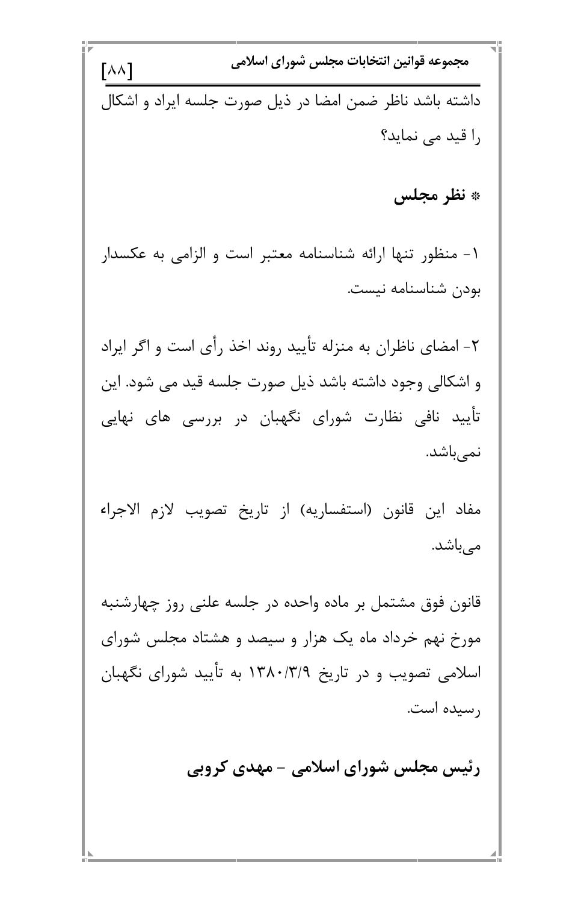داشته باشد ناظر ضمن امضا در ذیل صورت جلسه ایراد و اشکال را قید می نماید؟

**\* نظر مجلس**

۱- منظور تنها ارائه شناسنامه معتبر است و الزامی به عکسدار بودن شناسنامه نیست.

۲- امضای ناظران به منزله تأیید روند اخذ رأی است و اگر ایراد و اشکالی وجود داشته باشد ذیل صورت جلسه قید می شود. این تأیید نافی نظارت شورای نگهبان در بررسی های نهایی نمی‌باشد.

مفاد این قانون (استفساریه) از تاریخ تصویب لازم الاجراء می‌باشد.

قانون فوق مشتمل بر ماده واحده در جلسه علنی روز چهارشنبه مورخ نهم خرداد ماه یک هزار و سیصد و هشتاد مجلس شورای اسلامی تصویب و در تاریخ ۱۳۸۰/۳/۹ به تأیید شورای نگهبان رسیده است.

**رئیس مجلس شورای اسلامی – مهدی کروبی**